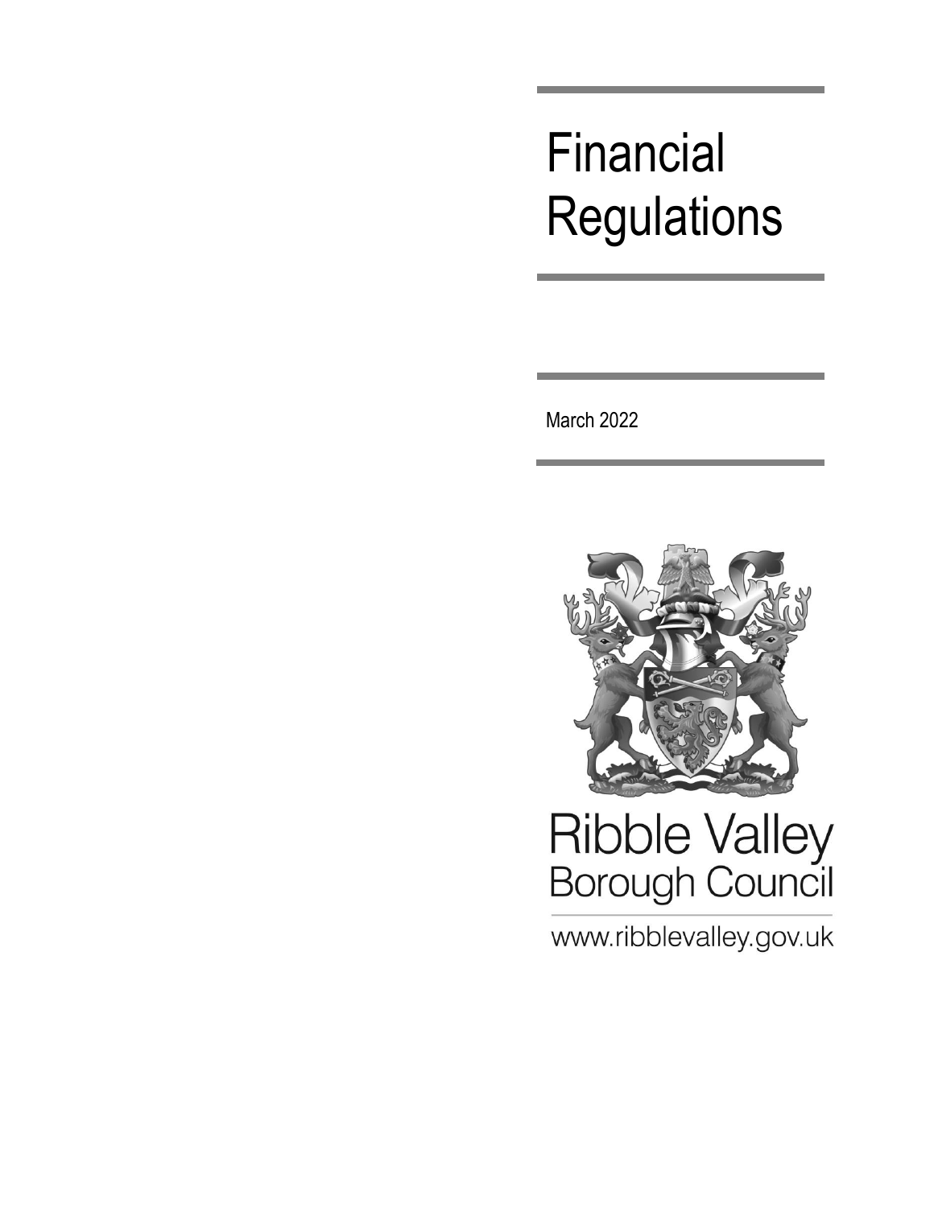# Financial Regulations

March 2022

Ribble Valley
Borough Council

www.ribblevalley.gov.uk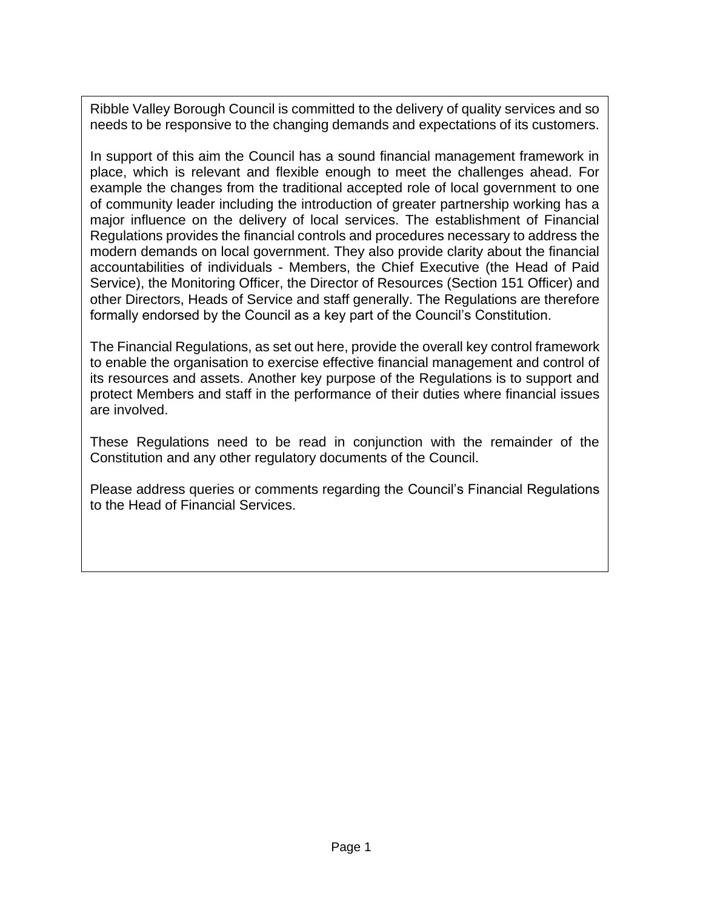Ribble Valley Borough Council is committed to the delivery of quality services and so needs to be responsive to the changing demands and expectations of its customers.

In support of this aim the Council has a sound financial management framework in place, which is relevant and flexible enough to meet the challenges ahead. For example the changes from the traditional accepted role of local government to one of community leader including the introduction of greater partnership working has a major influence on the delivery of local services. The establishment of Financial Regulations provides the financial controls and procedures necessary to address the modern demands on local government. They also provide clarity about the financial accountabilities of individuals - Members, the Chief Executive (the Head of Paid Service), the Monitoring Officer, the Director of Resources (Section 151 Officer) and other Directors, Heads of Service and staff generally. The Regulations are therefore formally endorsed by the Council as a key part of the Council's Constitution.

The Financial Regulations, as set out here, provide the overall key control framework to enable the organisation to exercise effective financial management and control of its resources and assets. Another key purpose of the Regulations is to support and protect Members and staff in the performance of their duties where financial issues are involved.

These Regulations need to be read in conjunction with the remainder of the Constitution and any other regulatory documents of the Council.

Please address queries or comments regarding the Council's Financial Regulations to the Head of Financial Services.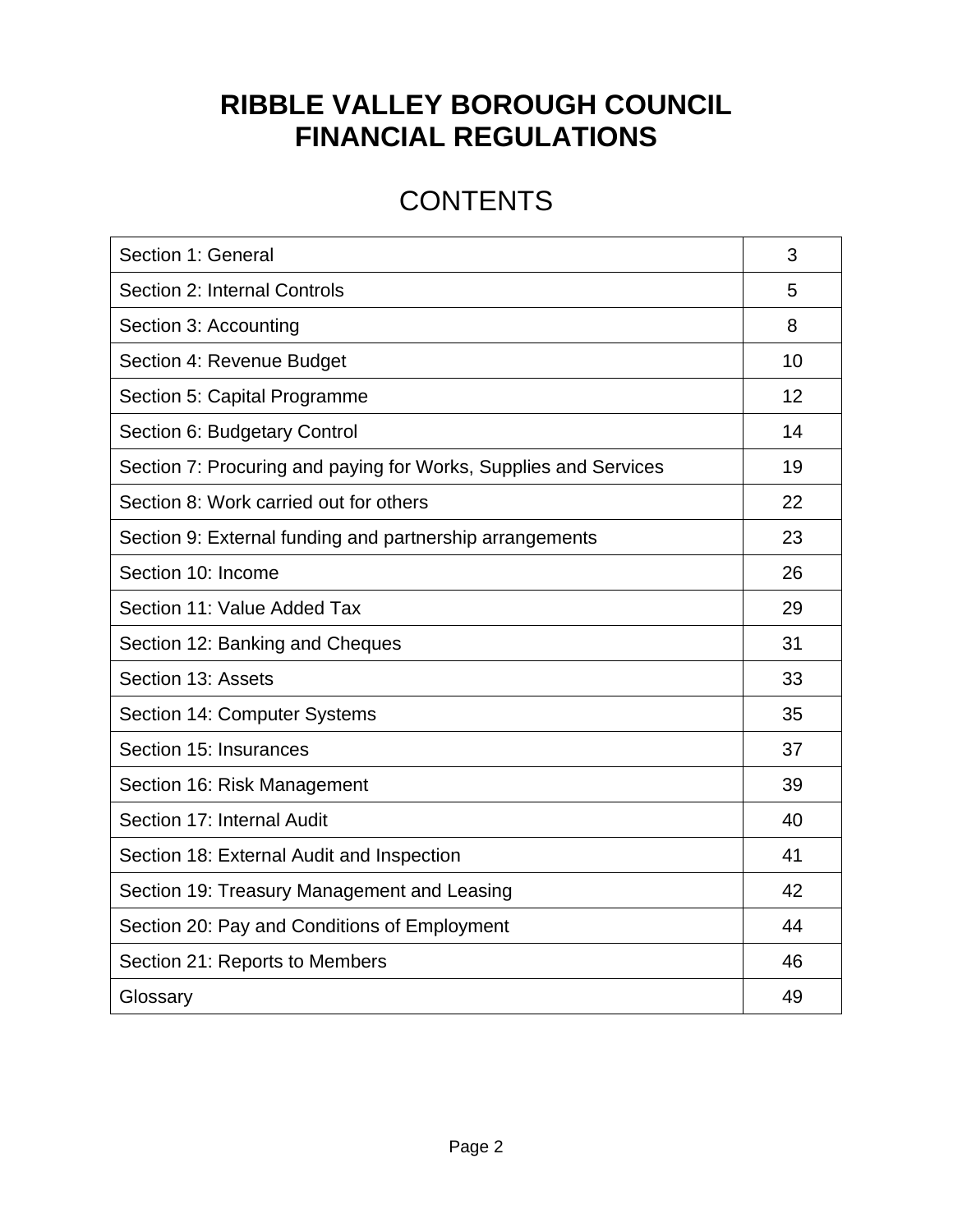# RIBBLE VALLEY BOROUGH COUNCIL
# FINANCIAL REGULATIONS

## CONTENTS

| Section | Page |
|---|---|
| Section 1: General | 3 |
| Section 2: Internal Controls | 5 |
| Section 3: Accounting | 8 |
| Section 4: Revenue Budget | 10 |
| Section 5: Capital Programme | 12 |
| Section 6: Budgetary Control | 14 |
| Section 7: Procuring and paying for Works, Supplies and Services | 19 |
| Section 8: Work carried out for others | 22 |
| Section 9: External funding and partnership arrangements | 23 |
| Section 10: Income | 26 |
| Section 11: Value Added Tax | 29 |
| Section 12: Banking and Cheques | 31 |
| Section 13: Assets | 33 |
| Section 14: Computer Systems | 35 |
| Section 15: Insurances | 37 |
| Section 16: Risk Management | 39 |
| Section 17: Internal Audit | 40 |
| Section 18: External Audit and Inspection | 41 |
| Section 19: Treasury Management and Leasing | 42 |
| Section 20: Pay and Conditions of Employment | 44 |
| Section 21: Reports to Members | 46 |
| Glossary | 49 |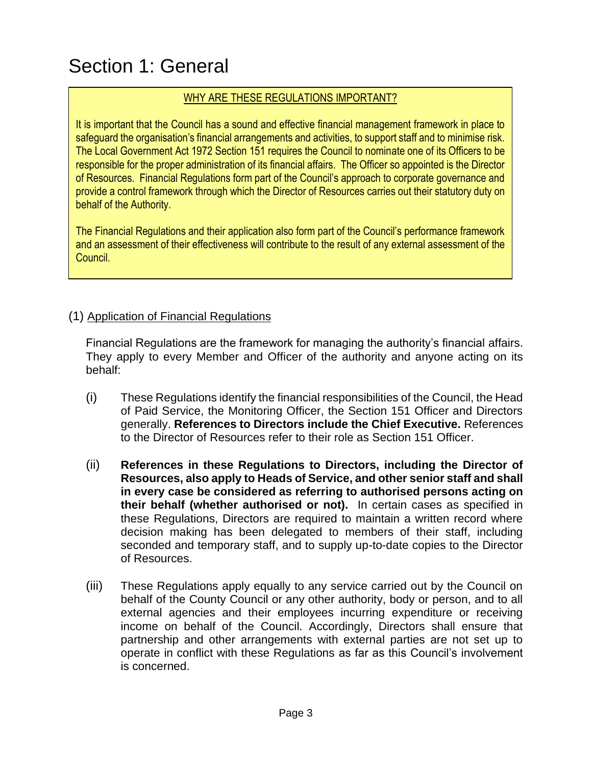# Section 1: General

<u>WHY ARE THESE REGULATIONS IMPORTANT?</u>

It is important that the Council has a sound and effective financial management framework in place to safeguard the organisation's financial arrangements and activities, to support staff and to minimise risk. The Local Government Act 1972 Section 151 requires the Council to nominate one of its Officers to be responsible for the proper administration of its financial affairs. The Officer so appointed is the Director of Resources. Financial Regulations form part of the Council's approach to corporate governance and provide a control framework through which the Director of Resources carries out their statutory duty on behalf of the Authority.

The Financial Regulations and their application also form part of the Council's performance framework and an assessment of their effectiveness will contribute to the result of any external assessment of the Council.

(1) <u>Application of Financial Regulations</u>

Financial Regulations are the framework for managing the authority's financial affairs. They apply to every Member and Officer of the authority and anyone acting on its behalf:

(i) These Regulations identify the financial responsibilities of the Council, the Head of Paid Service, the Monitoring Officer, the Section 151 Officer and Directors generally. **References to Directors include the Chief Executive.** References to the Director of Resources refer to their role as Section 151 Officer.

(ii) **References in these Regulations to Directors, including the Director of Resources, also apply to Heads of Service, and other senior staff and shall in every case be considered as referring to authorised persons acting on their behalf (whether authorised or not).** In certain cases as specified in these Regulations, Directors are required to maintain a written record where decision making has been delegated to members of their staff, including seconded and temporary staff, and to supply up-to-date copies to the Director of Resources.

(iii) These Regulations apply equally to any service carried out by the Council on behalf of the County Council or any other authority, body or person, and to all external agencies and their employees incurring expenditure or receiving income on behalf of the Council. Accordingly, Directors shall ensure that partnership and other arrangements with external parties are not set up to operate in conflict with these Regulations as far as this Council's involvement is concerned.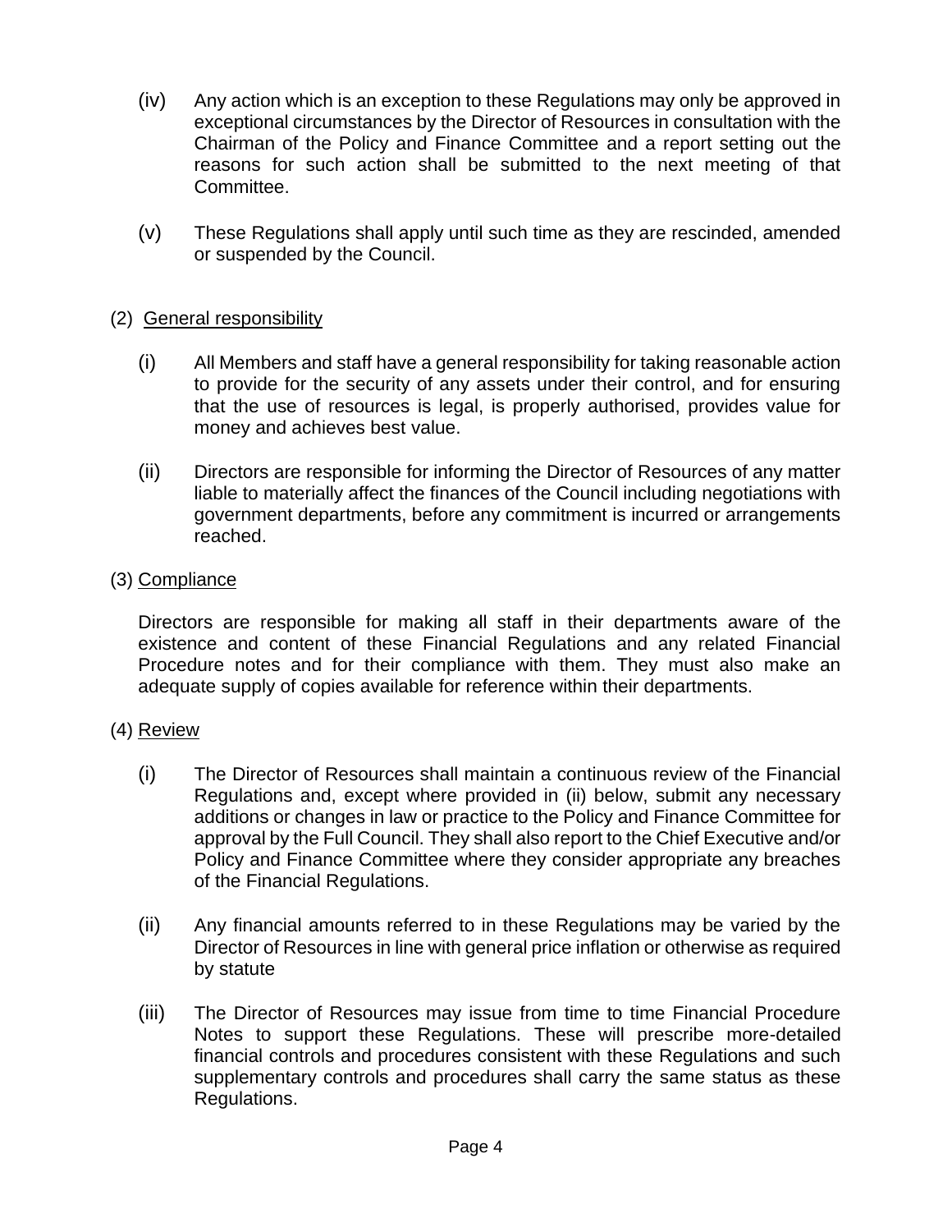(iv) Any action which is an exception to these Regulations may only be approved in exceptional circumstances by the Director of Resources in consultation with the Chairman of the Policy and Finance Committee and a report setting out the reasons for such action shall be submitted to the next meeting of that Committee.

(v) These Regulations shall apply until such time as they are rescinded, amended or suspended by the Council.

(2) General responsibility

(i) All Members and staff have a general responsibility for taking reasonable action to provide for the security of any assets under their control, and for ensuring that the use of resources is legal, is properly authorised, provides value for money and achieves best value.

(ii) Directors are responsible for informing the Director of Resources of any matter liable to materially affect the finances of the Council including negotiations with government departments, before any commitment is incurred or arrangements reached.

(3) Compliance

Directors are responsible for making all staff in their departments aware of the existence and content of these Financial Regulations and any related Financial Procedure notes and for their compliance with them. They must also make an adequate supply of copies available for reference within their departments.

(4) Review

(i) The Director of Resources shall maintain a continuous review of the Financial Regulations and, except where provided in (ii) below, submit any necessary additions or changes in law or practice to the Policy and Finance Committee for approval by the Full Council. They shall also report to the Chief Executive and/or Policy and Finance Committee where they consider appropriate any breaches of the Financial Regulations.

(ii) Any financial amounts referred to in these Regulations may be varied by the Director of Resources in line with general price inflation or otherwise as required by statute

(iii) The Director of Resources may issue from time to time Financial Procedure Notes to support these Regulations. These will prescribe more-detailed financial controls and procedures consistent with these Regulations and such supplementary controls and procedures shall carry the same status as these Regulations.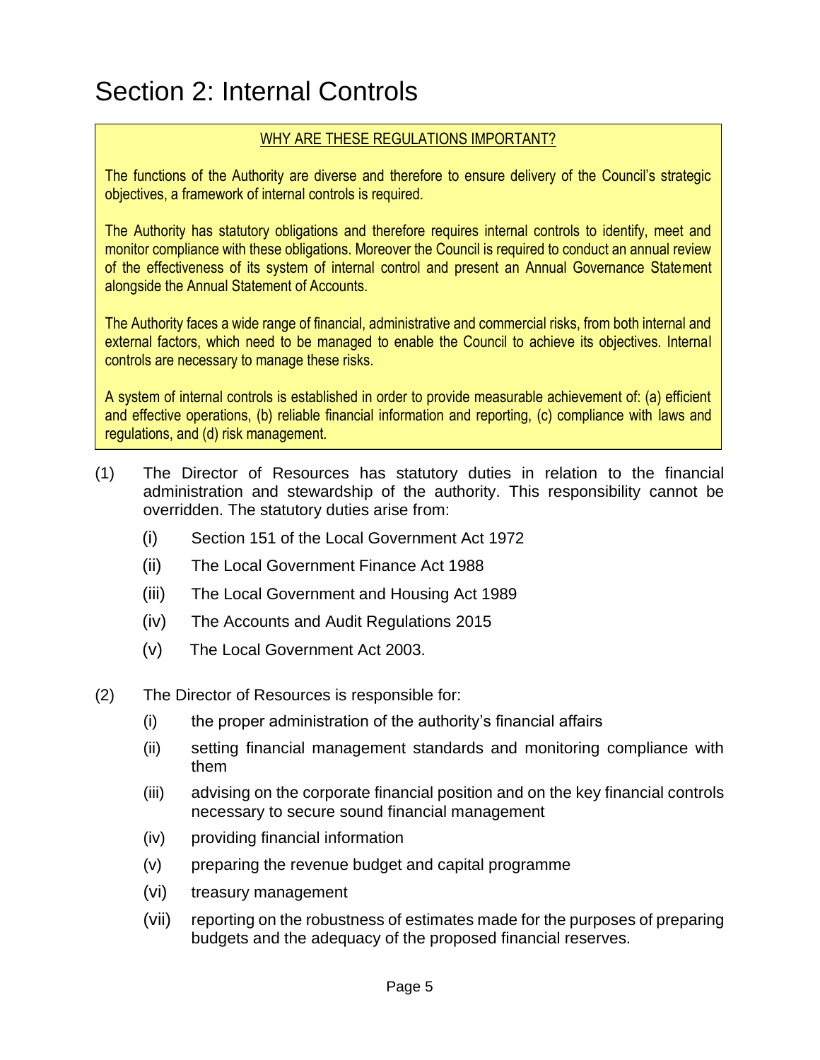# Section 2: Internal Controls

WHY ARE THESE REGULATIONS IMPORTANT?

The functions of the Authority are diverse and therefore to ensure delivery of the Council's strategic objectives, a framework of internal controls is required.

The Authority has statutory obligations and therefore requires internal controls to identify, meet and monitor compliance with these obligations. Moreover the Council is required to conduct an annual review of the effectiveness of its system of internal control and present an Annual Governance Statement alongside the Annual Statement of Accounts.

The Authority faces a wide range of financial, administrative and commercial risks, from both internal and external factors, which need to be managed to enable the Council to achieve its objectives. Internal controls are necessary to manage these risks.

A system of internal controls is established in order to provide measurable achievement of: (a) efficient and effective operations, (b) reliable financial information and reporting, (c) compliance with laws and regulations, and (d) risk management.

(1) The Director of Resources has statutory duties in relation to the financial administration and stewardship of the authority. This responsibility cannot be overridden. The statutory duties arise from:

- (i) Section 151 of the Local Government Act 1972
- (ii) The Local Government Finance Act 1988
- (iii) The Local Government and Housing Act 1989
- (iv) The Accounts and Audit Regulations 2015
- (v) The Local Government Act 2003.

(2) The Director of Resources is responsible for:

- (i) the proper administration of the authority's financial affairs
- (ii) setting financial management standards and monitoring compliance with them
- (iii) advising on the corporate financial position and on the key financial controls necessary to secure sound financial management
- (iv) providing financial information
- (v) preparing the revenue budget and capital programme
- (vi) treasury management
- (vii) reporting on the robustness of estimates made for the purposes of preparing budgets and the adequacy of the proposed financial reserves.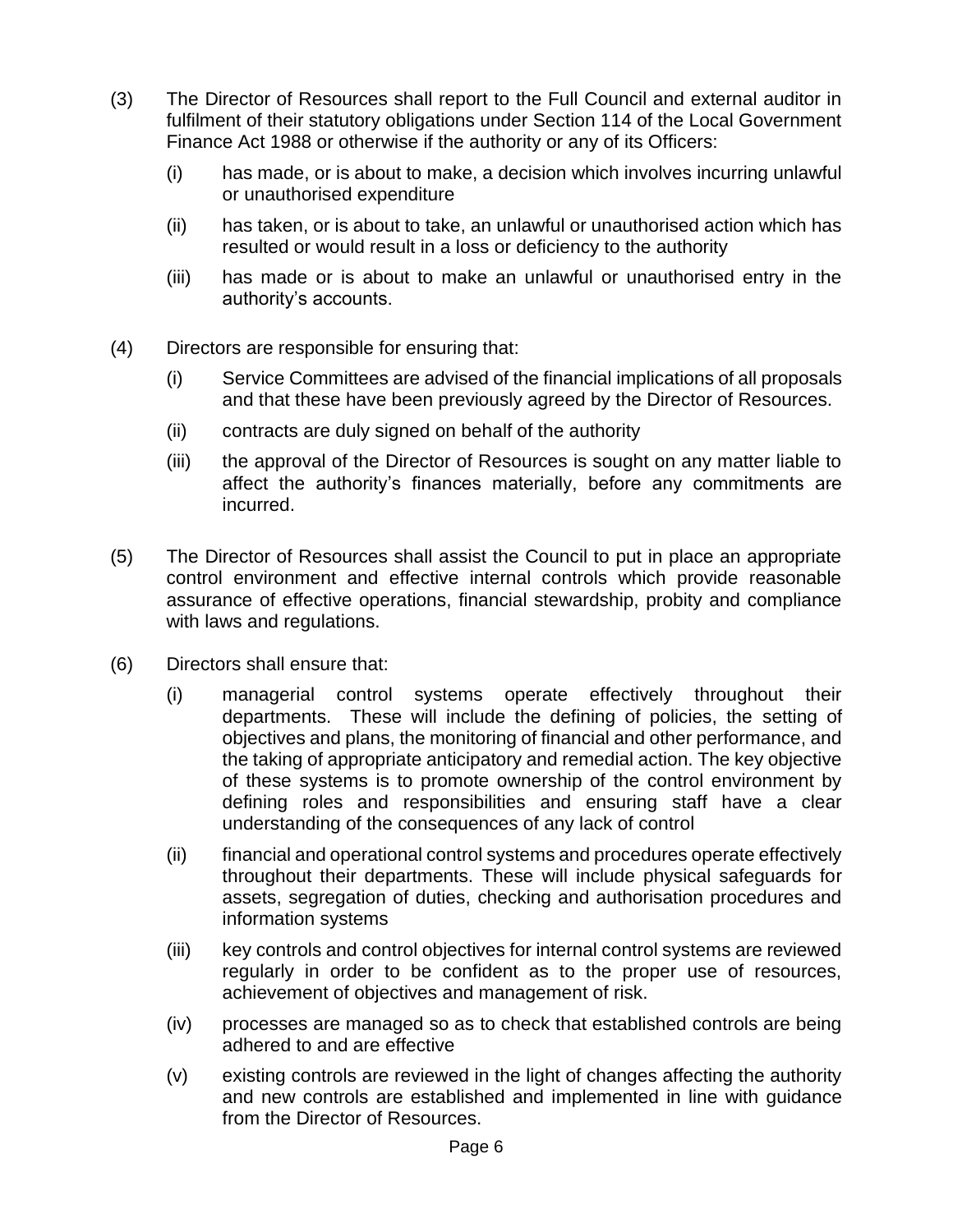(3) The Director of Resources shall report to the Full Council and external auditor in fulfilment of their statutory obligations under Section 114 of the Local Government Finance Act 1988 or otherwise if the authority or any of its Officers:

   (i) has made, or is about to make, a decision which involves incurring unlawful or unauthorised expenditure

   (ii) has taken, or is about to take, an unlawful or unauthorised action which has resulted or would result in a loss or deficiency to the authority

   (iii) has made or is about to make an unlawful or unauthorised entry in the authority's accounts.

(4) Directors are responsible for ensuring that:

   (i) Service Committees are advised of the financial implications of all proposals and that these have been previously agreed by the Director of Resources.

   (ii) contracts are duly signed on behalf of the authority

   (iii) the approval of the Director of Resources is sought on any matter liable to affect the authority's finances materially, before any commitments are incurred.

(5) The Director of Resources shall assist the Council to put in place an appropriate control environment and effective internal controls which provide reasonable assurance of effective operations, financial stewardship, probity and compliance with laws and regulations.

(6) Directors shall ensure that:

   (i) managerial control systems operate effectively throughout their departments. These will include the defining of policies, the setting of objectives and plans, the monitoring of financial and other performance, and the taking of appropriate anticipatory and remedial action. The key objective of these systems is to promote ownership of the control environment by defining roles and responsibilities and ensuring staff have a clear understanding of the consequences of any lack of control

   (ii) financial and operational control systems and procedures operate effectively throughout their departments. These will include physical safeguards for assets, segregation of duties, checking and authorisation procedures and information systems

   (iii) key controls and control objectives for internal control systems are reviewed regularly in order to be confident as to the proper use of resources, achievement of objectives and management of risk.

   (iv) processes are managed so as to check that established controls are being adhered to and are effective

   (v) existing controls are reviewed in the light of changes affecting the authority and new controls are established and implemented in line with guidance from the Director of Resources.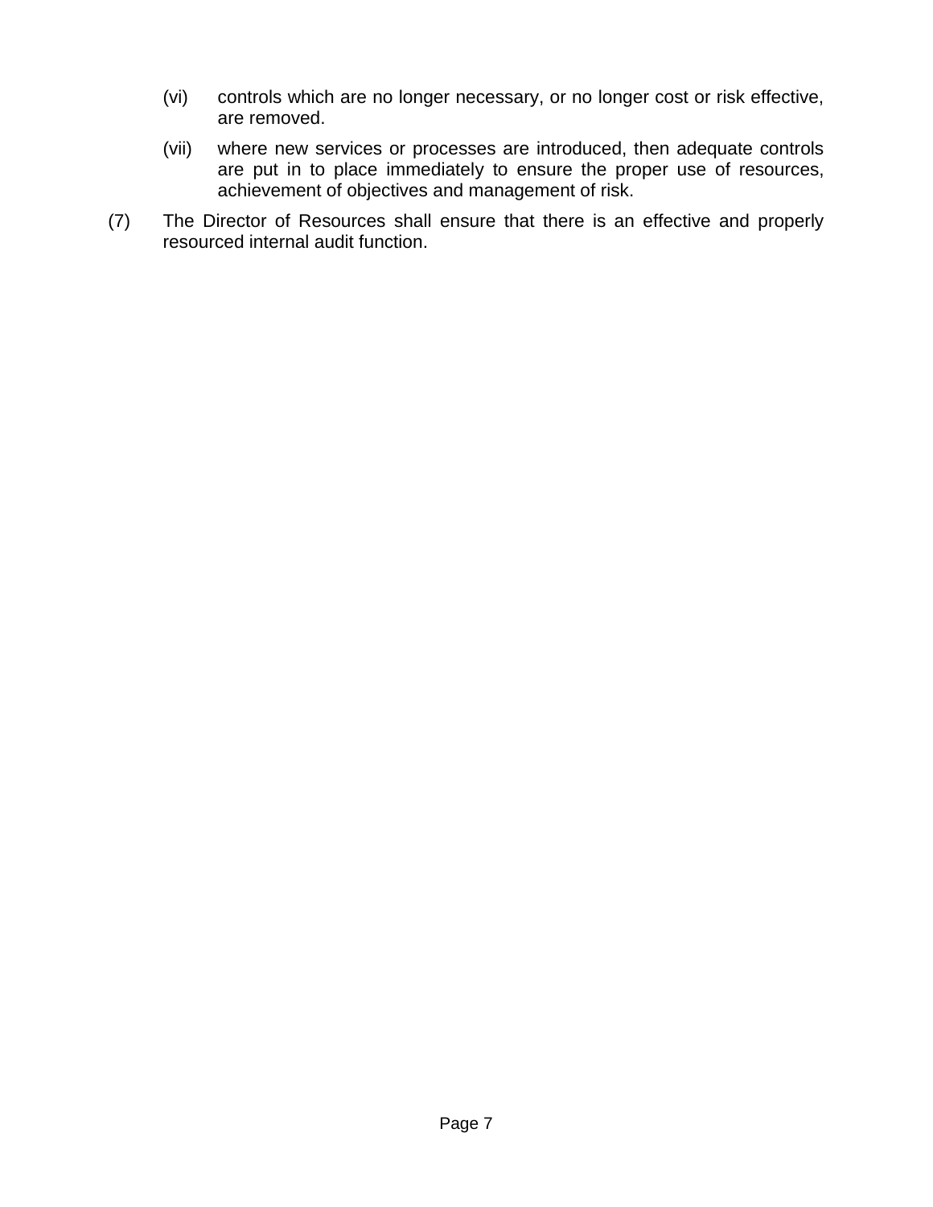(vi) controls which are no longer necessary, or no longer cost or risk effective, are removed.

(vii) where new services or processes are introduced, then adequate controls are put in to place immediately to ensure the proper use of resources, achievement of objectives and management of risk.

(7) The Director of Resources shall ensure that there is an effective and properly resourced internal audit function.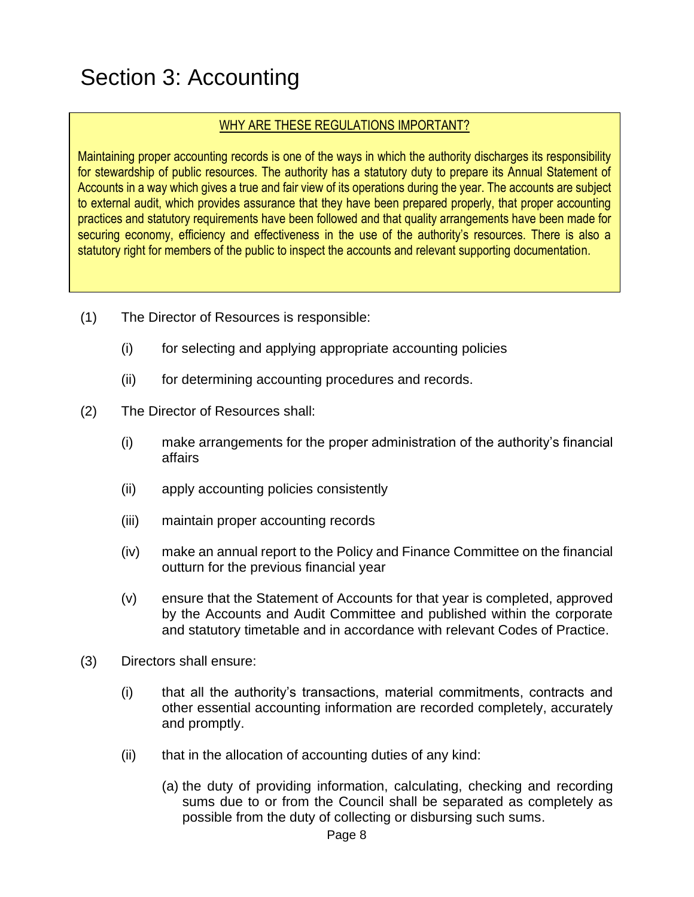# Section 3: Accounting

> WHY ARE THESE REGULATIONS IMPORTANT?
>
> Maintaining proper accounting records is one of the ways in which the authority discharges its responsibility for stewardship of public resources. The authority has a statutory duty to prepare its Annual Statement of Accounts in a way which gives a true and fair view of its operations during the year. The accounts are subject to external audit, which provides assurance that they have been prepared properly, that proper accounting practices and statutory requirements have been followed and that quality arrangements have been made for securing economy, efficiency and effectiveness in the use of the authority's resources. There is also a statutory right for members of the public to inspect the accounts and relevant supporting documentation.

(1) The Director of Resources is responsible:

- (i) for selecting and applying appropriate accounting policies
- (ii) for determining accounting procedures and records.

(2) The Director of Resources shall:

- (i) make arrangements for the proper administration of the authority's financial affairs
- (ii) apply accounting policies consistently
- (iii) maintain proper accounting records
- (iv) make an annual report to the Policy and Finance Committee on the financial outturn for the previous financial year
- (v) ensure that the Statement of Accounts for that year is completed, approved by the Accounts and Audit Committee and published within the corporate and statutory timetable and in accordance with relevant Codes of Practice.

(3) Directors shall ensure:

- (i) that all the authority's transactions, material commitments, contracts and other essential accounting information are recorded completely, accurately and promptly.
- (ii) that in the allocation of accounting duties of any kind:
  - (a) the duty of providing information, calculating, checking and recording sums due to or from the Council shall be separated as completely as possible from the duty of collecting or disbursing such sums.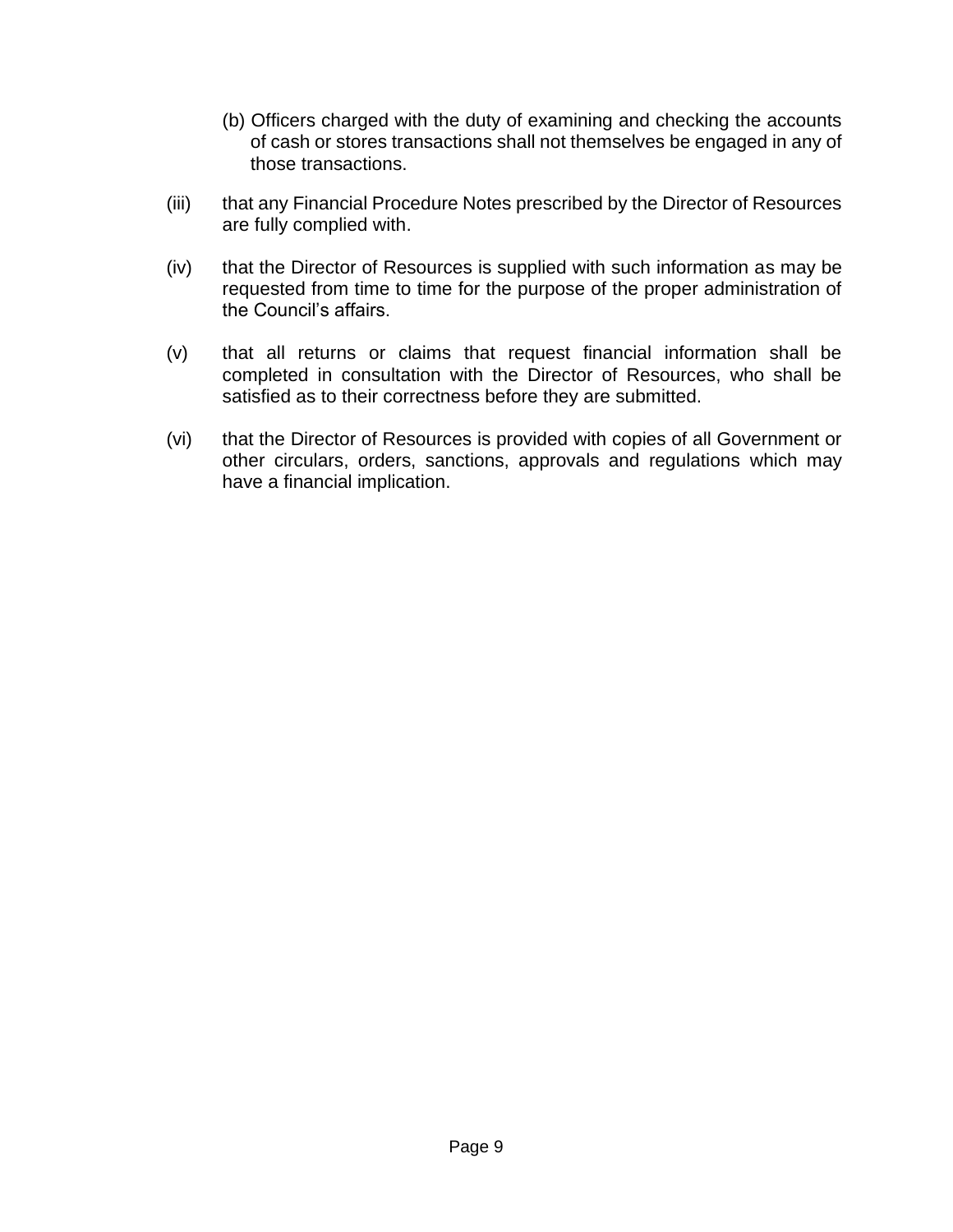(b) Officers charged with the duty of examining and checking the accounts of cash or stores transactions shall not themselves be engaged in any of those transactions.

(iii) that any Financial Procedure Notes prescribed by the Director of Resources are fully complied with.

(iv) that the Director of Resources is supplied with such information as may be requested from time to time for the purpose of the proper administration of the Council's affairs.

(v) that all returns or claims that request financial information shall be completed in consultation with the Director of Resources, who shall be satisfied as to their correctness before they are submitted.

(vi) that the Director of Resources is provided with copies of all Government or other circulars, orders, sanctions, approvals and regulations which may have a financial implication.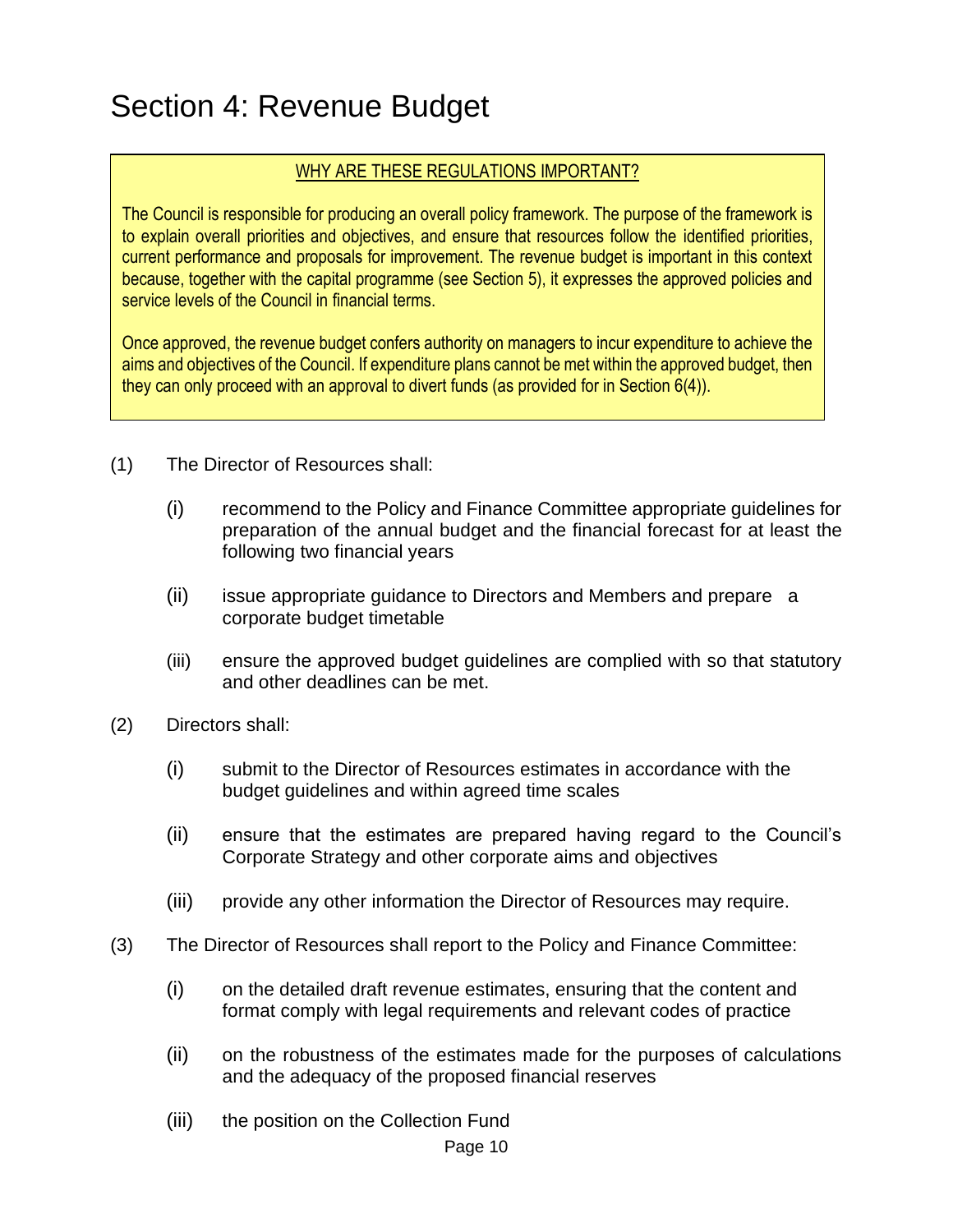# Section 4: Revenue Budget

**WHY ARE THESE REGULATIONS IMPORTANT?**

The Council is responsible for producing an overall policy framework. The purpose of the framework is to explain overall priorities and objectives, and ensure that resources follow the identified priorities, current performance and proposals for improvement. The revenue budget is important in this context because, together with the capital programme (see Section 5), it expresses the approved policies and service levels of the Council in financial terms.

Once approved, the revenue budget confers authority on managers to incur expenditure to achieve the aims and objectives of the Council. If expenditure plans cannot be met within the approved budget, then they can only proceed with an approval to divert funds (as provided for in Section 6(4)).

(1) The Director of Resources shall:

- (i) recommend to the Policy and Finance Committee appropriate guidelines for preparation of the annual budget and the financial forecast for at least the following two financial years
- (ii) issue appropriate guidance to Directors and Members and prepare a corporate budget timetable
- (iii) ensure the approved budget guidelines are complied with so that statutory and other deadlines can be met.

(2) Directors shall:

- (i) submit to the Director of Resources estimates in accordance with the budget guidelines and within agreed time scales
- (ii) ensure that the estimates are prepared having regard to the Council's Corporate Strategy and other corporate aims and objectives
- (iii) provide any other information the Director of Resources may require.

(3) The Director of Resources shall report to the Policy and Finance Committee:

- (i) on the detailed draft revenue estimates, ensuring that the content and format comply with legal requirements and relevant codes of practice
- (ii) on the robustness of the estimates made for the purposes of calculations and the adequacy of the proposed financial reserves
- (iii) the position on the Collection Fund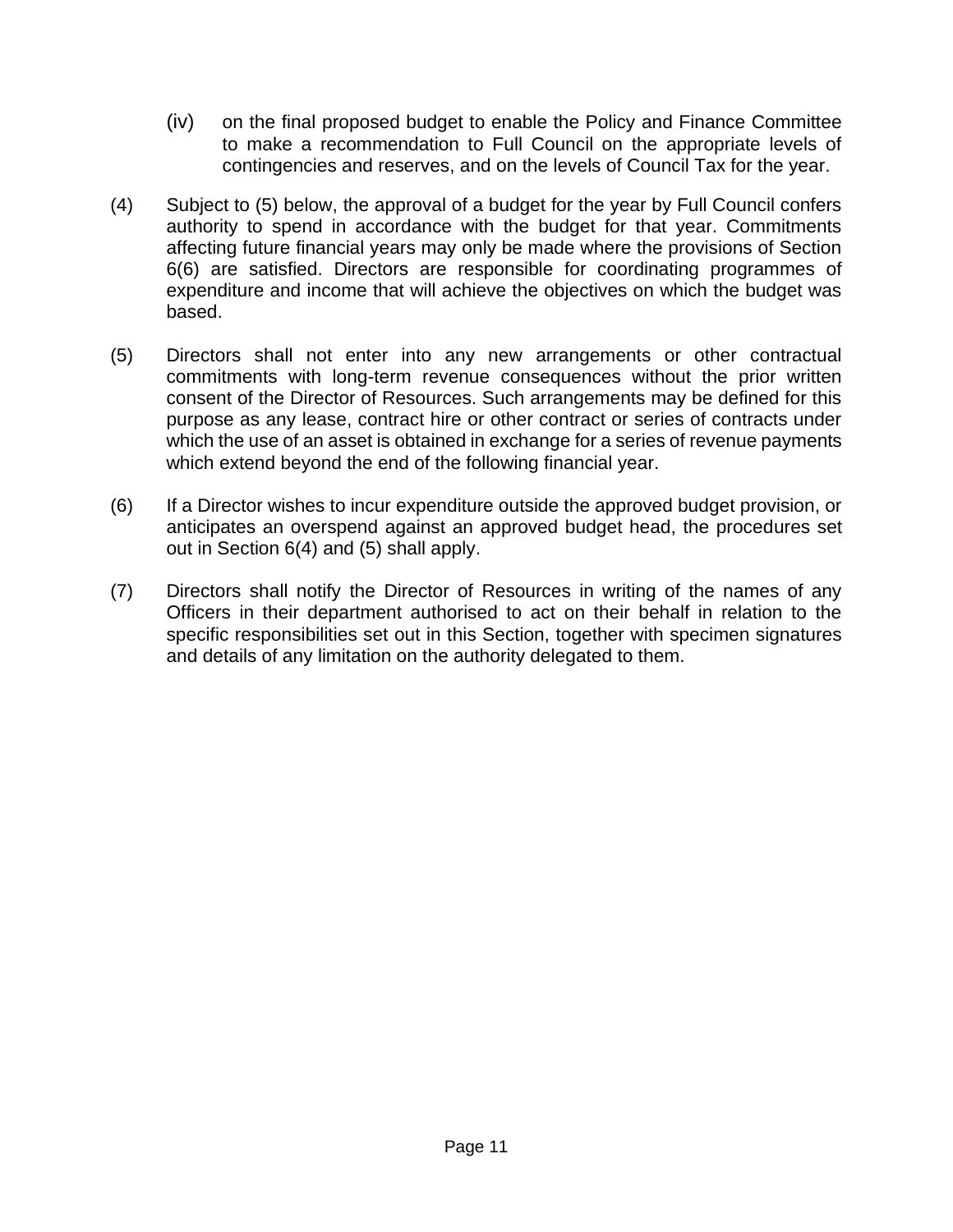(iv) on the final proposed budget to enable the Policy and Finance Committee to make a recommendation to Full Council on the appropriate levels of contingencies and reserves, and on the levels of Council Tax for the year.

(4) Subject to (5) below, the approval of a budget for the year by Full Council confers authority to spend in accordance with the budget for that year. Commitments affecting future financial years may only be made where the provisions of Section 6(6) are satisfied. Directors are responsible for coordinating programmes of expenditure and income that will achieve the objectives on which the budget was based.

(5) Directors shall not enter into any new arrangements or other contractual commitments with long-term revenue consequences without the prior written consent of the Director of Resources. Such arrangements may be defined for this purpose as any lease, contract hire or other contract or series of contracts under which the use of an asset is obtained in exchange for a series of revenue payments which extend beyond the end of the following financial year.

(6) If a Director wishes to incur expenditure outside the approved budget provision, or anticipates an overspend against an approved budget head, the procedures set out in Section 6(4) and (5) shall apply.

(7) Directors shall notify the Director of Resources in writing of the names of any Officers in their department authorised to act on their behalf in relation to the specific responsibilities set out in this Section, together with specimen signatures and details of any limitation on the authority delegated to them.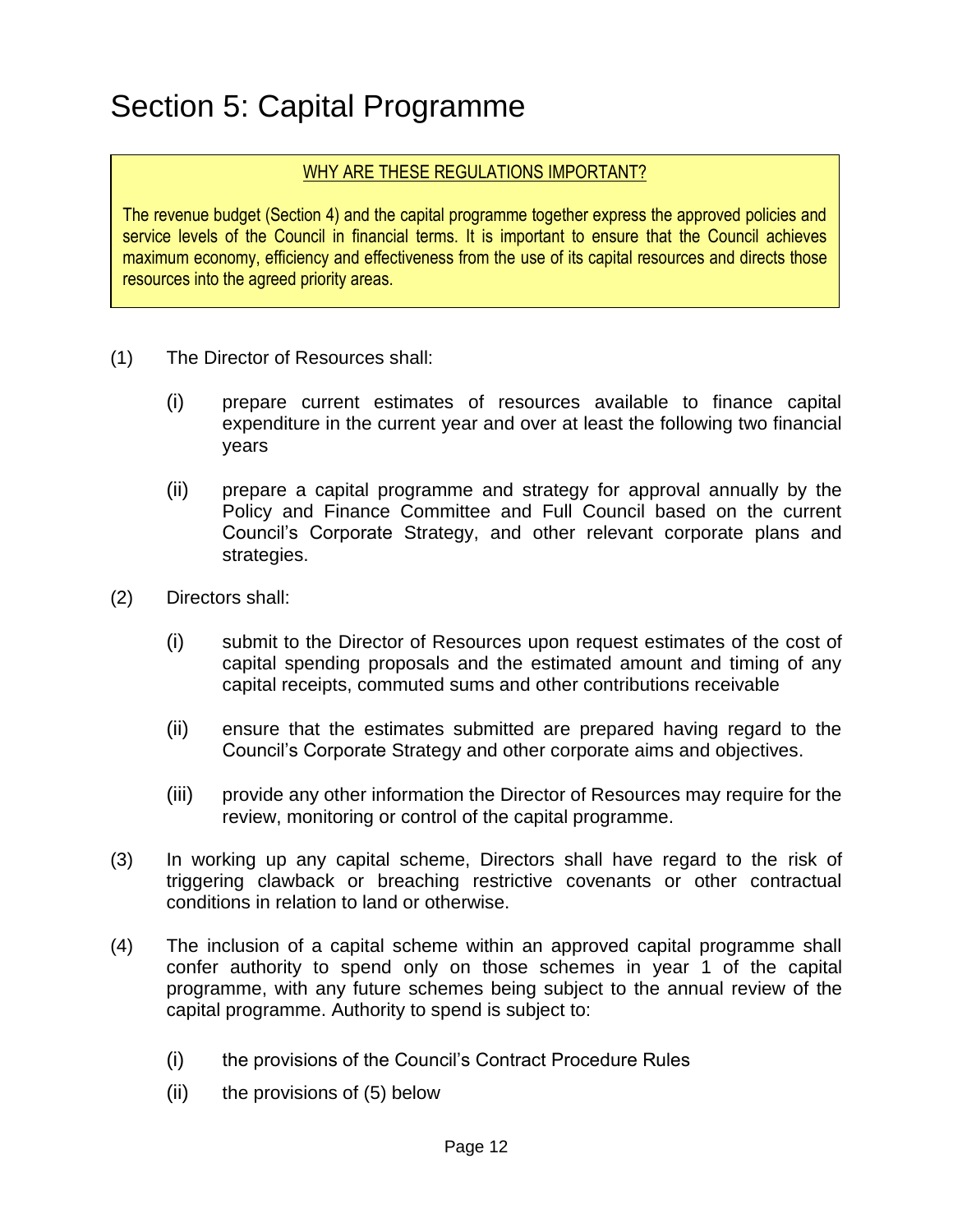# Section 5: Capital Programme

> **WHY ARE THESE REGULATIONS IMPORTANT?**
>
> The revenue budget (Section 4) and the capital programme together express the approved policies and service levels of the Council in financial terms. It is important to ensure that the Council achieves maximum economy, efficiency and effectiveness from the use of its capital resources and directs those resources into the agreed priority areas.

(1) The Director of Resources shall:

- (i) prepare current estimates of resources available to finance capital expenditure in the current year and over at least the following two financial years
- (ii) prepare a capital programme and strategy for approval annually by the Policy and Finance Committee and Full Council based on the current Council's Corporate Strategy, and other relevant corporate plans and strategies.

(2) Directors shall:

- (i) submit to the Director of Resources upon request estimates of the cost of capital spending proposals and the estimated amount and timing of any capital receipts, commuted sums and other contributions receivable
- (ii) ensure that the estimates submitted are prepared having regard to the Council's Corporate Strategy and other corporate aims and objectives.
- (iii) provide any other information the Director of Resources may require for the review, monitoring or control of the capital programme.

(3) In working up any capital scheme, Directors shall have regard to the risk of triggering clawback or breaching restrictive covenants or other contractual conditions in relation to land or otherwise.

(4) The inclusion of a capital scheme within an approved capital programme shall confer authority to spend only on those schemes in year 1 of the capital programme, with any future schemes being subject to the annual review of the capital programme. Authority to spend is subject to:

- (i) the provisions of the Council's Contract Procedure Rules
- (ii) the provisions of (5) below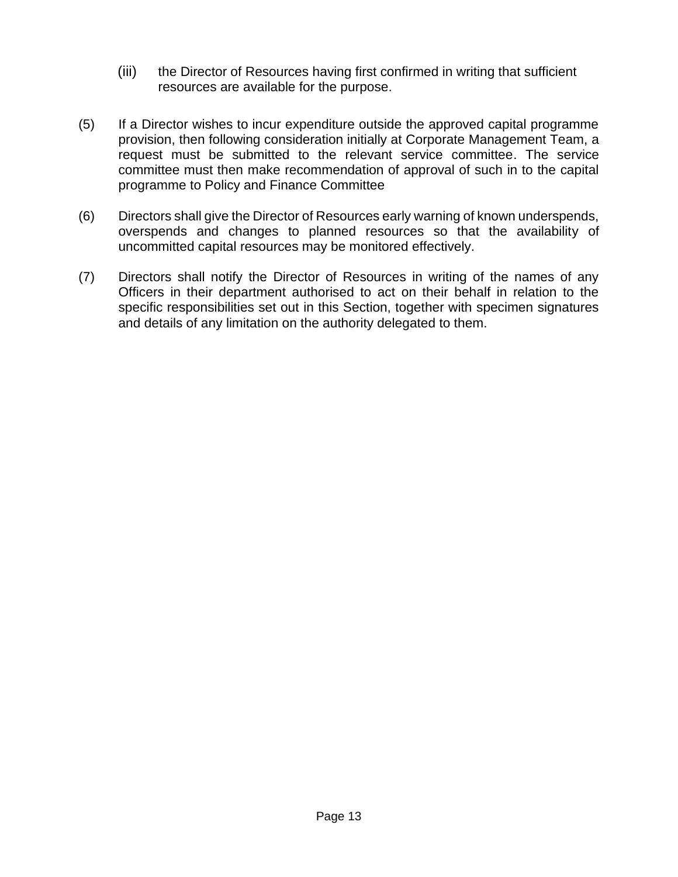(iii) the Director of Resources having first confirmed in writing that sufficient resources are available for the purpose.

(5) If a Director wishes to incur expenditure outside the approved capital programme provision, then following consideration initially at Corporate Management Team, a request must be submitted to the relevant service committee. The service committee must then make recommendation of approval of such in to the capital programme to Policy and Finance Committee

(6) Directors shall give the Director of Resources early warning of known underspends, overspends and changes to planned resources so that the availability of uncommitted capital resources may be monitored effectively.

(7) Directors shall notify the Director of Resources in writing of the names of any Officers in their department authorised to act on their behalf in relation to the specific responsibilities set out in this Section, together with specimen signatures and details of any limitation on the authority delegated to them.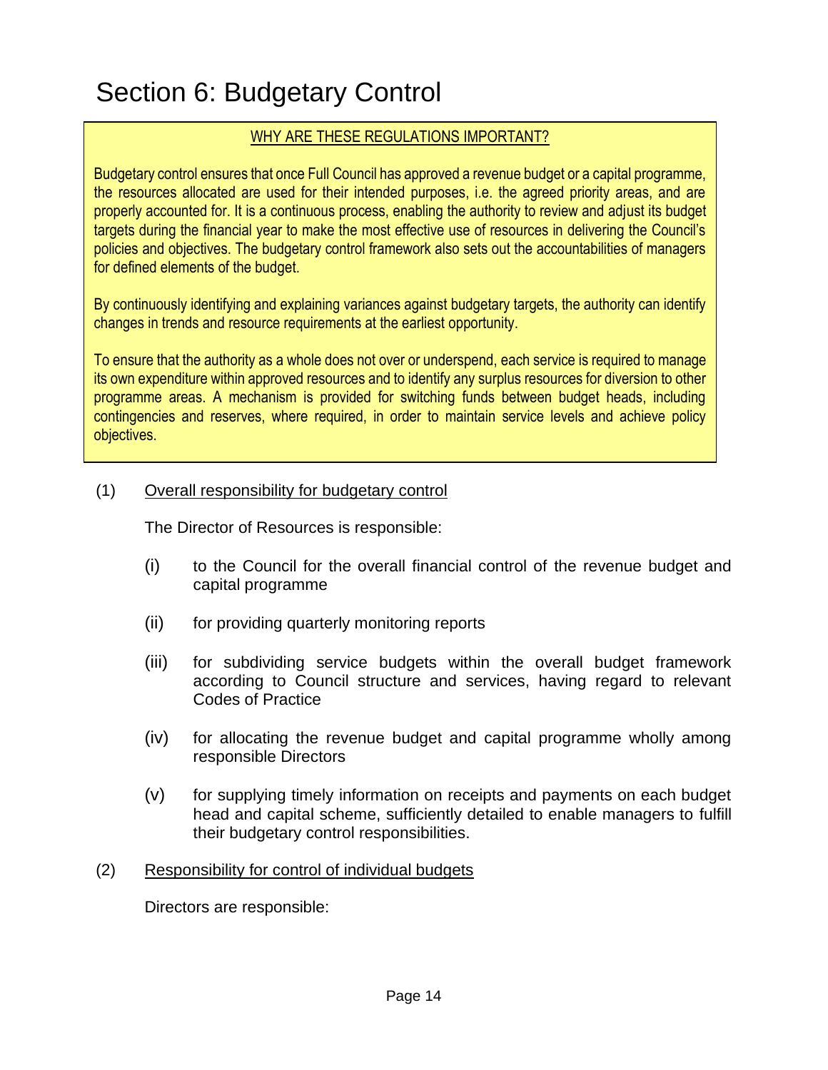# Section 6: Budgetary Control

WHY ARE THESE REGULATIONS IMPORTANT?

Budgetary control ensures that once Full Council has approved a revenue budget or a capital programme, the resources allocated are used for their intended purposes, i.e. the agreed priority areas, and are properly accounted for. It is a continuous process, enabling the authority to review and adjust its budget targets during the financial year to make the most effective use of resources in delivering the Council's policies and objectives. The budgetary control framework also sets out the accountabilities of managers for defined elements of the budget.

By continuously identifying and explaining variances against budgetary targets, the authority can identify changes in trends and resource requirements at the earliest opportunity.

To ensure that the authority as a whole does not over or underspend, each service is required to manage its own expenditure within approved resources and to identify any surplus resources for diversion to other programme areas. A mechanism is provided for switching funds between budget heads, including contingencies and reserves, where required, in order to maintain service levels and achieve policy objectives.

(1) Overall responsibility for budgetary control

The Director of Resources is responsible:

(i) to the Council for the overall financial control of the revenue budget and capital programme

(ii) for providing quarterly monitoring reports

(iii) for subdividing service budgets within the overall budget framework according to Council structure and services, having regard to relevant Codes of Practice

(iv) for allocating the revenue budget and capital programme wholly among responsible Directors

(v) for supplying timely information on receipts and payments on each budget head and capital scheme, sufficiently detailed to enable managers to fulfill their budgetary control responsibilities.

(2) Responsibility for control of individual budgets

Directors are responsible: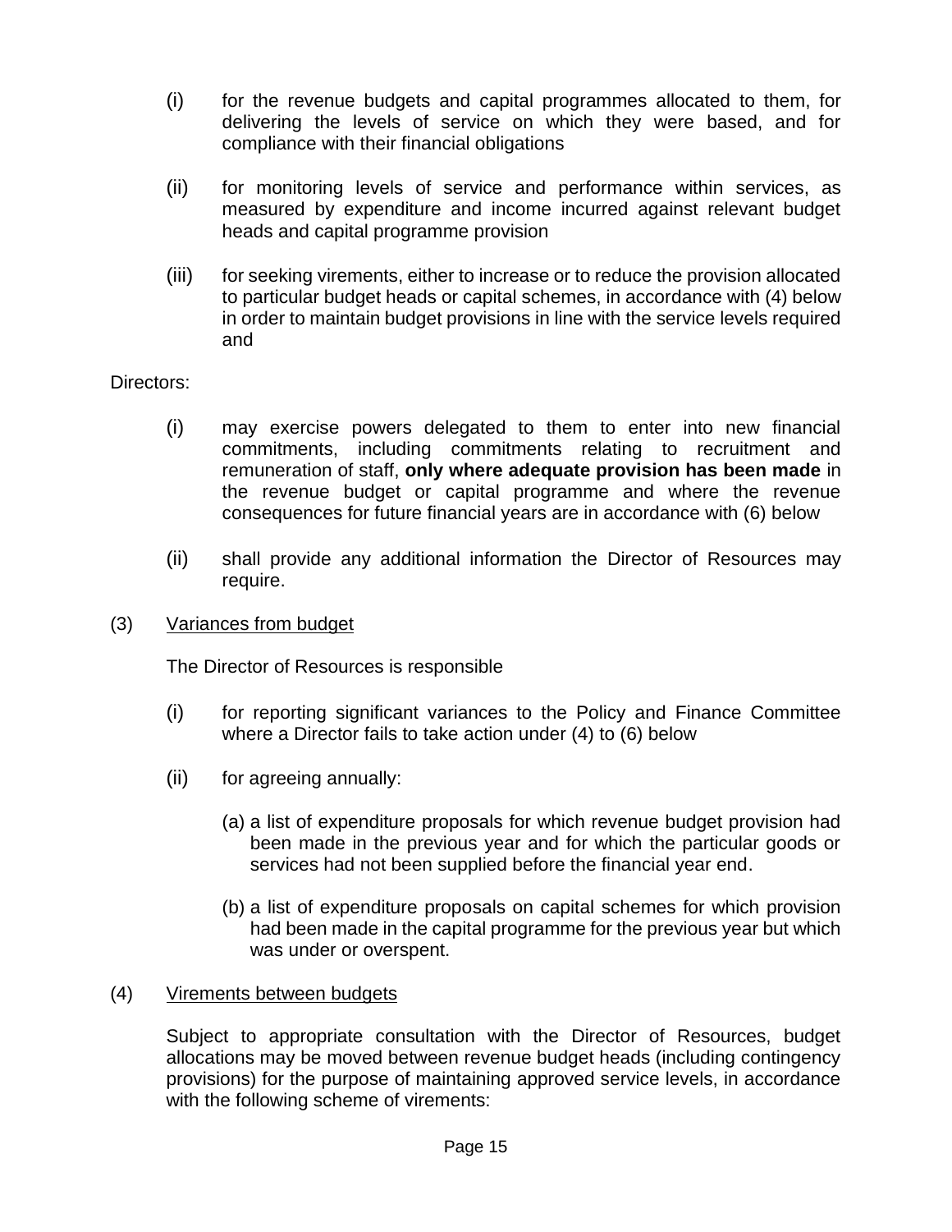(i) for the revenue budgets and capital programmes allocated to them, for delivering the levels of service on which they were based, and for compliance with their financial obligations

(ii) for monitoring levels of service and performance within services, as measured by expenditure and income incurred against relevant budget heads and capital programme provision

(iii) for seeking virements, either to increase or to reduce the provision allocated to particular budget heads or capital schemes, in accordance with (4) below in order to maintain budget provisions in line with the service levels required and

Directors:

(i) may exercise powers delegated to them to enter into new financial commitments, including commitments relating to recruitment and remuneration of staff, **only where adequate provision has been made** in the revenue budget or capital programme and where the revenue consequences for future financial years are in accordance with (6) below

(ii) shall provide any additional information the Director of Resources may require.

(3) <u>Variances from budget</u>

The Director of Resources is responsible

(i) for reporting significant variances to the Policy and Finance Committee where a Director fails to take action under (4) to (6) below

(ii) for agreeing annually:

(a) a list of expenditure proposals for which revenue budget provision had been made in the previous year and for which the particular goods or services had not been supplied before the financial year end.

(b) a list of expenditure proposals on capital schemes for which provision had been made in the capital programme for the previous year but which was under or overspent.

(4) <u>Virements between budgets</u>

Subject to appropriate consultation with the Director of Resources, budget allocations may be moved between revenue budget heads (including contingency provisions) for the purpose of maintaining approved service levels, in accordance with the following scheme of virements: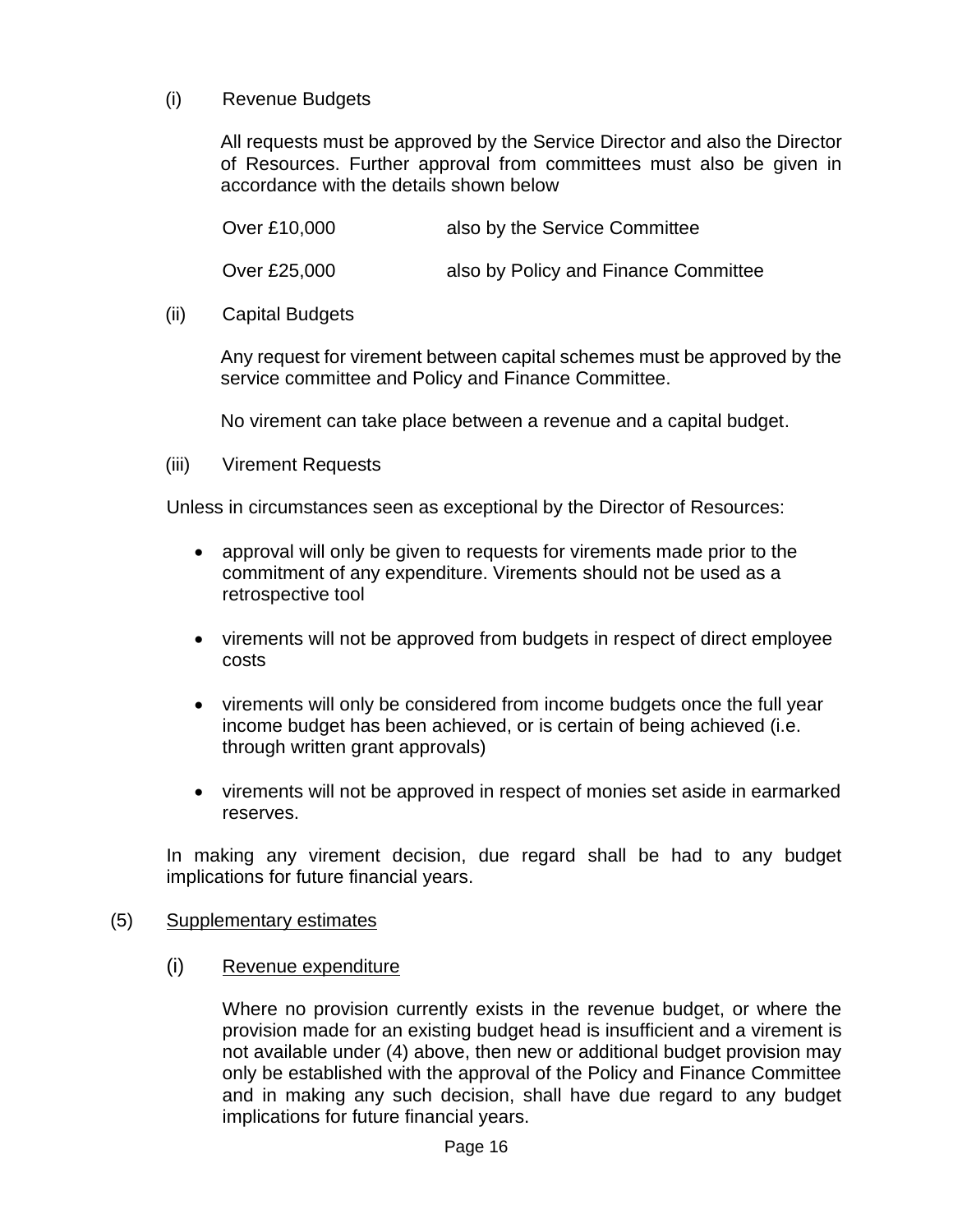(i) Revenue Budgets

All requests must be approved by the Service Director and also the Director of Resources. Further approval from committees must also be given in accordance with the details shown below

| | |
|---|---|
| Over £10,000 | also by the Service Committee |
| Over £25,000 | also by Policy and Finance Committee |

(ii) Capital Budgets

Any request for virement between capital schemes must be approved by the service committee and Policy and Finance Committee.

No virement can take place between a revenue and a capital budget.

(iii) Virement Requests

Unless in circumstances seen as exceptional by the Director of Resources:

- approval will only be given to requests for virements made prior to the commitment of any expenditure. Virements should not be used as a retrospective tool
- virements will not be approved from budgets in respect of direct employee costs
- virements will only be considered from income budgets once the full year income budget has been achieved, or is certain of being achieved (i.e. through written grant approvals)
- virements will not be approved in respect of monies set aside in earmarked reserves.

In making any virement decision, due regard shall be had to any budget implications for future financial years.

(5) <u>Supplementary estimates</u>

(i) <u>Revenue expenditure</u>

Where no provision currently exists in the revenue budget, or where the provision made for an existing budget head is insufficient and a virement is not available under (4) above, then new or additional budget provision may only be established with the approval of the Policy and Finance Committee and in making any such decision, shall have due regard to any budget implications for future financial years.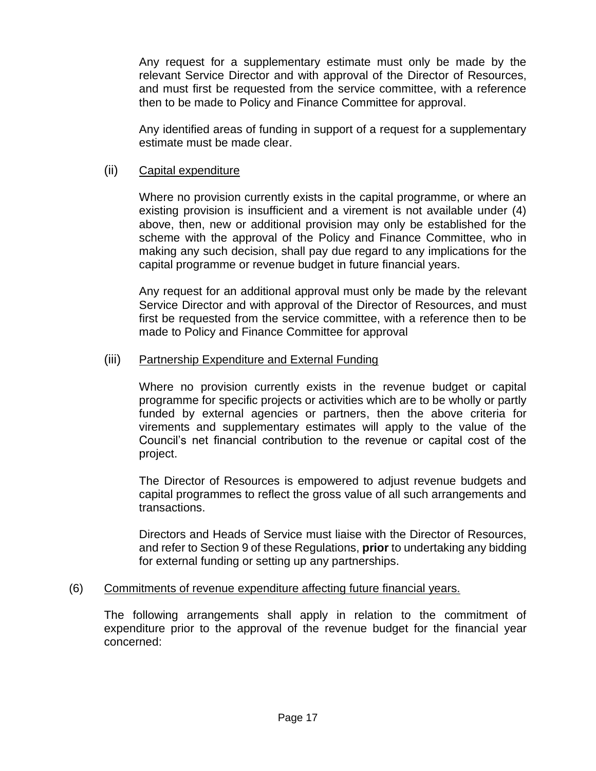Any request for a supplementary estimate must only be made by the relevant Service Director and with approval of the Director of Resources, and must first be requested from the service committee, with a reference then to be made to Policy and Finance Committee for approval.

Any identified areas of funding in support of a request for a supplementary estimate must be made clear.

(ii) Capital expenditure

Where no provision currently exists in the capital programme, or where an existing provision is insufficient and a virement is not available under (4) above, then, new or additional provision may only be established for the scheme with the approval of the Policy and Finance Committee, who in making any such decision, shall pay due regard to any implications for the capital programme or revenue budget in future financial years.

Any request for an additional approval must only be made by the relevant Service Director and with approval of the Director of Resources, and must first be requested from the service committee, with a reference then to be made to Policy and Finance Committee for approval

(iii) Partnership Expenditure and External Funding

Where no provision currently exists in the revenue budget or capital programme for specific projects or activities which are to be wholly or partly funded by external agencies or partners, then the above criteria for virements and supplementary estimates will apply to the value of the Council's net financial contribution to the revenue or capital cost of the project.

The Director of Resources is empowered to adjust revenue budgets and capital programmes to reflect the gross value of all such arrangements and transactions.

Directors and Heads of Service must liaise with the Director of Resources, and refer to Section 9 of these Regulations, **prior** to undertaking any bidding for external funding or setting up any partnerships.

(6) Commitments of revenue expenditure affecting future financial years.

The following arrangements shall apply in relation to the commitment of expenditure prior to the approval of the revenue budget for the financial year concerned: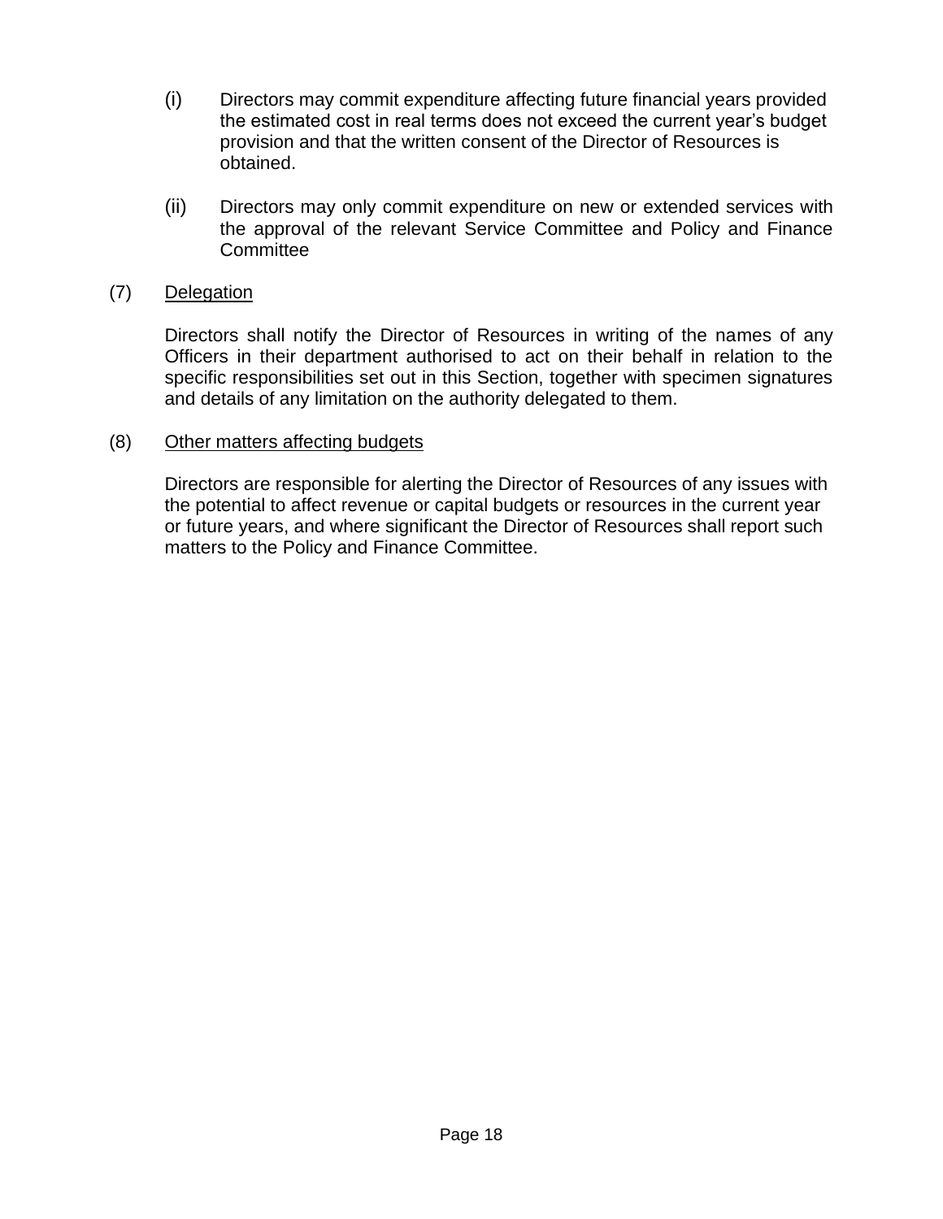(i) Directors may commit expenditure affecting future financial years provided the estimated cost in real terms does not exceed the current year's budget provision and that the written consent of the Director of Resources is obtained.

(ii) Directors may only commit expenditure on new or extended services with the approval of the relevant Service Committee and Policy and Finance Committee

(7) <u>Delegation</u>

Directors shall notify the Director of Resources in writing of the names of any Officers in their department authorised to act on their behalf in relation to the specific responsibilities set out in this Section, together with specimen signatures and details of any limitation on the authority delegated to them.

(8) <u>Other matters affecting budgets</u>

Directors are responsible for alerting the Director of Resources of any issues with the potential to affect revenue or capital budgets or resources in the current year or future years, and where significant the Director of Resources shall report such matters to the Policy and Finance Committee.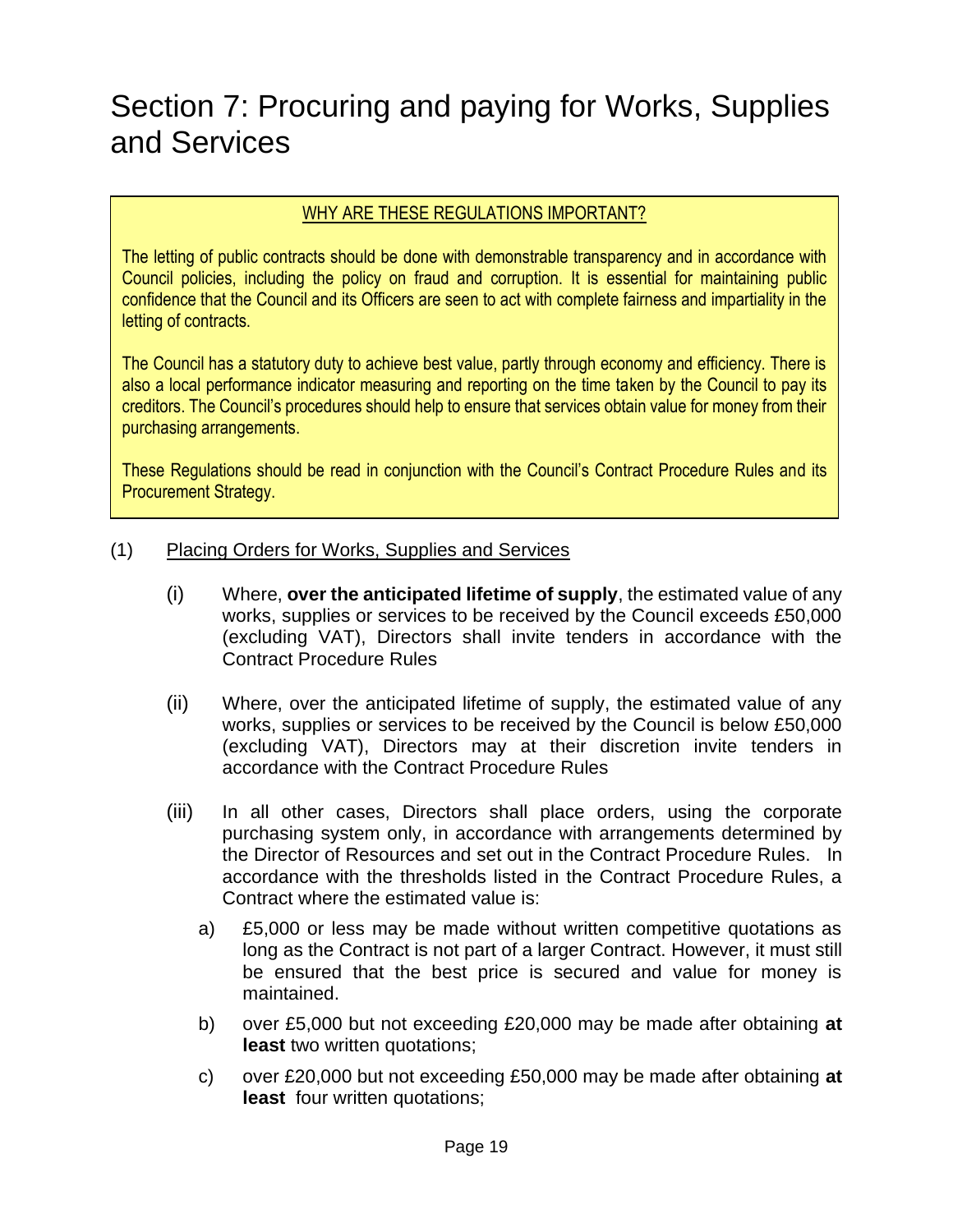# Section 7: Procuring and paying for Works, Supplies and Services

WHY ARE THESE REGULATIONS IMPORTANT?

The letting of public contracts should be done with demonstrable transparency and in accordance with Council policies, including the policy on fraud and corruption. It is essential for maintaining public confidence that the Council and its Officers are seen to act with complete fairness and impartiality in the letting of contracts.

The Council has a statutory duty to achieve best value, partly through economy and efficiency. There is also a local performance indicator measuring and reporting on the time taken by the Council to pay its creditors. The Council's procedures should help to ensure that services obtain value for money from their purchasing arrangements.

These Regulations should be read in conjunction with the Council's Contract Procedure Rules and its Procurement Strategy.

(1) Placing Orders for Works, Supplies and Services

(i) Where, **over the anticipated lifetime of supply**, the estimated value of any works, supplies or services to be received by the Council exceeds £50,000 (excluding VAT), Directors shall invite tenders in accordance with the Contract Procedure Rules

(ii) Where, over the anticipated lifetime of supply, the estimated value of any works, supplies or services to be received by the Council is below £50,000 (excluding VAT), Directors may at their discretion invite tenders in accordance with the Contract Procedure Rules

(iii) In all other cases, Directors shall place orders, using the corporate purchasing system only, in accordance with arrangements determined by the Director of Resources and set out in the Contract Procedure Rules. In accordance with the thresholds listed in the Contract Procedure Rules, a Contract where the estimated value is:

a) £5,000 or less may be made without written competitive quotations as long as the Contract is not part of a larger Contract. However, it must still be ensured that the best price is secured and value for money is maintained.

b) over £5,000 but not exceeding £20,000 may be made after obtaining **at least** two written quotations;

c) over £20,000 but not exceeding £50,000 may be made after obtaining **at least** four written quotations;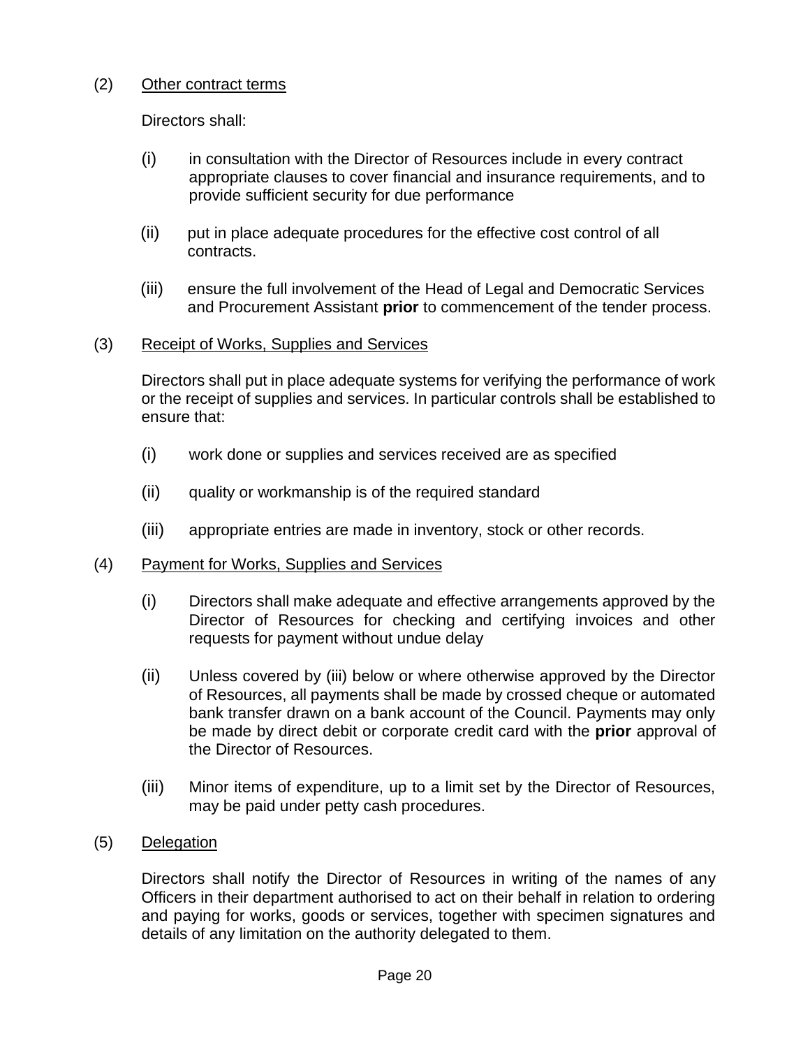(2) Other contract terms

Directors shall:

(i) in consultation with the Director of Resources include in every contract appropriate clauses to cover financial and insurance requirements, and to provide sufficient security for due performance

(ii) put in place adequate procedures for the effective cost control of all contracts.

(iii) ensure the full involvement of the Head of Legal and Democratic Services and Procurement Assistant **prior** to commencement of the tender process.

(3) Receipt of Works, Supplies and Services

Directors shall put in place adequate systems for verifying the performance of work or the receipt of supplies and services. In particular controls shall be established to ensure that:

(i) work done or supplies and services received are as specified

(ii) quality or workmanship is of the required standard

(iii) appropriate entries are made in inventory, stock or other records.

(4) Payment for Works, Supplies and Services

(i) Directors shall make adequate and effective arrangements approved by the Director of Resources for checking and certifying invoices and other requests for payment without undue delay

(ii) Unless covered by (iii) below or where otherwise approved by the Director of Resources, all payments shall be made by crossed cheque or automated bank transfer drawn on a bank account of the Council. Payments may only be made by direct debit or corporate credit card with the **prior** approval of the Director of Resources.

(iii) Minor items of expenditure, up to a limit set by the Director of Resources, may be paid under petty cash procedures.

(5) Delegation

Directors shall notify the Director of Resources in writing of the names of any Officers in their department authorised to act on their behalf in relation to ordering and paying for works, goods or services, together with specimen signatures and details of any limitation on the authority delegated to them.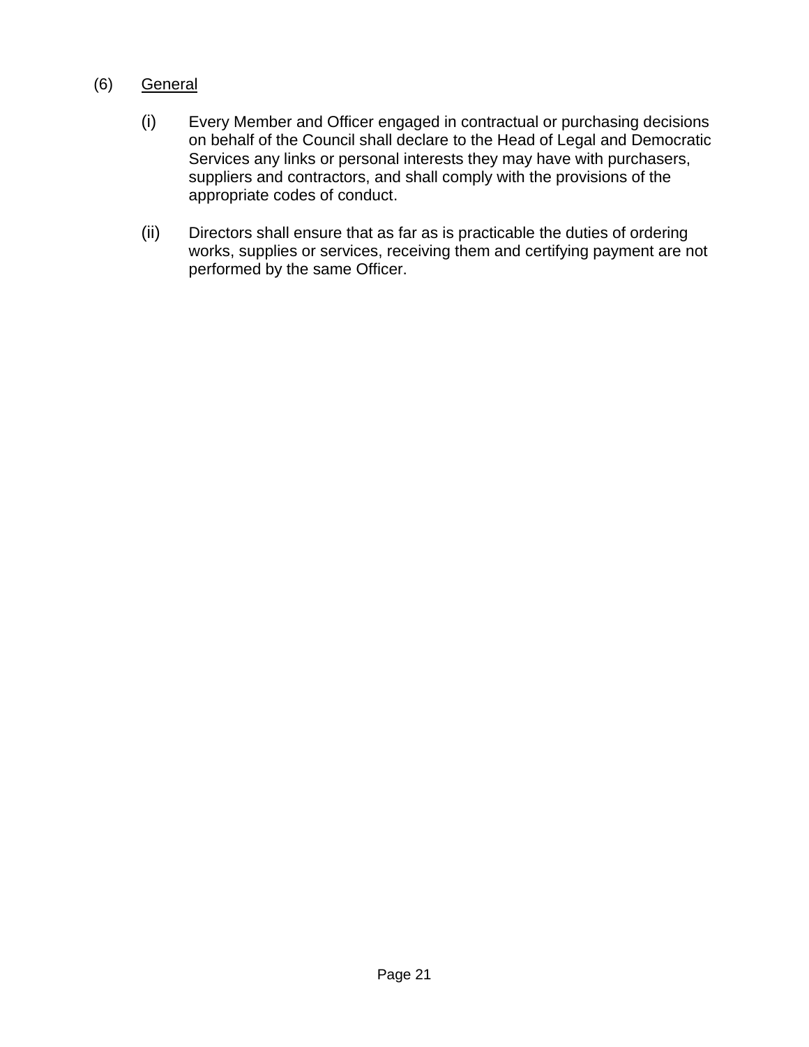(6) General

(i) Every Member and Officer engaged in contractual or purchasing decisions on behalf of the Council shall declare to the Head of Legal and Democratic Services any links or personal interests they may have with purchasers, suppliers and contractors, and shall comply with the provisions of the appropriate codes of conduct.

(ii) Directors shall ensure that as far as is practicable the duties of ordering works, supplies or services, receiving them and certifying payment are not performed by the same Officer.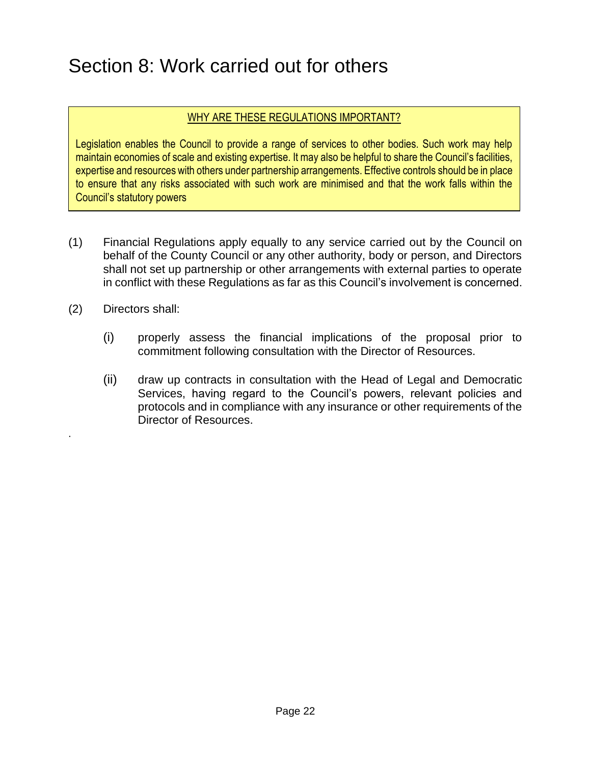# Section 8: Work carried out for others

> **WHY ARE THESE REGULATIONS IMPORTANT?**
>
> Legislation enables the Council to provide a range of services to other bodies. Such work may help maintain economies of scale and existing expertise. It may also be helpful to share the Council's facilities, expertise and resources with others under partnership arrangements. Effective controls should be in place to ensure that any risks associated with such work are minimised and that the work falls within the Council's statutory powers

(1) Financial Regulations apply equally to any service carried out by the Council on behalf of the County Council or any other authority, body or person, and Directors shall not set up partnership or other arrangements with external parties to operate in conflict with these Regulations as far as this Council's involvement is concerned.

(2) Directors shall:

  (i) properly assess the financial implications of the proposal prior to commitment following consultation with the Director of Resources.

  (ii) draw up contracts in consultation with the Head of Legal and Democratic Services, having regard to the Council's powers, relevant policies and protocols and in compliance with any insurance or other requirements of the Director of Resources.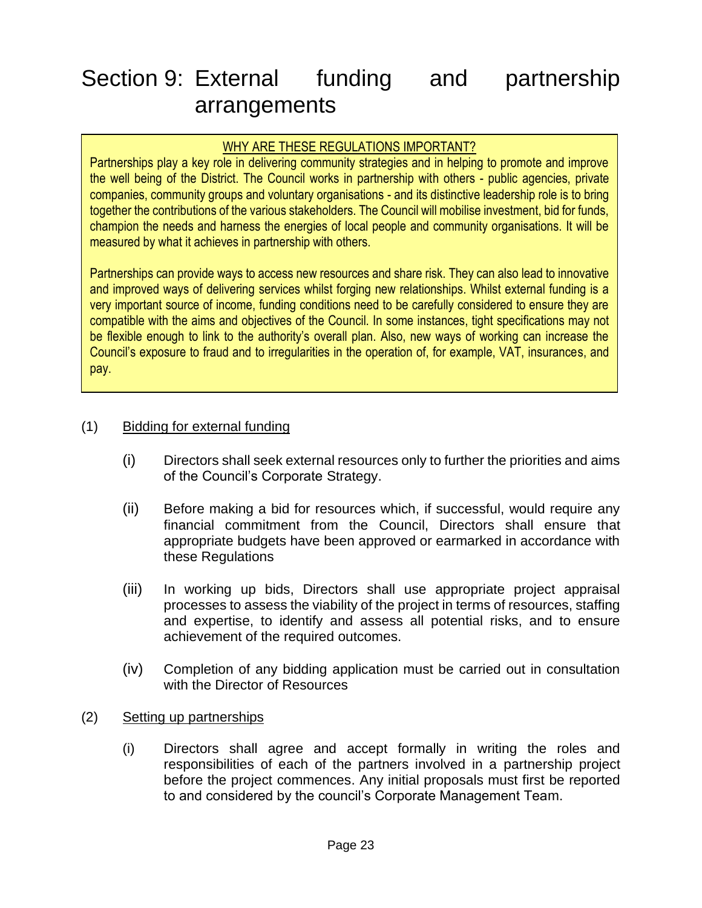# Section 9: External funding and partnership arrangements

> WHY ARE THESE REGULATIONS IMPORTANT?
>
> Partnerships play a key role in delivering community strategies and in helping to promote and improve the well being of the District. The Council works in partnership with others - public agencies, private companies, community groups and voluntary organisations - and its distinctive leadership role is to bring together the contributions of the various stakeholders. The Council will mobilise investment, bid for funds, champion the needs and harness the energies of local people and community organisations. It will be measured by what it achieves in partnership with others.
>
> Partnerships can provide ways to access new resources and share risk. They can also lead to innovative and improved ways of delivering services whilst forging new relationships. Whilst external funding is a very important source of income, funding conditions need to be carefully considered to ensure they are compatible with the aims and objectives of the Council. In some instances, tight specifications may not be flexible enough to link to the authority's overall plan. Also, new ways of working can increase the Council's exposure to fraud and to irregularities in the operation of, for example, VAT, insurances, and pay.

(1) Bidding for external funding

(i) Directors shall seek external resources only to further the priorities and aims of the Council's Corporate Strategy.

(ii) Before making a bid for resources which, if successful, would require any financial commitment from the Council, Directors shall ensure that appropriate budgets have been approved or earmarked in accordance with these Regulations

(iii) In working up bids, Directors shall use appropriate project appraisal processes to assess the viability of the project in terms of resources, staffing and expertise, to identify and assess all potential risks, and to ensure achievement of the required outcomes.

(iv) Completion of any bidding application must be carried out in consultation with the Director of Resources

(2) Setting up partnerships

(i) Directors shall agree and accept formally in writing the roles and responsibilities of each of the partners involved in a partnership project before the project commences. Any initial proposals must first be reported to and considered by the council's Corporate Management Team.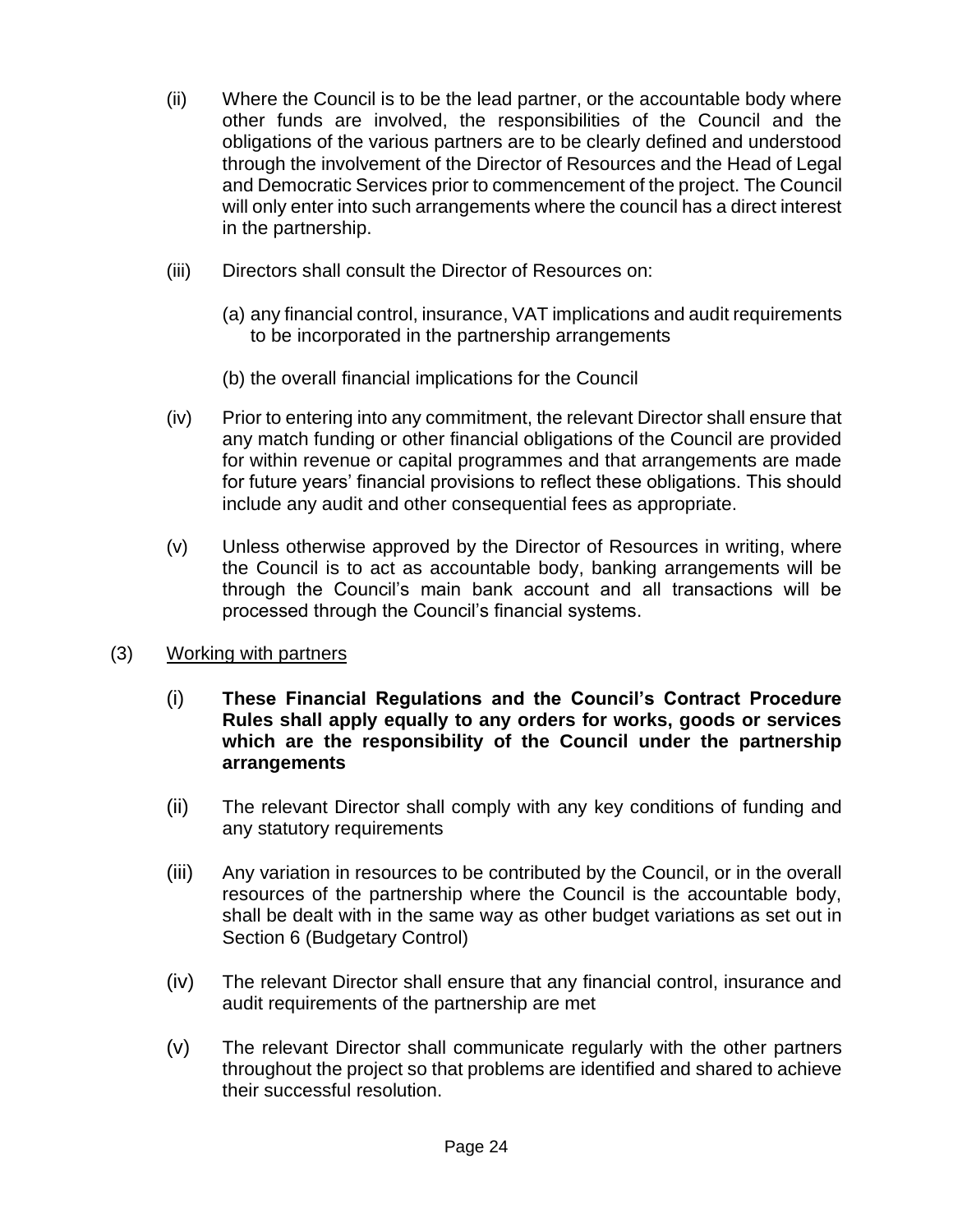(ii) Where the Council is to be the lead partner, or the accountable body where other funds are involved, the responsibilities of the Council and the obligations of the various partners are to be clearly defined and understood through the involvement of the Director of Resources and the Head of Legal and Democratic Services prior to commencement of the project. The Council will only enter into such arrangements where the council has a direct interest in the partnership.

(iii) Directors shall consult the Director of Resources on:

(a) any financial control, insurance, VAT implications and audit requirements to be incorporated in the partnership arrangements

(b) the overall financial implications for the Council

(iv) Prior to entering into any commitment, the relevant Director shall ensure that any match funding or other financial obligations of the Council are provided for within revenue or capital programmes and that arrangements are made for future years' financial provisions to reflect these obligations. This should include any audit and other consequential fees as appropriate.

(v) Unless otherwise approved by the Director of Resources in writing, where the Council is to act as accountable body, banking arrangements will be through the Council's main bank account and all transactions will be processed through the Council's financial systems.

(3) Working with partners

(i) **These Financial Regulations and the Council's Contract Procedure Rules shall apply equally to any orders for works, goods or services which are the responsibility of the Council under the partnership arrangements**

(ii) The relevant Director shall comply with any key conditions of funding and any statutory requirements

(iii) Any variation in resources to be contributed by the Council, or in the overall resources of the partnership where the Council is the accountable body, shall be dealt with in the same way as other budget variations as set out in Section 6 (Budgetary Control)

(iv) The relevant Director shall ensure that any financial control, insurance and audit requirements of the partnership are met

(v) The relevant Director shall communicate regularly with the other partners throughout the project so that problems are identified and shared to achieve their successful resolution.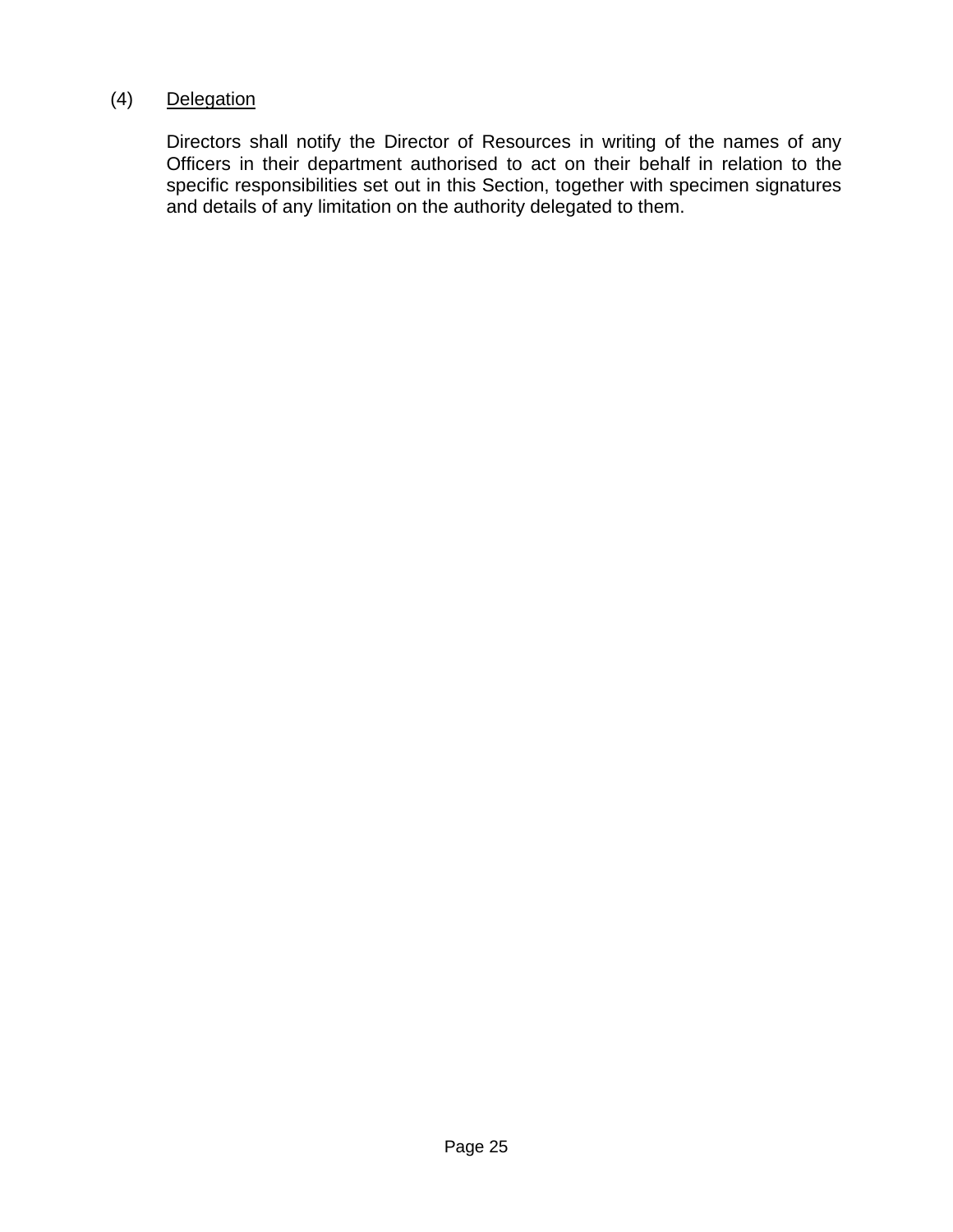(4) <u>Delegation</u>

Directors shall notify the Director of Resources in writing of the names of any Officers in their department authorised to act on their behalf in relation to the specific responsibilities set out in this Section, together with specimen signatures and details of any limitation on the authority delegated to them.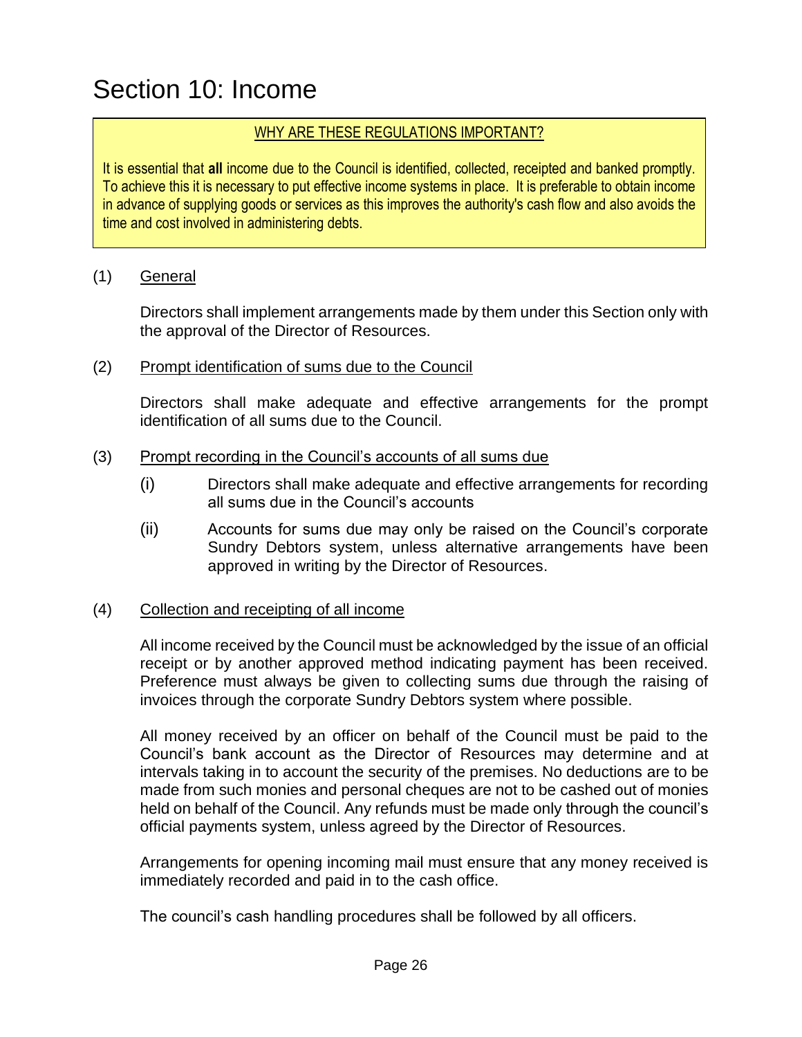# Section 10: Income

WHY ARE THESE REGULATIONS IMPORTANT?

It is essential that **all** income due to the Council is identified, collected, receipted and banked promptly. To achieve this it is necessary to put effective income systems in place. It is preferable to obtain income in advance of supplying goods or services as this improves the authority's cash flow and also avoids the time and cost involved in administering debts.

(1) General

Directors shall implement arrangements made by them under this Section only with the approval of the Director of Resources.

(2) Prompt identification of sums due to the Council

Directors shall make adequate and effective arrangements for the prompt identification of all sums due to the Council.

(3) Prompt recording in the Council's accounts of all sums due

(i) Directors shall make adequate and effective arrangements for recording all sums due in the Council's accounts

(ii) Accounts for sums due may only be raised on the Council's corporate Sundry Debtors system, unless alternative arrangements have been approved in writing by the Director of Resources.

(4) Collection and receipting of all income

All income received by the Council must be acknowledged by the issue of an official receipt or by another approved method indicating payment has been received. Preference must always be given to collecting sums due through the raising of invoices through the corporate Sundry Debtors system where possible.

All money received by an officer on behalf of the Council must be paid to the Council's bank account as the Director of Resources may determine and at intervals taking in to account the security of the premises. No deductions are to be made from such monies and personal cheques are not to be cashed out of monies held on behalf of the Council. Any refunds must be made only through the council's official payments system, unless agreed by the Director of Resources.

Arrangements for opening incoming mail must ensure that any money received is immediately recorded and paid in to the cash office.

The council's cash handling procedures shall be followed by all officers.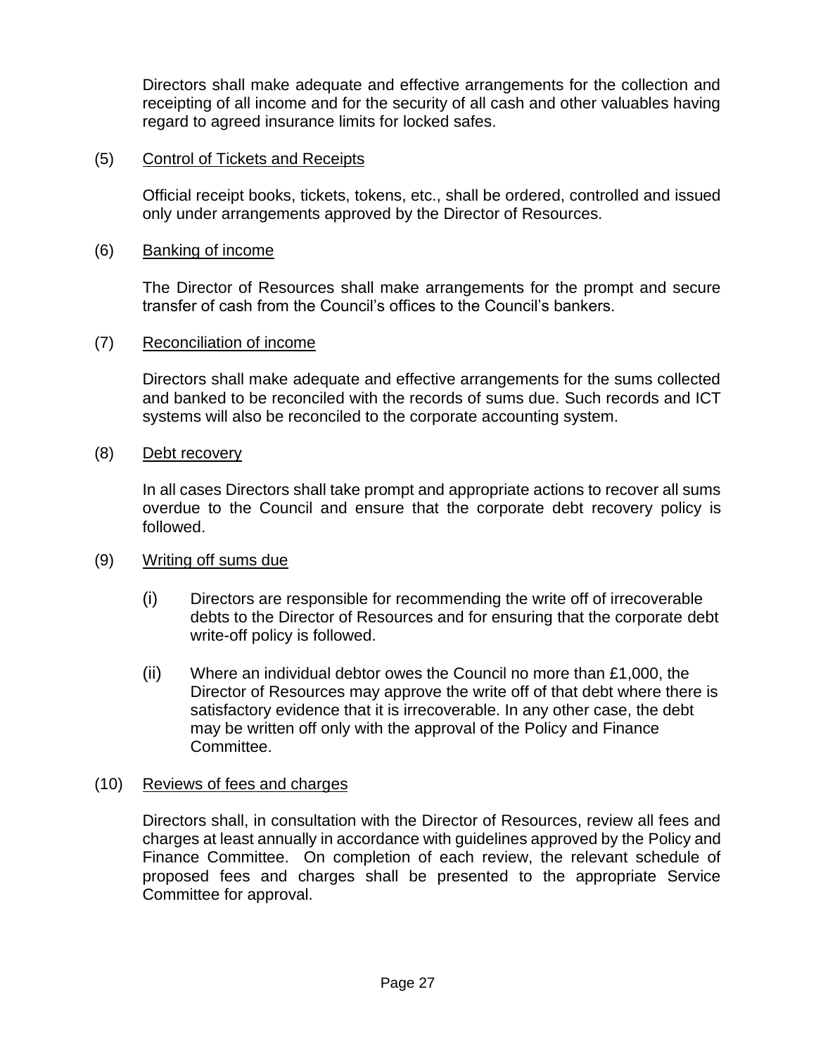Directors shall make adequate and effective arrangements for the collection and receipting of all income and for the security of all cash and other valuables having regard to agreed insurance limits for locked safes.

(5) Control of Tickets and Receipts

Official receipt books, tickets, tokens, etc., shall be ordered, controlled and issued only under arrangements approved by the Director of Resources.

(6) Banking of income

The Director of Resources shall make arrangements for the prompt and secure transfer of cash from the Council's offices to the Council's bankers.

(7) Reconciliation of income

Directors shall make adequate and effective arrangements for the sums collected and banked to be reconciled with the records of sums due. Such records and ICT systems will also be reconciled to the corporate accounting system.

(8) Debt recovery

In all cases Directors shall take prompt and appropriate actions to recover all sums overdue to the Council and ensure that the corporate debt recovery policy is followed.

(9) Writing off sums due

(i) Directors are responsible for recommending the write off of irrecoverable debts to the Director of Resources and for ensuring that the corporate debt write-off policy is followed.

(ii) Where an individual debtor owes the Council no more than £1,000, the Director of Resources may approve the write off of that debt where there is satisfactory evidence that it is irrecoverable. In any other case, the debt may be written off only with the approval of the Policy and Finance Committee.

(10) Reviews of fees and charges

Directors shall, in consultation with the Director of Resources, review all fees and charges at least annually in accordance with guidelines approved by the Policy and Finance Committee. On completion of each review, the relevant schedule of proposed fees and charges shall be presented to the appropriate Service Committee for approval.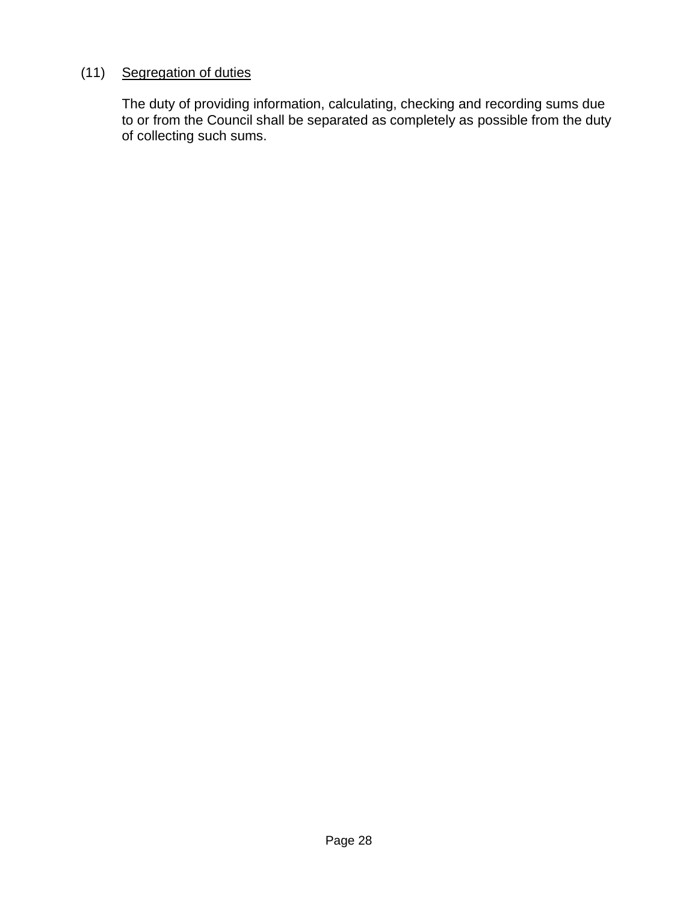(11) Segregation of duties

The duty of providing information, calculating, checking and recording sums due to or from the Council shall be separated as completely as possible from the duty of collecting such sums.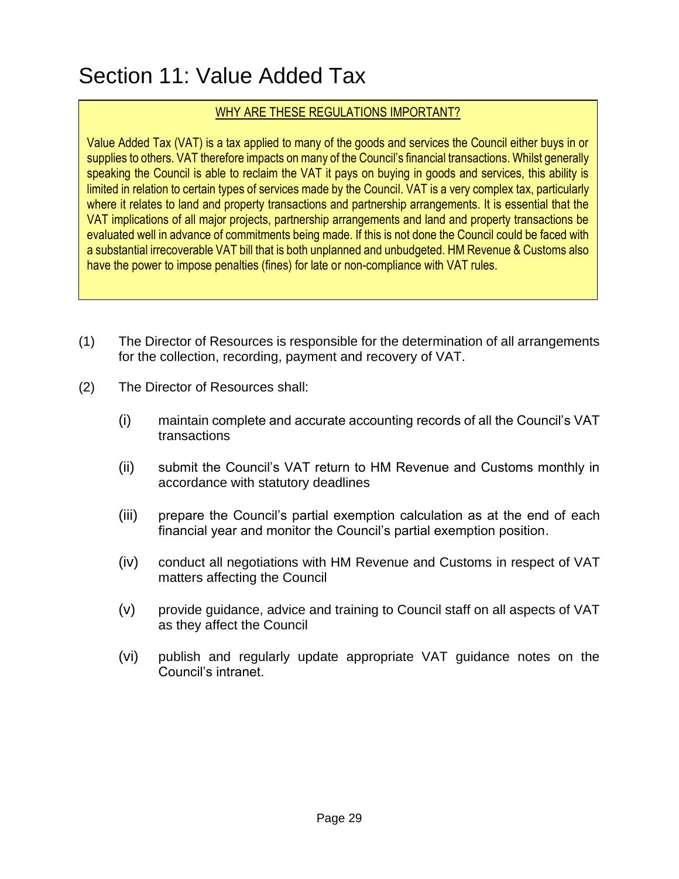# Section 11: Value Added Tax

> WHY ARE THESE REGULATIONS IMPORTANT?
>
> Value Added Tax (VAT) is a tax applied to many of the goods and services the Council either buys in or supplies to others. VAT therefore impacts on many of the Council's financial transactions. Whilst generally speaking the Council is able to reclaim the VAT it pays on buying in goods and services, this ability is limited in relation to certain types of services made by the Council. VAT is a very complex tax, particularly where it relates to land and property transactions and partnership arrangements. It is essential that the VAT implications of all major projects, partnership arrangements and land and property transactions be evaluated well in advance of commitments being made. If this is not done the Council could be faced with a substantial irrecoverable VAT bill that is both unplanned and unbudgeted. HM Revenue & Customs also have the power to impose penalties (fines) for late or non-compliance with VAT rules.

(1) The Director of Resources is responsible for the determination of all arrangements for the collection, recording, payment and recovery of VAT.

(2) The Director of Resources shall:

- (i) maintain complete and accurate accounting records of all the Council's VAT transactions
- (ii) submit the Council's VAT return to HM Revenue and Customs monthly in accordance with statutory deadlines
- (iii) prepare the Council's partial exemption calculation as at the end of each financial year and monitor the Council's partial exemption position.
- (iv) conduct all negotiations with HM Revenue and Customs in respect of VAT matters affecting the Council
- (v) provide guidance, advice and training to Council staff on all aspects of VAT as they affect the Council
- (vi) publish and regularly update appropriate VAT guidance notes on the Council's intranet.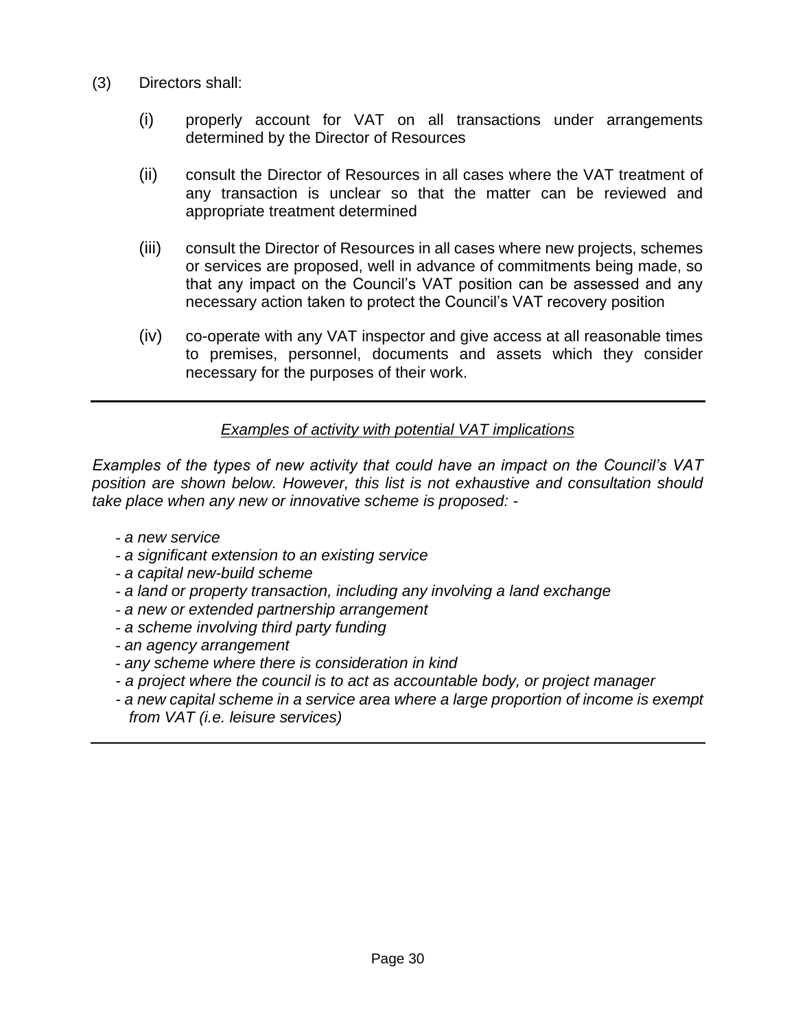(3) Directors shall:

(i) properly account for VAT on all transactions under arrangements determined by the Director of Resources

(ii) consult the Director of Resources in all cases where the VAT treatment of any transaction is unclear so that the matter can be reviewed and appropriate treatment determined

(iii) consult the Director of Resources in all cases where new projects, schemes or services are proposed, well in advance of commitments being made, so that any impact on the Council's VAT position can be assessed and any necessary action taken to protect the Council's VAT recovery position

(iv) co-operate with any VAT inspector and give access at all reasonable times to premises, personnel, documents and assets which they consider necessary for the purposes of their work.

---

*Examples of activity with potential VAT implications*

*Examples of the types of new activity that could have an impact on the Council's VAT position are shown below. However, this list is not exhaustive and consultation should take place when any new or innovative scheme is proposed: -*

- *a new service*
- *a significant extension to an existing service*
- *a capital new-build scheme*
- *a land or property transaction, including any involving a land exchange*
- *a new or extended partnership arrangement*
- *a scheme involving third party funding*
- *an agency arrangement*
- *any scheme where there is consideration in kind*
- *a project where the council is to act as accountable body, or project manager*
- *a new capital scheme in a service area where a large proportion of income is exempt from VAT (i.e. leisure services)*

---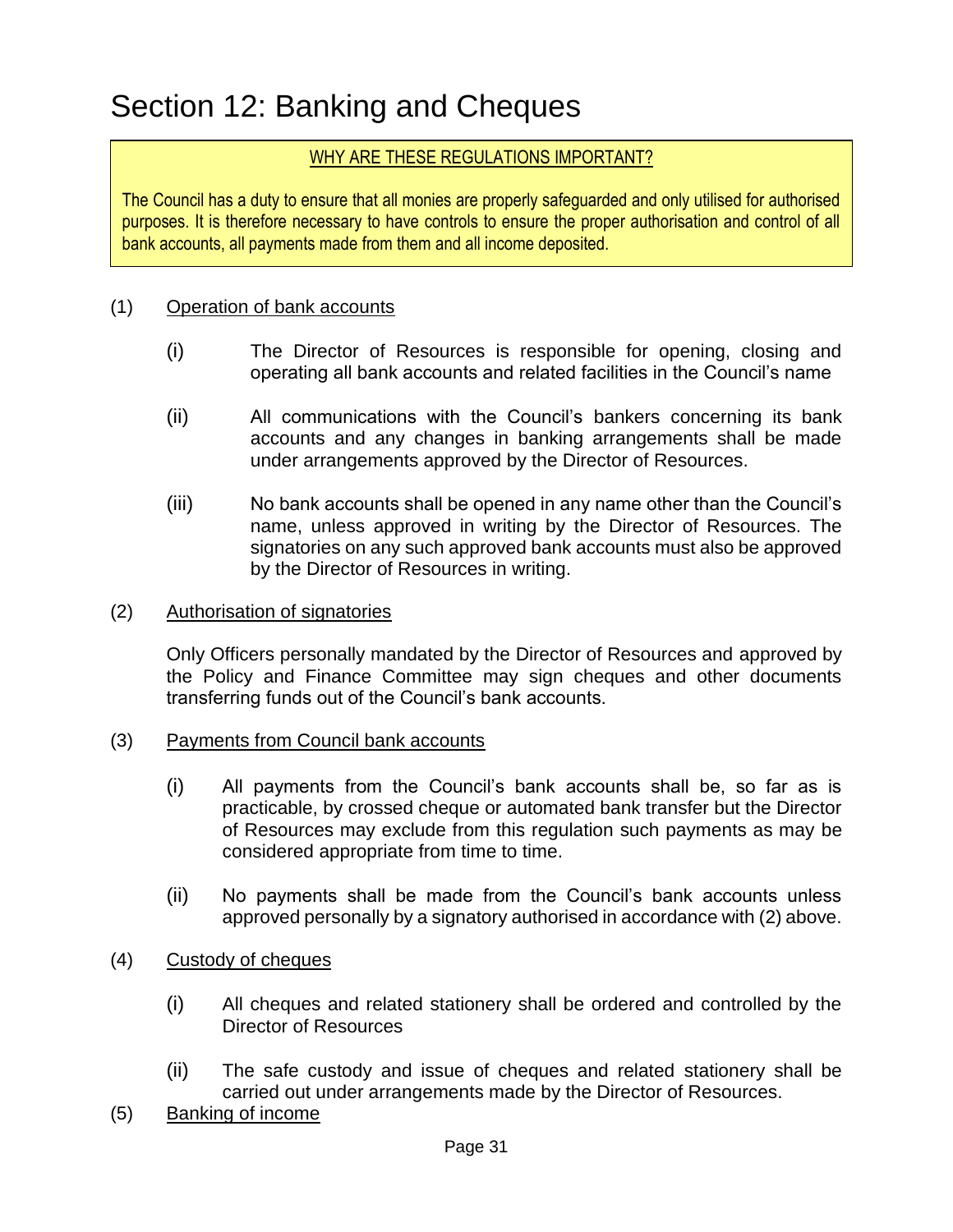# Section 12: Banking and Cheques

**WHY ARE THESE REGULATIONS IMPORTANT?**

The Council has a duty to ensure that all monies are properly safeguarded and only utilised for authorised purposes. It is therefore necessary to have controls to ensure the proper authorisation and control of all bank accounts, all payments made from them and all income deposited.

(1) Operation of bank accounts

(i) The Director of Resources is responsible for opening, closing and operating all bank accounts and related facilities in the Council's name

(ii) All communications with the Council's bankers concerning its bank accounts and any changes in banking arrangements shall be made under arrangements approved by the Director of Resources.

(iii) No bank accounts shall be opened in any name other than the Council's name, unless approved in writing by the Director of Resources. The signatories on any such approved bank accounts must also be approved by the Director of Resources in writing.

(2) Authorisation of signatories

Only Officers personally mandated by the Director of Resources and approved by the Policy and Finance Committee may sign cheques and other documents transferring funds out of the Council's bank accounts.

(3) Payments from Council bank accounts

(i) All payments from the Council's bank accounts shall be, so far as is practicable, by crossed cheque or automated bank transfer but the Director of Resources may exclude from this regulation such payments as may be considered appropriate from time to time.

(ii) No payments shall be made from the Council's bank accounts unless approved personally by a signatory authorised in accordance with (2) above.

(4) Custody of cheques

(i) All cheques and related stationery shall be ordered and controlled by the Director of Resources

(ii) The safe custody and issue of cheques and related stationery shall be carried out under arrangements made by the Director of Resources.

(5) Banking of income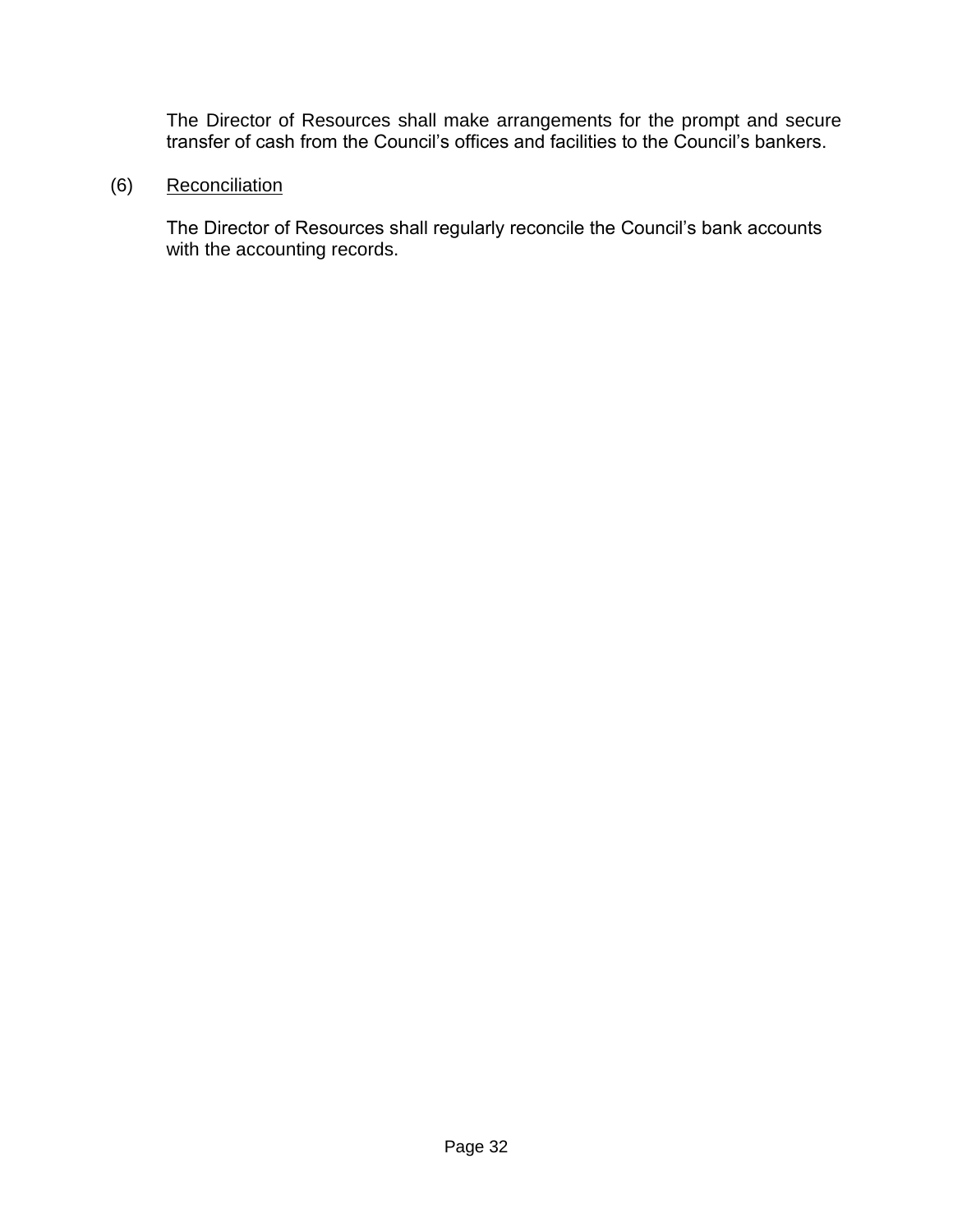The Director of Resources shall make arrangements for the prompt and secure transfer of cash from the Council's offices and facilities to the Council's bankers.

(6) Reconciliation

The Director of Resources shall regularly reconcile the Council's bank accounts with the accounting records.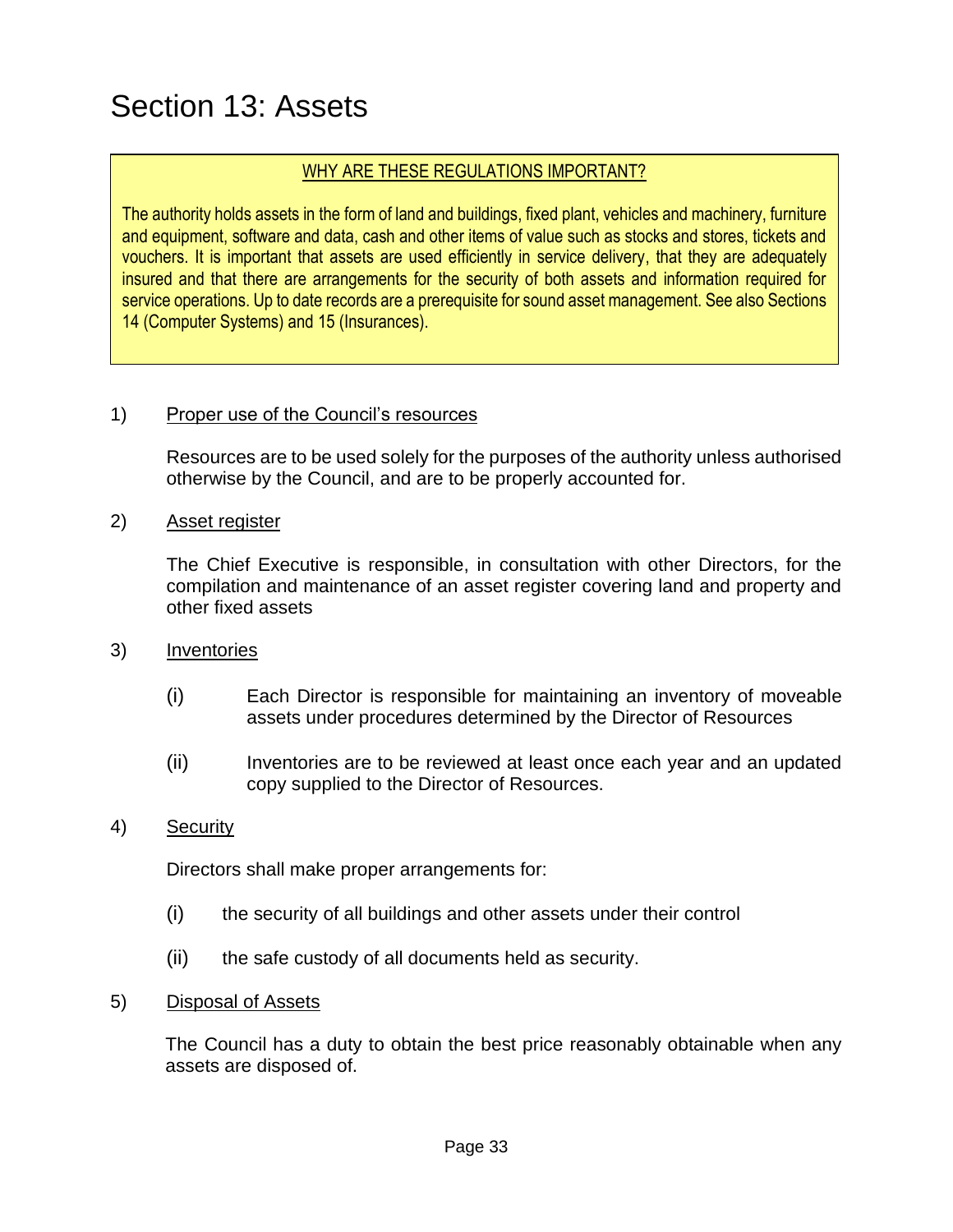# Section 13: Assets

WHY ARE THESE REGULATIONS IMPORTANT?

The authority holds assets in the form of land and buildings, fixed plant, vehicles and machinery, furniture and equipment, software and data, cash and other items of value such as stocks and stores, tickets and vouchers. It is important that assets are used efficiently in service delivery, that they are adequately insured and that there are arrangements for the security of both assets and information required for service operations. Up to date records are a prerequisite for sound asset management. See also Sections 14 (Computer Systems) and 15 (Insurances).

1) Proper use of the Council's resources

Resources are to be used solely for the purposes of the authority unless authorised otherwise by the Council, and are to be properly accounted for.

2) Asset register

The Chief Executive is responsible, in consultation with other Directors, for the compilation and maintenance of an asset register covering land and property and other fixed assets

3) Inventories

(i) Each Director is responsible for maintaining an inventory of moveable assets under procedures determined by the Director of Resources

(ii) Inventories are to be reviewed at least once each year and an updated copy supplied to the Director of Resources.

4) Security

Directors shall make proper arrangements for:

(i) the security of all buildings and other assets under their control

(ii) the safe custody of all documents held as security.

5) Disposal of Assets

The Council has a duty to obtain the best price reasonably obtainable when any assets are disposed of.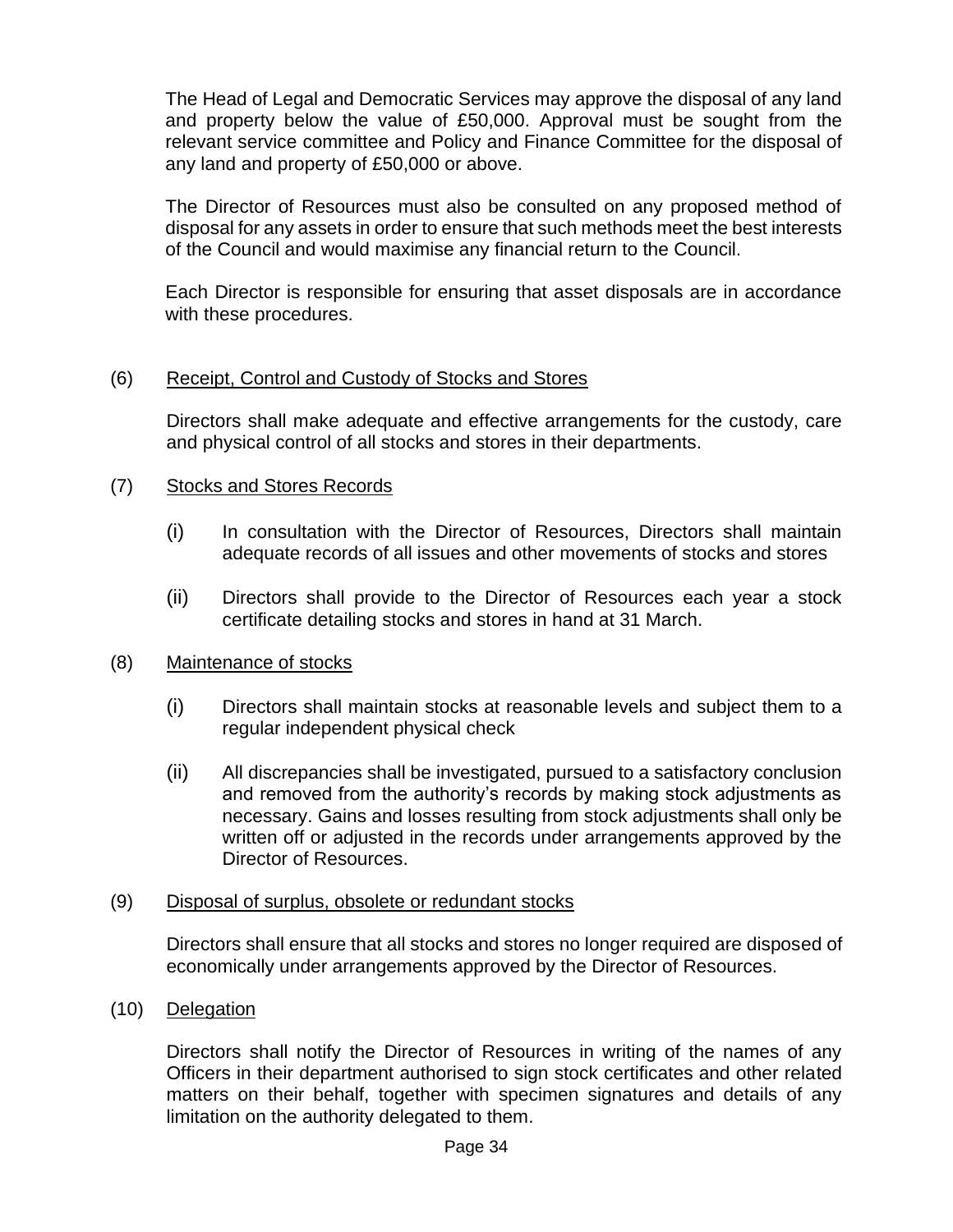The Head of Legal and Democratic Services may approve the disposal of any land and property below the value of £50,000. Approval must be sought from the relevant service committee and Policy and Finance Committee for the disposal of any land and property of £50,000 or above.

The Director of Resources must also be consulted on any proposed method of disposal for any assets in order to ensure that such methods meet the best interests of the Council and would maximise any financial return to the Council.

Each Director is responsible for ensuring that asset disposals are in accordance with these procedures.

(6) Receipt, Control and Custody of Stocks and Stores

Directors shall make adequate and effective arrangements for the custody, care and physical control of all stocks and stores in their departments.

(7) Stocks and Stores Records

(i) In consultation with the Director of Resources, Directors shall maintain adequate records of all issues and other movements of stocks and stores

(ii) Directors shall provide to the Director of Resources each year a stock certificate detailing stocks and stores in hand at 31 March.

(8) Maintenance of stocks

(i) Directors shall maintain stocks at reasonable levels and subject them to a regular independent physical check

(ii) All discrepancies shall be investigated, pursued to a satisfactory conclusion and removed from the authority's records by making stock adjustments as necessary. Gains and losses resulting from stock adjustments shall only be written off or adjusted in the records under arrangements approved by the Director of Resources.

(9) Disposal of surplus, obsolete or redundant stocks

Directors shall ensure that all stocks and stores no longer required are disposed of economically under arrangements approved by the Director of Resources.

(10) Delegation

Directors shall notify the Director of Resources in writing of the names of any Officers in their department authorised to sign stock certificates and other related matters on their behalf, together with specimen signatures and details of any limitation on the authority delegated to them.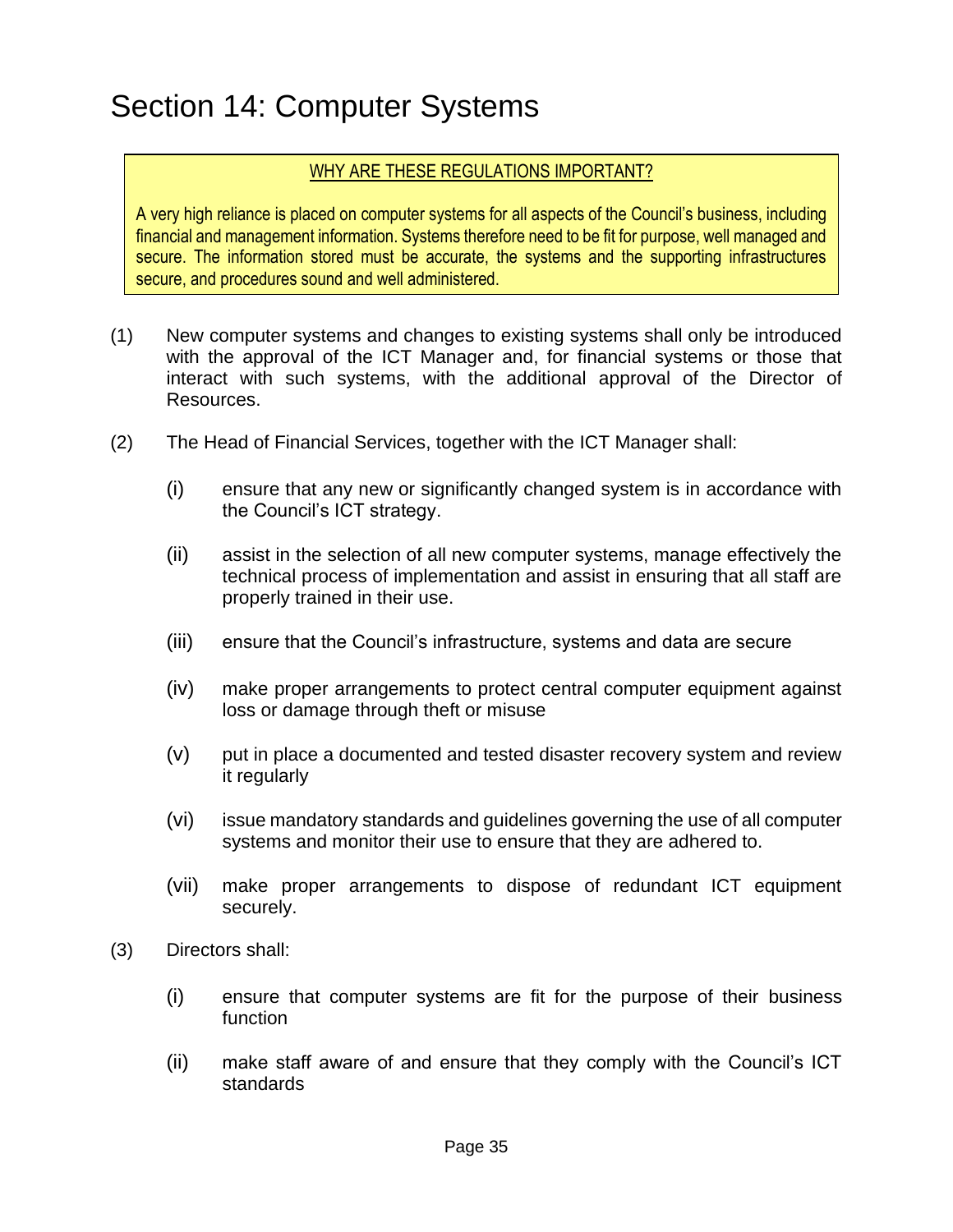# Section 14: Computer Systems

> WHY ARE THESE REGULATIONS IMPORTANT?
>
> A very high reliance is placed on computer systems for all aspects of the Council's business, including financial and management information. Systems therefore need to be fit for purpose, well managed and secure. The information stored must be accurate, the systems and the supporting infrastructures secure, and procedures sound and well administered.

(1) New computer systems and changes to existing systems shall only be introduced with the approval of the ICT Manager and, for financial systems or those that interact with such systems, with the additional approval of the Director of Resources.

(2) The Head of Financial Services, together with the ICT Manager shall:

- (i) ensure that any new or significantly changed system is in accordance with the Council's ICT strategy.
- (ii) assist in the selection of all new computer systems, manage effectively the technical process of implementation and assist in ensuring that all staff are properly trained in their use.
- (iii) ensure that the Council's infrastructure, systems and data are secure
- (iv) make proper arrangements to protect central computer equipment against loss or damage through theft or misuse
- (v) put in place a documented and tested disaster recovery system and review it regularly
- (vi) issue mandatory standards and guidelines governing the use of all computer systems and monitor their use to ensure that they are adhered to.
- (vii) make proper arrangements to dispose of redundant ICT equipment securely.

(3) Directors shall:

- (i) ensure that computer systems are fit for the purpose of their business function
- (ii) make staff aware of and ensure that they comply with the Council's ICT standards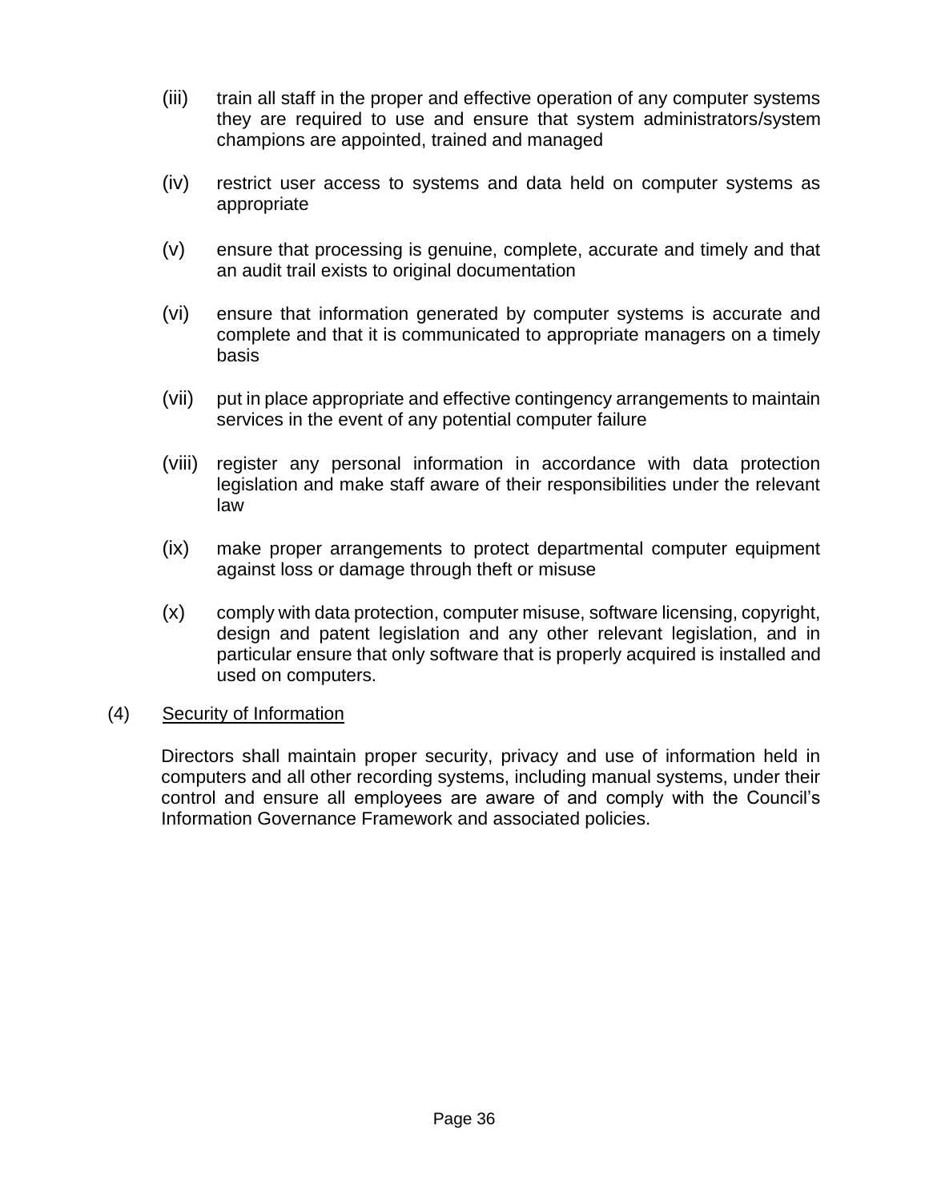(iii) train all staff in the proper and effective operation of any computer systems they are required to use and ensure that system administrators/system champions are appointed, trained and managed

(iv) restrict user access to systems and data held on computer systems as appropriate

(v) ensure that processing is genuine, complete, accurate and timely and that an audit trail exists to original documentation

(vi) ensure that information generated by computer systems is accurate and complete and that it is communicated to appropriate managers on a timely basis

(vii) put in place appropriate and effective contingency arrangements to maintain services in the event of any potential computer failure

(viii) register any personal information in accordance with data protection legislation and make staff aware of their responsibilities under the relevant law

(ix) make proper arrangements to protect departmental computer equipment against loss or damage through theft or misuse

(x) comply with data protection, computer misuse, software licensing, copyright, design and patent legislation and any other relevant legislation, and in particular ensure that only software that is properly acquired is installed and used on computers.

(4) Security of Information

Directors shall maintain proper security, privacy and use of information held in computers and all other recording systems, including manual systems, under their control and ensure all employees are aware of and comply with the Council's Information Governance Framework and associated policies.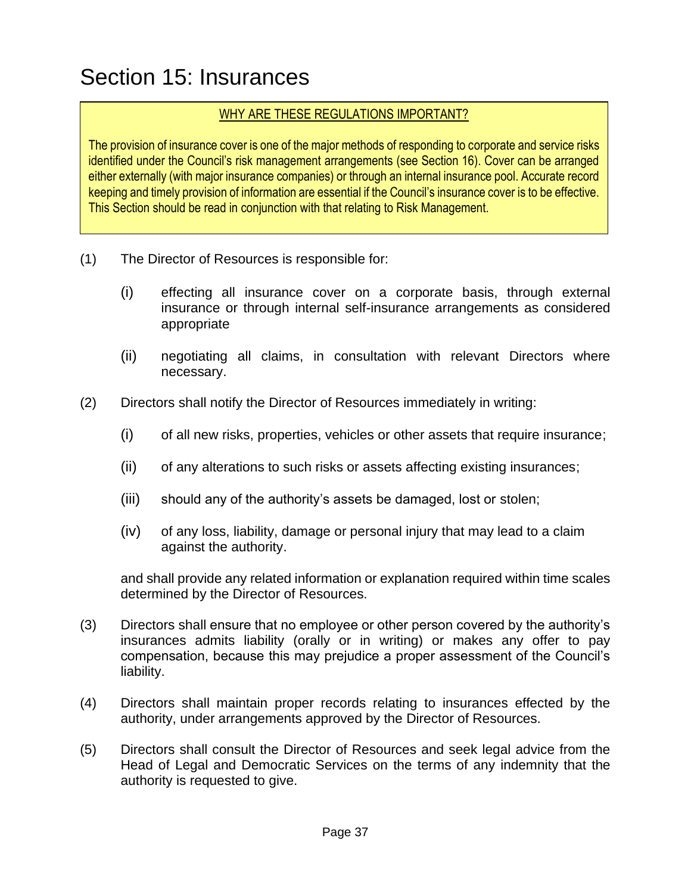# Section 15: Insurances

> <u>WHY ARE THESE REGULATIONS IMPORTANT?</u>
>
> The provision of insurance cover is one of the major methods of responding to corporate and service risks identified under the Council's risk management arrangements (see Section 16). Cover can be arranged either externally (with major insurance companies) or through an internal insurance pool. Accurate record keeping and timely provision of information are essential if the Council's insurance cover is to be effective. This Section should be read in conjunction with that relating to Risk Management.

(1) The Director of Resources is responsible for:

- (i) effecting all insurance cover on a corporate basis, through external insurance or through internal self-insurance arrangements as considered appropriate
- (ii) negotiating all claims, in consultation with relevant Directors where necessary.

(2) Directors shall notify the Director of Resources immediately in writing:

- (i) of all new risks, properties, vehicles or other assets that require insurance;
- (ii) of any alterations to such risks or assets affecting existing insurances;
- (iii) should any of the authority's assets be damaged, lost or stolen;
- (iv) of any loss, liability, damage or personal injury that may lead to a claim against the authority.

and shall provide any related information or explanation required within time scales determined by the Director of Resources.

(3) Directors shall ensure that no employee or other person covered by the authority's insurances admits liability (orally or in writing) or makes any offer to pay compensation, because this may prejudice a proper assessment of the Council's liability.

(4) Directors shall maintain proper records relating to insurances effected by the authority, under arrangements approved by the Director of Resources.

(5) Directors shall consult the Director of Resources and seek legal advice from the Head of Legal and Democratic Services on the terms of any indemnity that the authority is requested to give.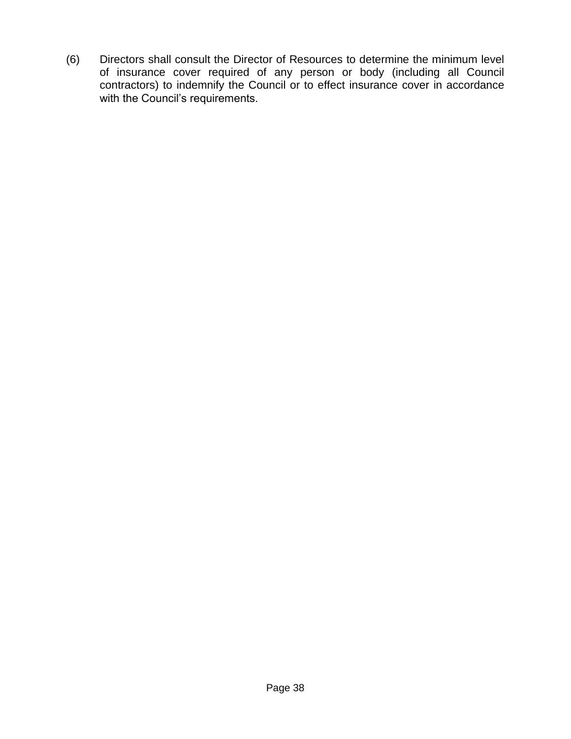(6) Directors shall consult the Director of Resources to determine the minimum level of insurance cover required of any person or body (including all Council contractors) to indemnify the Council or to effect insurance cover in accordance with the Council's requirements.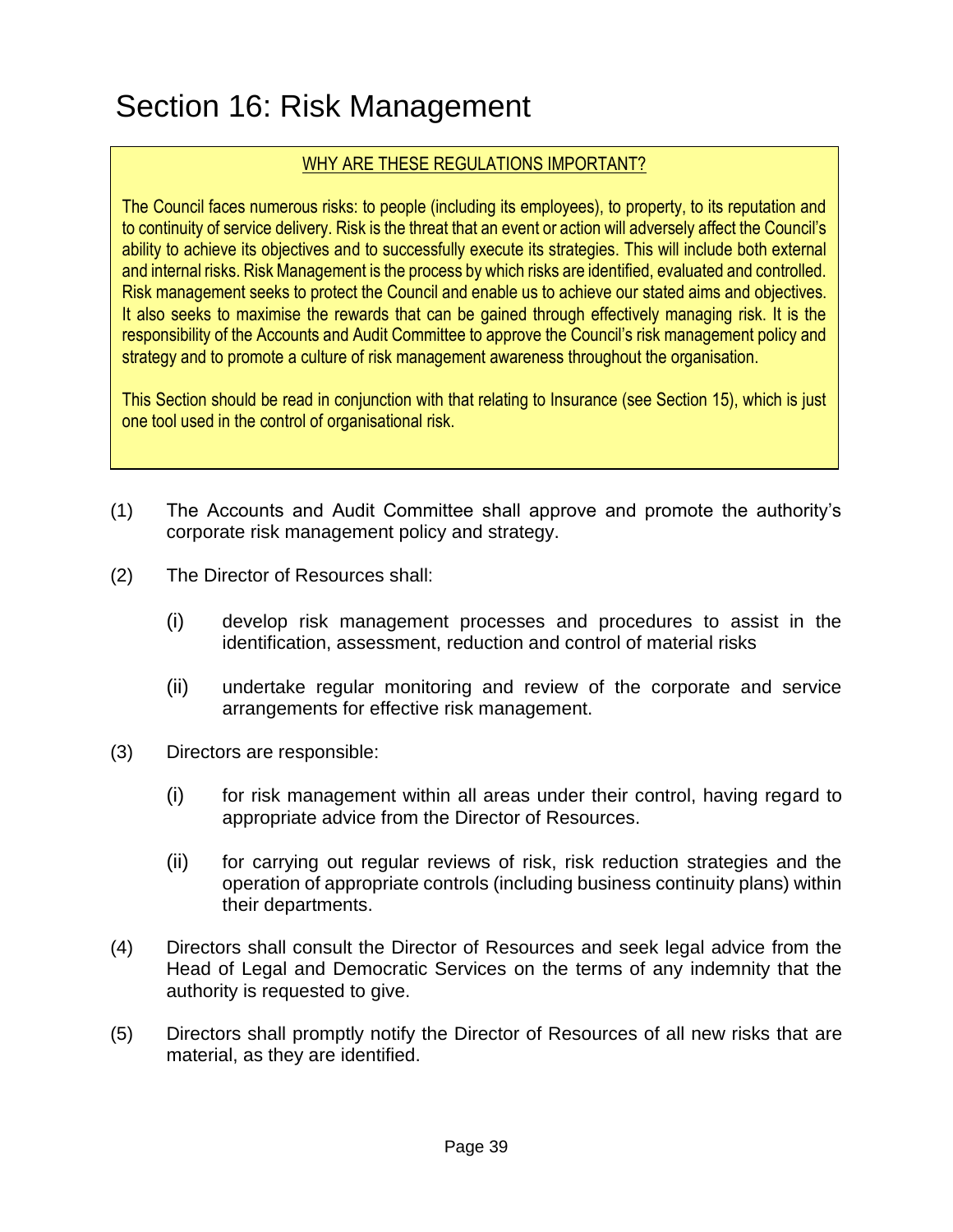# Section 16: Risk Management

> **WHY ARE THESE REGULATIONS IMPORTANT?**
>
> The Council faces numerous risks: to people (including its employees), to property, to its reputation and to continuity of service delivery. Risk is the threat that an event or action will adversely affect the Council's ability to achieve its objectives and to successfully execute its strategies. This will include both external and internal risks. Risk Management is the process by which risks are identified, evaluated and controlled. Risk management seeks to protect the Council and enable us to achieve our stated aims and objectives. It also seeks to maximise the rewards that can be gained through effectively managing risk. It is the responsibility of the Accounts and Audit Committee to approve the Council's risk management policy and strategy and to promote a culture of risk management awareness throughout the organisation.
>
> This Section should be read in conjunction with that relating to Insurance (see Section 15), which is just one tool used in the control of organisational risk.

(1) The Accounts and Audit Committee shall approve and promote the authority's corporate risk management policy and strategy.

(2) The Director of Resources shall:

- (i) develop risk management processes and procedures to assist in the identification, assessment, reduction and control of material risks
- (ii) undertake regular monitoring and review of the corporate and service arrangements for effective risk management.

(3) Directors are responsible:

- (i) for risk management within all areas under their control, having regard to appropriate advice from the Director of Resources.
- (ii) for carrying out regular reviews of risk, risk reduction strategies and the operation of appropriate controls (including business continuity plans) within their departments.

(4) Directors shall consult the Director of Resources and seek legal advice from the Head of Legal and Democratic Services on the terms of any indemnity that the authority is requested to give.

(5) Directors shall promptly notify the Director of Resources of all new risks that are material, as they are identified.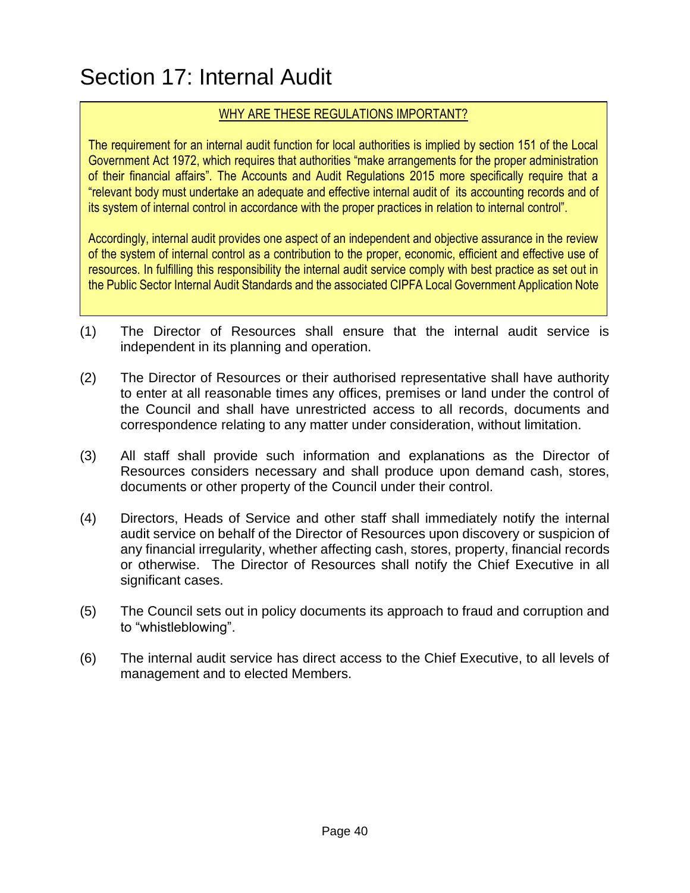# Section 17: Internal Audit

<u>WHY ARE THESE REGULATIONS IMPORTANT?</u>

The requirement for an internal audit function for local authorities is implied by section 151 of the Local Government Act 1972, which requires that authorities "make arrangements for the proper administration of their financial affairs". The Accounts and Audit Regulations 2015 more specifically require that a "relevant body must undertake an adequate and effective internal audit of its accounting records and of its system of internal control in accordance with the proper practices in relation to internal control".

Accordingly, internal audit provides one aspect of an independent and objective assurance in the review of the system of internal control as a contribution to the proper, economic, efficient and effective use of resources. In fulfilling this responsibility the internal audit service comply with best practice as set out in the Public Sector Internal Audit Standards and the associated CIPFA Local Government Application Note

(1) The Director of Resources shall ensure that the internal audit service is independent in its planning and operation.

(2) The Director of Resources or their authorised representative shall have authority to enter at all reasonable times any offices, premises or land under the control of the Council and shall have unrestricted access to all records, documents and correspondence relating to any matter under consideration, without limitation.

(3) All staff shall provide such information and explanations as the Director of Resources considers necessary and shall produce upon demand cash, stores, documents or other property of the Council under their control.

(4) Directors, Heads of Service and other staff shall immediately notify the internal audit service on behalf of the Director of Resources upon discovery or suspicion of any financial irregularity, whether affecting cash, stores, property, financial records or otherwise. The Director of Resources shall notify the Chief Executive in all significant cases.

(5) The Council sets out in policy documents its approach to fraud and corruption and to "whistleblowing".

(6) The internal audit service has direct access to the Chief Executive, to all levels of management and to elected Members.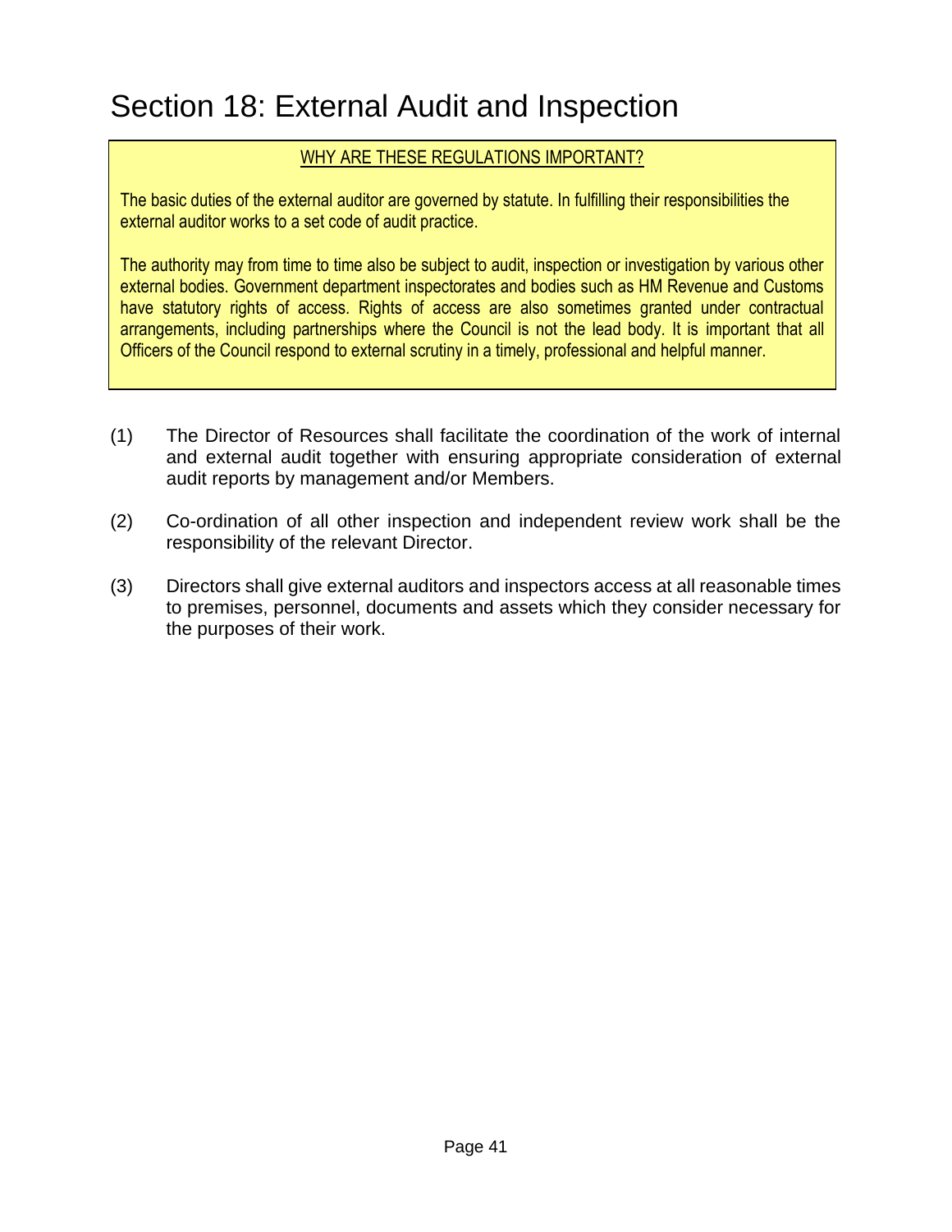# Section 18: External Audit and Inspection

WHY ARE THESE REGULATIONS IMPORTANT?

The basic duties of the external auditor are governed by statute. In fulfilling their responsibilities the external auditor works to a set code of audit practice.

The authority may from time to time also be subject to audit, inspection or investigation by various other external bodies. Government department inspectorates and bodies such as HM Revenue and Customs have statutory rights of access. Rights of access are also sometimes granted under contractual arrangements, including partnerships where the Council is not the lead body. It is important that all Officers of the Council respond to external scrutiny in a timely, professional and helpful manner.

(1) The Director of Resources shall facilitate the coordination of the work of internal and external audit together with ensuring appropriate consideration of external audit reports by management and/or Members.

(2) Co-ordination of all other inspection and independent review work shall be the responsibility of the relevant Director.

(3) Directors shall give external auditors and inspectors access at all reasonable times to premises, personnel, documents and assets which they consider necessary for the purposes of their work.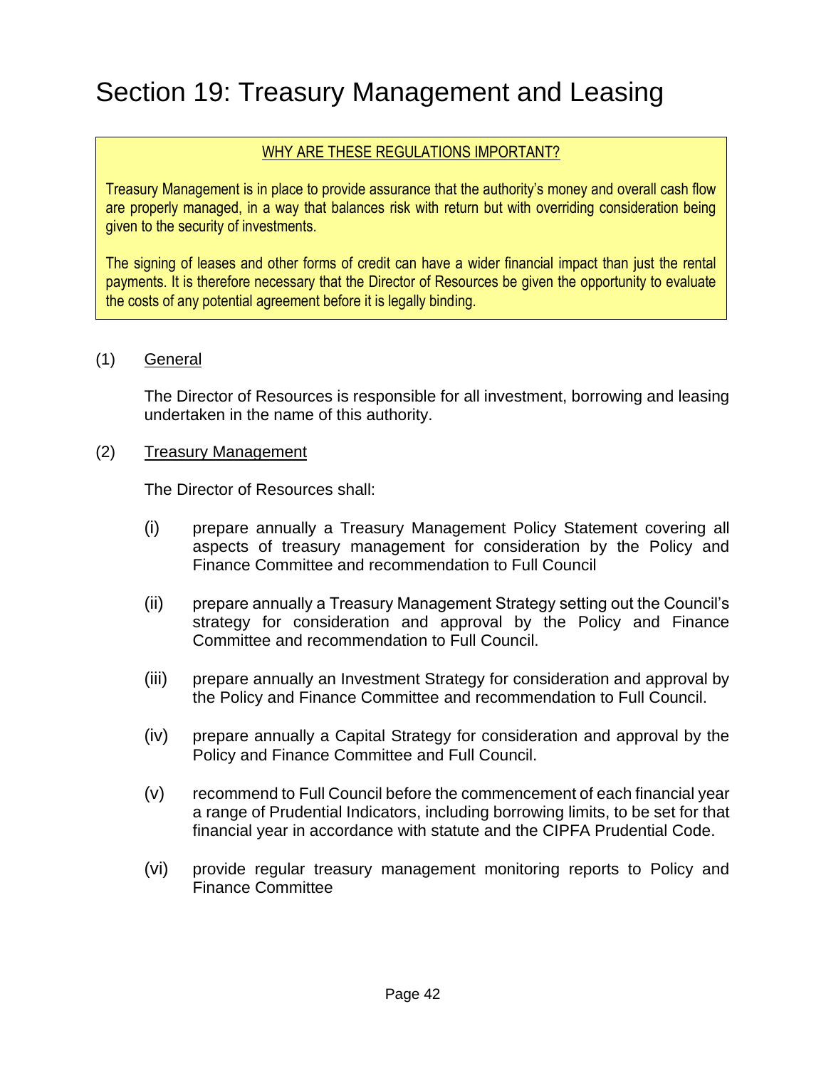# Section 19: Treasury Management and Leasing

> WHY ARE THESE REGULATIONS IMPORTANT?
>
> Treasury Management is in place to provide assurance that the authority's money and overall cash flow are properly managed, in a way that balances risk with return but with overriding consideration being given to the security of investments.
>
> The signing of leases and other forms of credit can have a wider financial impact than just the rental payments. It is therefore necessary that the Director of Resources be given the opportunity to evaluate the costs of any potential agreement before it is legally binding.

(1) General

The Director of Resources is responsible for all investment, borrowing and leasing undertaken in the name of this authority.

(2) Treasury Management

The Director of Resources shall:

(i) prepare annually a Treasury Management Policy Statement covering all aspects of treasury management for consideration by the Policy and Finance Committee and recommendation to Full Council

(ii) prepare annually a Treasury Management Strategy setting out the Council's strategy for consideration and approval by the Policy and Finance Committee and recommendation to Full Council.

(iii) prepare annually an Investment Strategy for consideration and approval by the Policy and Finance Committee and recommendation to Full Council.

(iv) prepare annually a Capital Strategy for consideration and approval by the Policy and Finance Committee and Full Council.

(v) recommend to Full Council before the commencement of each financial year a range of Prudential Indicators, including borrowing limits, to be set for that financial year in accordance with statute and the CIPFA Prudential Code.

(vi) provide regular treasury management monitoring reports to Policy and Finance Committee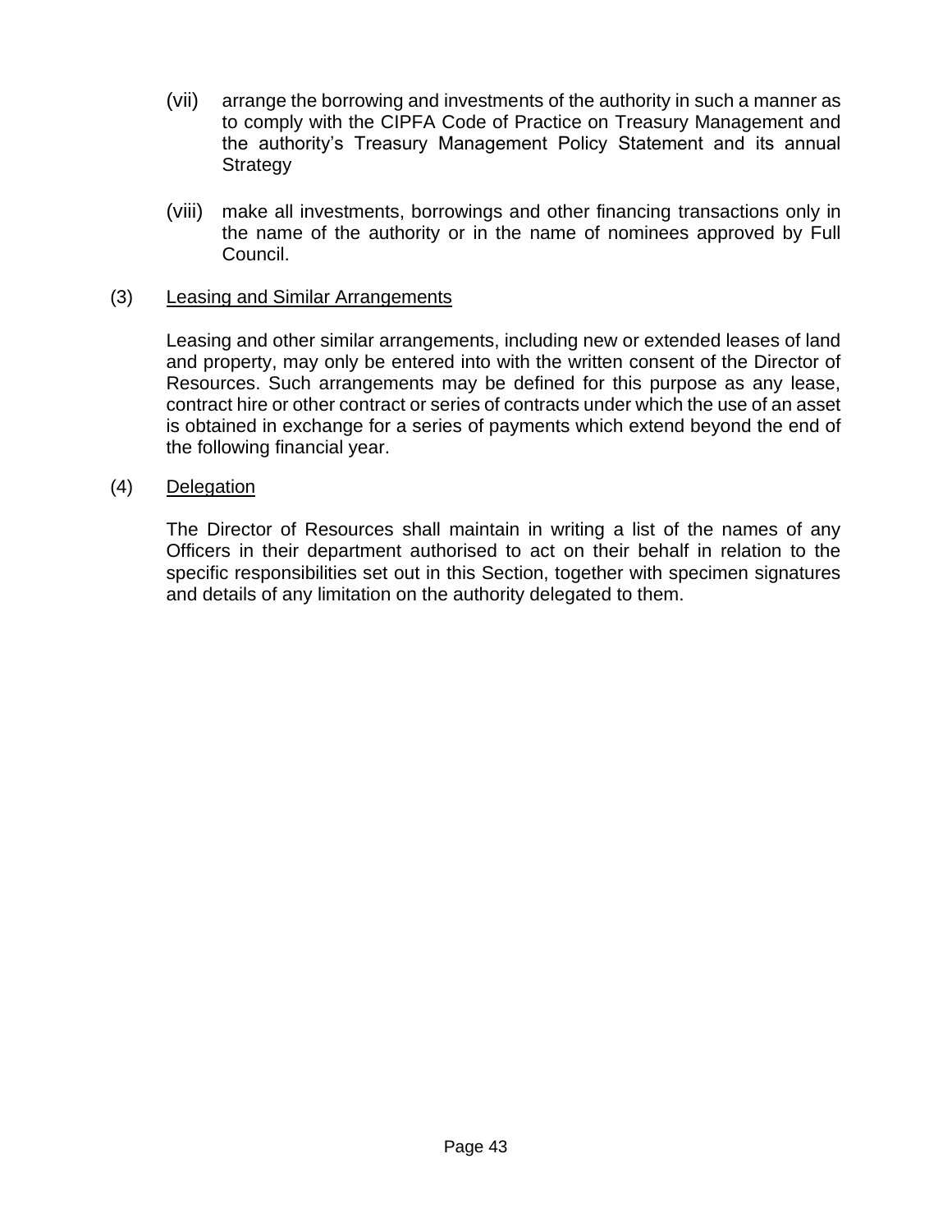(vii) arrange the borrowing and investments of the authority in such a manner as to comply with the CIPFA Code of Practice on Treasury Management and the authority's Treasury Management Policy Statement and its annual Strategy

(viii) make all investments, borrowings and other financing transactions only in the name of the authority or in the name of nominees approved by Full Council.

(3) Leasing and Similar Arrangements

Leasing and other similar arrangements, including new or extended leases of land and property, may only be entered into with the written consent of the Director of Resources. Such arrangements may be defined for this purpose as any lease, contract hire or other contract or series of contracts under which the use of an asset is obtained in exchange for a series of payments which extend beyond the end of the following financial year.

(4) Delegation

The Director of Resources shall maintain in writing a list of the names of any Officers in their department authorised to act on their behalf in relation to the specific responsibilities set out in this Section, together with specimen signatures and details of any limitation on the authority delegated to them.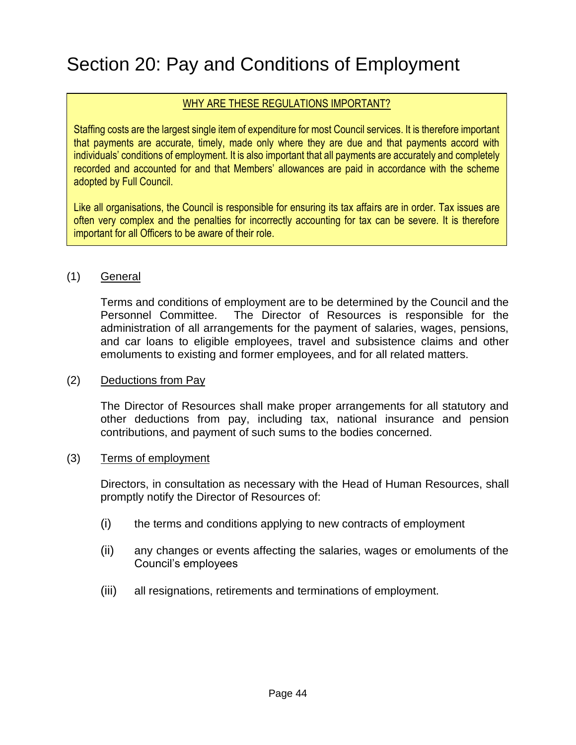# Section 20: Pay and Conditions of Employment

WHY ARE THESE REGULATIONS IMPORTANT?

Staffing costs are the largest single item of expenditure for most Council services. It is therefore important that payments are accurate, timely, made only where they are due and that payments accord with individuals' conditions of employment. It is also important that all payments are accurately and completely recorded and accounted for and that Members' allowances are paid in accordance with the scheme adopted by Full Council.

Like all organisations, the Council is responsible for ensuring its tax affairs are in order. Tax issues are often very complex and the penalties for incorrectly accounting for tax can be severe. It is therefore important for all Officers to be aware of their role.

(1) General

Terms and conditions of employment are to be determined by the Council and the Personnel Committee. The Director of Resources is responsible for the administration of all arrangements for the payment of salaries, wages, pensions, and car loans to eligible employees, travel and subsistence claims and other emoluments to existing and former employees, and for all related matters.

(2) Deductions from Pay

The Director of Resources shall make proper arrangements for all statutory and other deductions from pay, including tax, national insurance and pension contributions, and payment of such sums to the bodies concerned.

(3) Terms of employment

Directors, in consultation as necessary with the Head of Human Resources, shall promptly notify the Director of Resources of:

(i) the terms and conditions applying to new contracts of employment

(ii) any changes or events affecting the salaries, wages or emoluments of the Council's employees

(iii) all resignations, retirements and terminations of employment.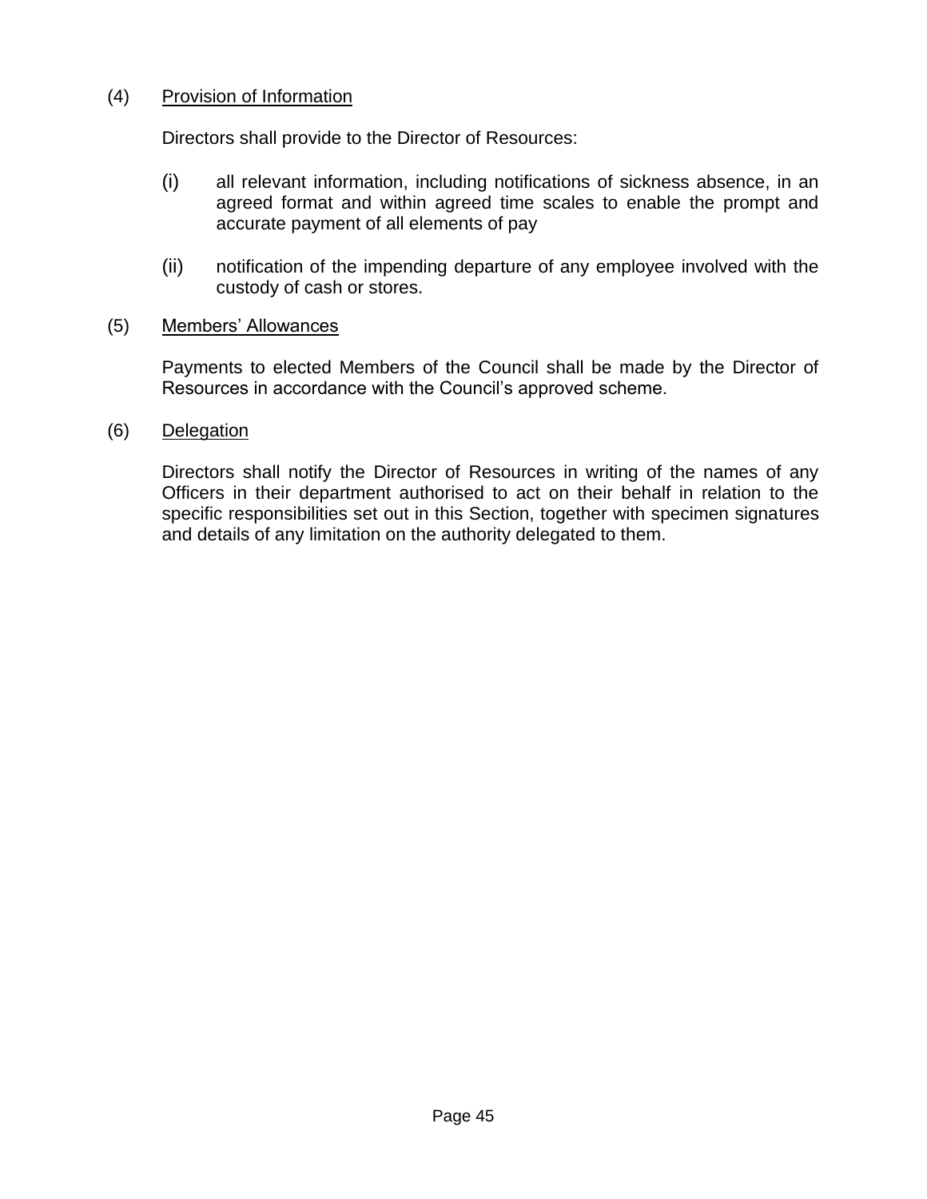(4) <u>Provision of Information</u>

Directors shall provide to the Director of Resources:

(i) all relevant information, including notifications of sickness absence, in an agreed format and within agreed time scales to enable the prompt and accurate payment of all elements of pay

(ii) notification of the impending departure of any employee involved with the custody of cash or stores.

(5) <u>Members' Allowances</u>

Payments to elected Members of the Council shall be made by the Director of Resources in accordance with the Council's approved scheme.

(6) <u>Delegation</u>

Directors shall notify the Director of Resources in writing of the names of any Officers in their department authorised to act on their behalf in relation to the specific responsibilities set out in this Section, together with specimen signatures and details of any limitation on the authority delegated to them.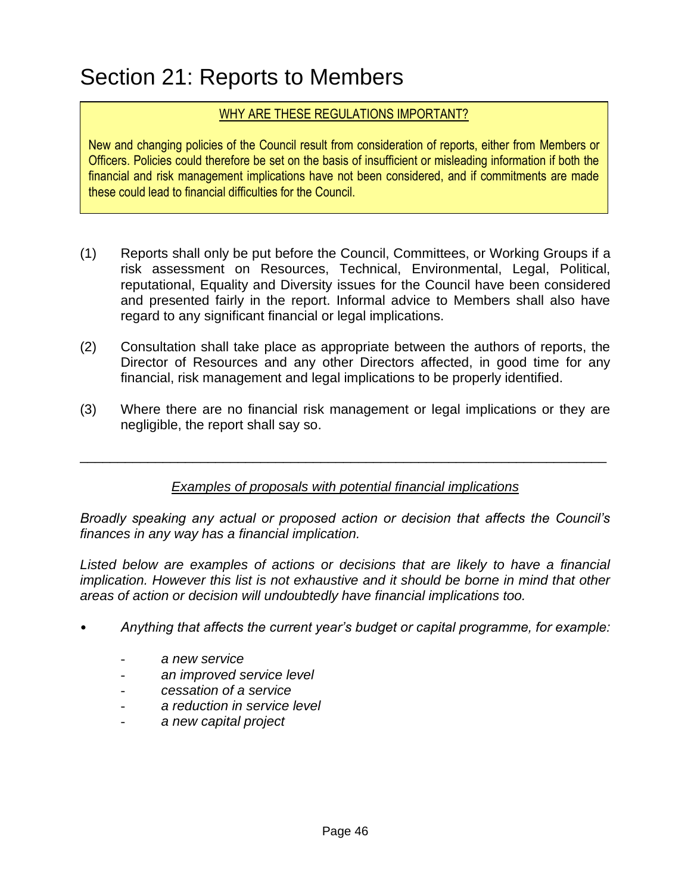# Section 21: Reports to Members

WHY ARE THESE REGULATIONS IMPORTANT?

New and changing policies of the Council result from consideration of reports, either from Members or Officers. Policies could therefore be set on the basis of insufficient or misleading information if both the financial and risk management implications have not been considered, and if commitments are made these could lead to financial difficulties for the Council.

(1) Reports shall only be put before the Council, Committees, or Working Groups if a risk assessment on Resources, Technical, Environmental, Legal, Political, reputational, Equality and Diversity issues for the Council have been considered and presented fairly in the report. Informal advice to Members shall also have regard to any significant financial or legal implications.

(2) Consultation shall take place as appropriate between the authors of reports, the Director of Resources and any other Directors affected, in good time for any financial, risk management and legal implications to be properly identified.

(3) Where there are no financial risk management or legal implications or they are negligible, the report shall say so.

---

*Examples of proposals with potential financial implications*

*Broadly speaking any actual or proposed action or decision that affects the Council's finances in any way has a financial implication.*

*Listed below are examples of actions or decisions that are likely to have a financial implication. However this list is not exhaustive and it should be borne in mind that other areas of action or decision will undoubtedly have financial implications too.*

- *Anything that affects the current year's budget or capital programme, for example:*
  - *a new service*
  - *an improved service level*
  - *cessation of a service*
  - *a reduction in service level*
  - *a new capital project*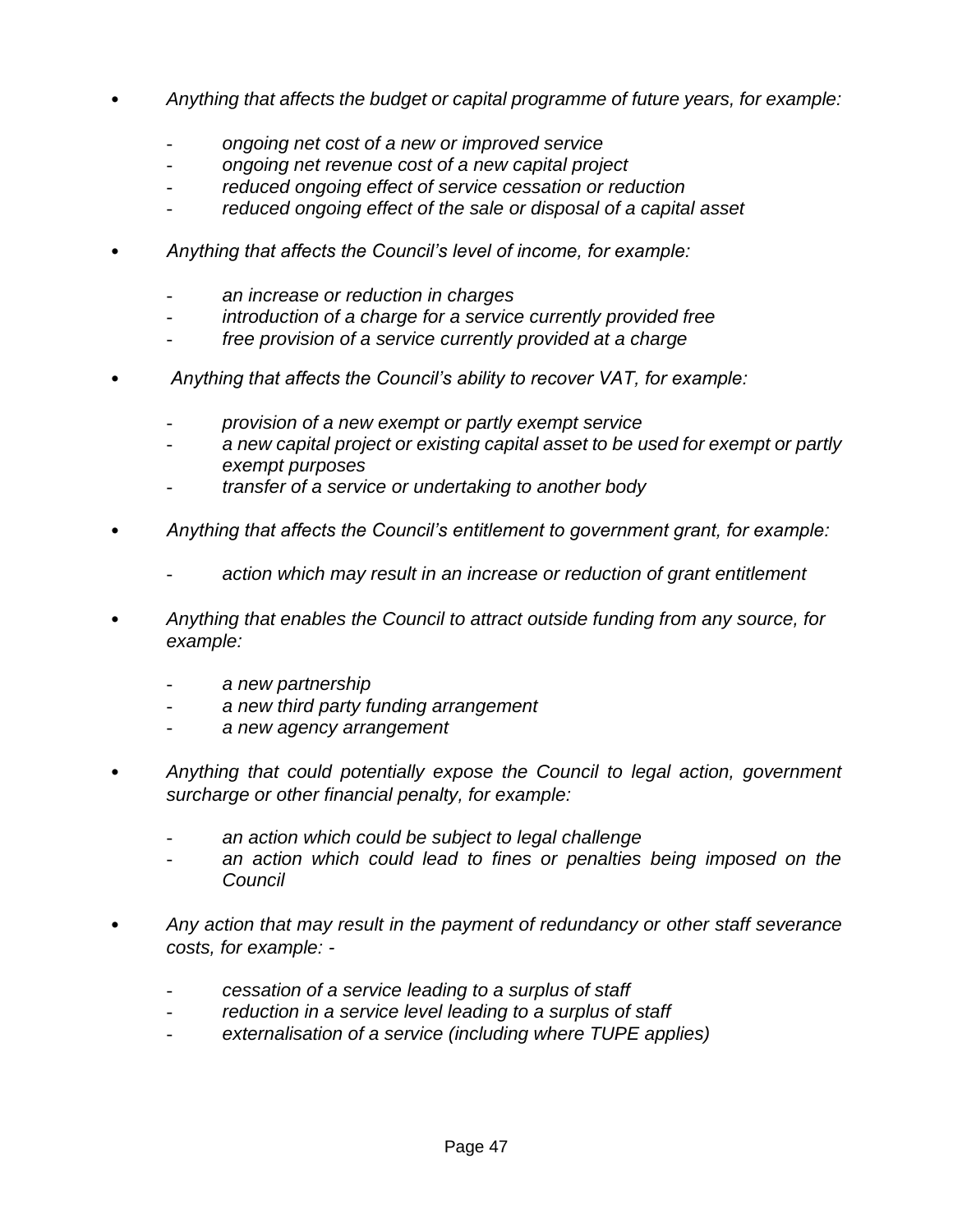- *Anything that affects the budget or capital programme of future years, for example:*
  - *ongoing net cost of a new or improved service*
  - *ongoing net revenue cost of a new capital project*
  - *reduced ongoing effect of service cessation or reduction*
  - *reduced ongoing effect of the sale or disposal of a capital asset*

- *Anything that affects the Council's level of income, for example:*
  - *an increase or reduction in charges*
  - *introduction of a charge for a service currently provided free*
  - *free provision of a service currently provided at a charge*

- *Anything that affects the Council's ability to recover VAT, for example:*
  - *provision of a new exempt or partly exempt service*
  - *a new capital project or existing capital asset to be used for exempt or partly exempt purposes*
  - *transfer of a service or undertaking to another body*

- *Anything that affects the Council's entitlement to government grant, for example:*
  - *action which may result in an increase or reduction of grant entitlement*

- *Anything that enables the Council to attract outside funding from any source, for example:*
  - *a new partnership*
  - *a new third party funding arrangement*
  - *a new agency arrangement*

- *Anything that could potentially expose the Council to legal action, government surcharge or other financial penalty, for example:*
  - *an action which could be subject to legal challenge*
  - *an action which could lead to fines or penalties being imposed on the Council*

- *Any action that may result in the payment of redundancy or other staff severance costs, for example: -*
  - *cessation of a service leading to a surplus of staff*
  - *reduction in a service level leading to a surplus of staff*
  - *externalisation of a service (including where TUPE applies)*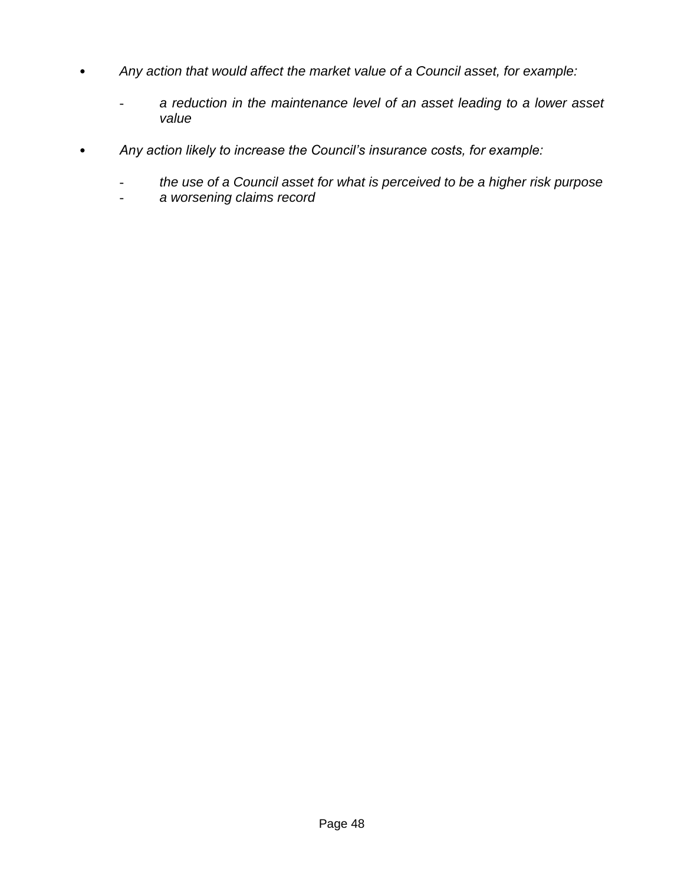- *Any action that would affect the market value of a Council asset, for example:*

    - *a reduction in the maintenance level of an asset leading to a lower asset value*

- *Any action likely to increase the Council's insurance costs, for example:*

    - *the use of a Council asset for what is perceived to be a higher risk purpose*
    - *a worsening claims record*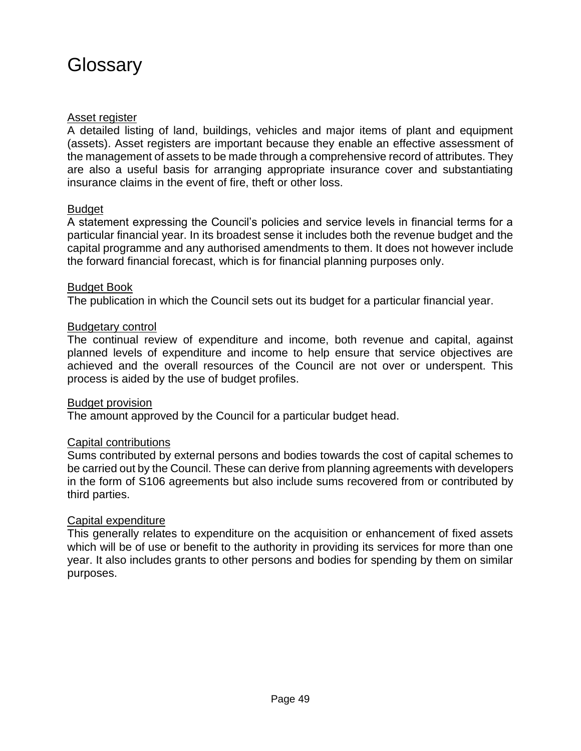# Glossary

<u>Asset register</u>
A detailed listing of land, buildings, vehicles and major items of plant and equipment (assets). Asset registers are important because they enable an effective assessment of the management of assets to be made through a comprehensive record of attributes. They are also a useful basis for arranging appropriate insurance cover and substantiating insurance claims in the event of fire, theft or other loss.

<u>Budget</u>
A statement expressing the Council's policies and service levels in financial terms for a particular financial year. In its broadest sense it includes both the revenue budget and the capital programme and any authorised amendments to them. It does not however include the forward financial forecast, which is for financial planning purposes only.

<u>Budget Book</u>
The publication in which the Council sets out its budget for a particular financial year.

<u>Budgetary control</u>
The continual review of expenditure and income, both revenue and capital, against planned levels of expenditure and income to help ensure that service objectives are achieved and the overall resources of the Council are not over or underspent. This process is aided by the use of budget profiles.

<u>Budget provision</u>
The amount approved by the Council for a particular budget head.

<u>Capital contributions</u>
Sums contributed by external persons and bodies towards the cost of capital schemes to be carried out by the Council. These can derive from planning agreements with developers in the form of S106 agreements but also include sums recovered from or contributed by third parties.

<u>Capital expenditure</u>
This generally relates to expenditure on the acquisition or enhancement of fixed assets which will be of use or benefit to the authority in providing its services for more than one year. It also includes grants to other persons and bodies for spending by them on similar purposes.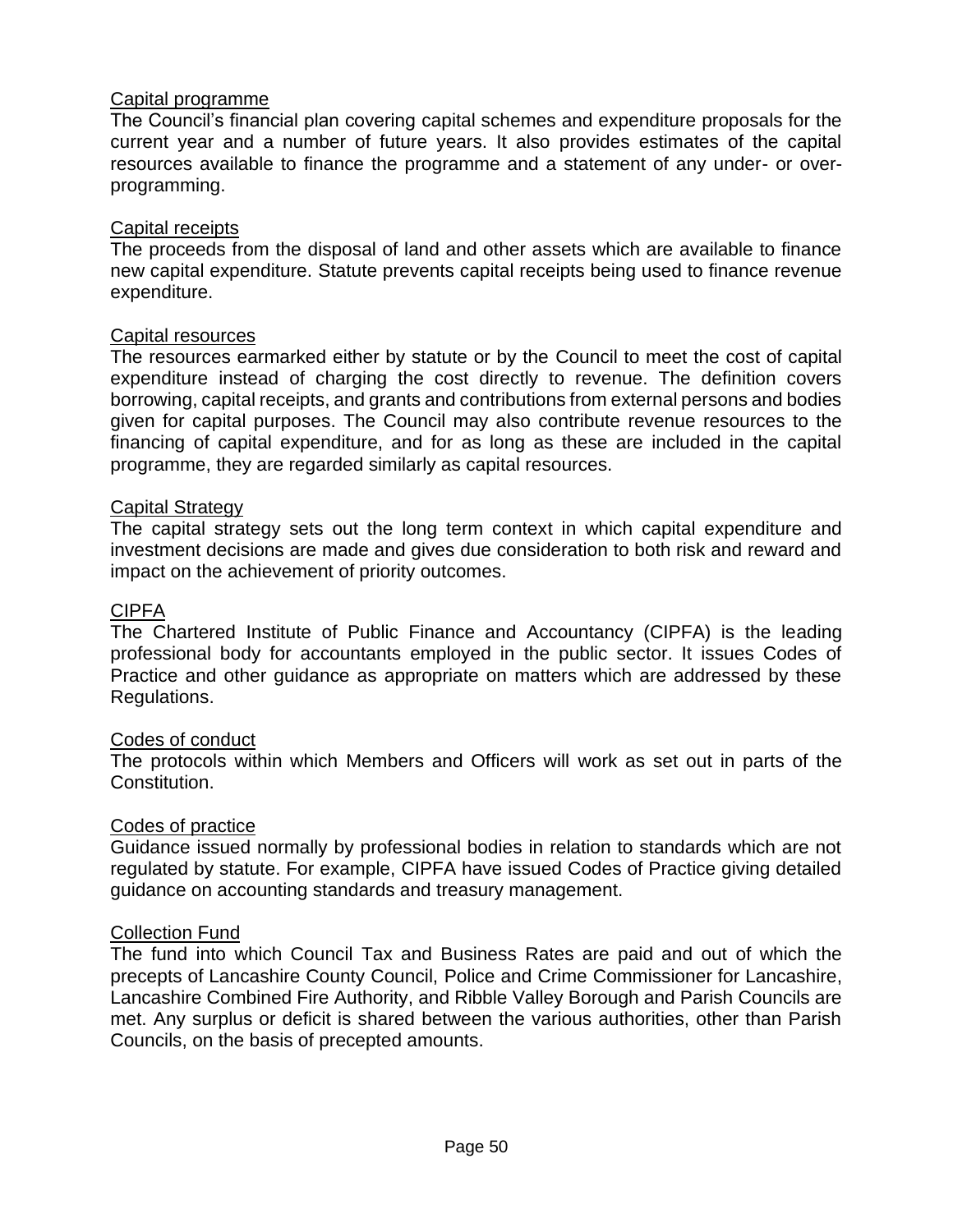### Capital programme

The Council's financial plan covering capital schemes and expenditure proposals for the current year and a number of future years. It also provides estimates of the capital resources available to finance the programme and a statement of any under- or over-programming.

### Capital receipts

The proceeds from the disposal of land and other assets which are available to finance new capital expenditure. Statute prevents capital receipts being used to finance revenue expenditure.

### Capital resources

The resources earmarked either by statute or by the Council to meet the cost of capital expenditure instead of charging the cost directly to revenue. The definition covers borrowing, capital receipts, and grants and contributions from external persons and bodies given for capital purposes. The Council may also contribute revenue resources to the financing of capital expenditure, and for as long as these are included in the capital programme, they are regarded similarly as capital resources.

### Capital Strategy

The capital strategy sets out the long term context in which capital expenditure and investment decisions are made and gives due consideration to both risk and reward and impact on the achievement of priority outcomes.

### CIPFA

The Chartered Institute of Public Finance and Accountancy (CIPFA) is the leading professional body for accountants employed in the public sector. It issues Codes of Practice and other guidance as appropriate on matters which are addressed by these Regulations.

### Codes of conduct

The protocols within which Members and Officers will work as set out in parts of the Constitution.

### Codes of practice

Guidance issued normally by professional bodies in relation to standards which are not regulated by statute. For example, CIPFA have issued Codes of Practice giving detailed guidance on accounting standards and treasury management.

### Collection Fund

The fund into which Council Tax and Business Rates are paid and out of which the precepts of Lancashire County Council, Police and Crime Commissioner for Lancashire, Lancashire Combined Fire Authority, and Ribble Valley Borough and Parish Councils are met. Any surplus or deficit is shared between the various authorities, other than Parish Councils, on the basis of precepted amounts.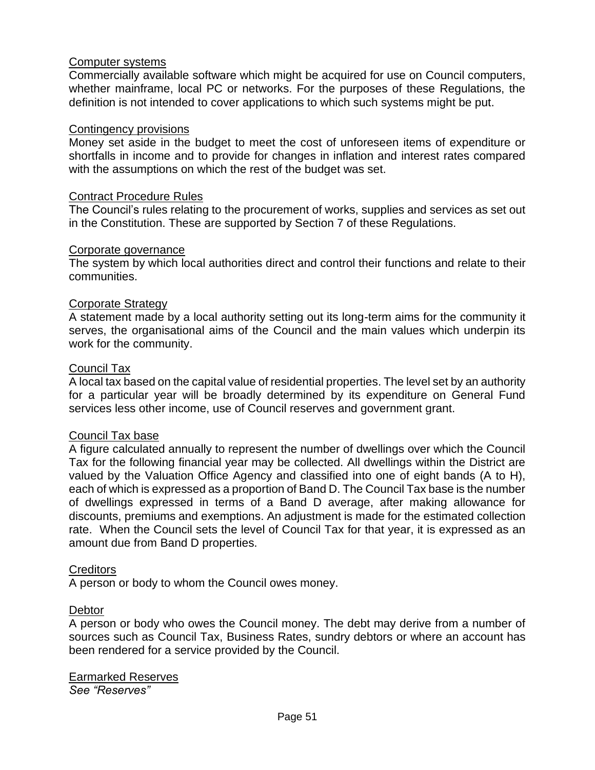Computer systems

Commercially available software which might be acquired for use on Council computers, whether mainframe, local PC or networks. For the purposes of these Regulations, the definition is not intended to cover applications to which such systems might be put.

Contingency provisions

Money set aside in the budget to meet the cost of unforeseen items of expenditure or shortfalls in income and to provide for changes in inflation and interest rates compared with the assumptions on which the rest of the budget was set.

Contract Procedure Rules

The Council's rules relating to the procurement of works, supplies and services as set out in the Constitution. These are supported by Section 7 of these Regulations.

Corporate governance

The system by which local authorities direct and control their functions and relate to their communities.

Corporate Strategy

A statement made by a local authority setting out its long-term aims for the community it serves, the organisational aims of the Council and the main values which underpin its work for the community.

Council Tax

A local tax based on the capital value of residential properties. The level set by an authority for a particular year will be broadly determined by its expenditure on General Fund services less other income, use of Council reserves and government grant.

Council Tax base

A figure calculated annually to represent the number of dwellings over which the Council Tax for the following financial year may be collected. All dwellings within the District are valued by the Valuation Office Agency and classified into one of eight bands (A to H), each of which is expressed as a proportion of Band D. The Council Tax base is the number of dwellings expressed in terms of a Band D average, after making allowance for discounts, premiums and exemptions. An adjustment is made for the estimated collection rate. When the Council sets the level of Council Tax for that year, it is expressed as an amount due from Band D properties.

Creditors

A person or body to whom the Council owes money.

Debtor

A person or body who owes the Council money. The debt may derive from a number of sources such as Council Tax, Business Rates, sundry debtors or where an account has been rendered for a service provided by the Council.

Earmarked Reserves

*See "Reserves"*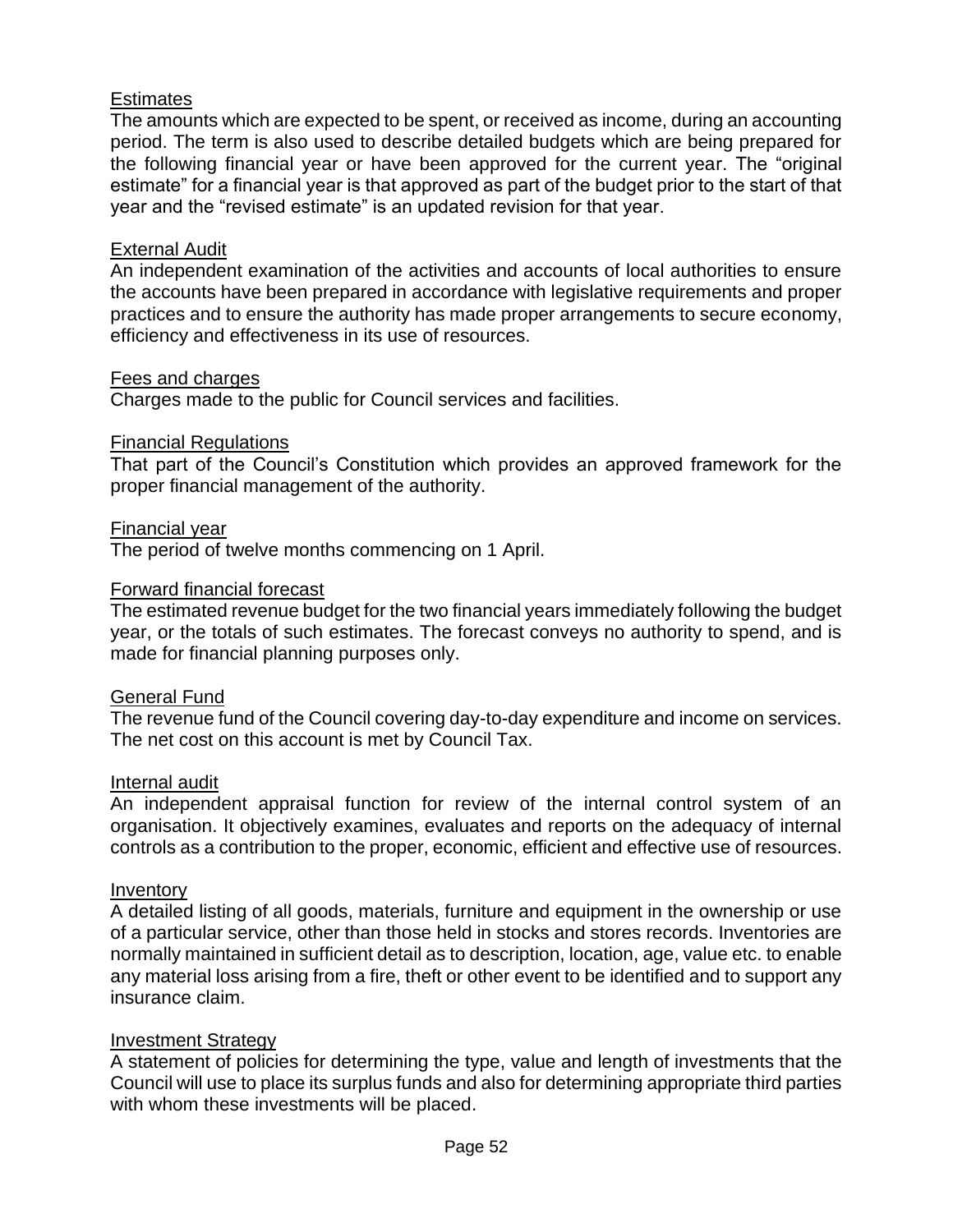<u>Estimates</u>

The amounts which are expected to be spent, or received as income, during an accounting period. The term is also used to describe detailed budgets which are being prepared for the following financial year or have been approved for the current year. The "original estimate" for a financial year is that approved as part of the budget prior to the start of that year and the "revised estimate" is an updated revision for that year.

<u>External Audit</u>

An independent examination of the activities and accounts of local authorities to ensure the accounts have been prepared in accordance with legislative requirements and proper practices and to ensure the authority has made proper arrangements to secure economy, efficiency and effectiveness in its use of resources.

<u>Fees and charges</u>

Charges made to the public for Council services and facilities.

<u>Financial Regulations</u>

That part of the Council's Constitution which provides an approved framework for the proper financial management of the authority.

<u>Financial year</u>

The period of twelve months commencing on 1 April.

<u>Forward financial forecast</u>

The estimated revenue budget for the two financial years immediately following the budget year, or the totals of such estimates. The forecast conveys no authority to spend, and is made for financial planning purposes only.

<u>General Fund</u>

The revenue fund of the Council covering day-to-day expenditure and income on services. The net cost on this account is met by Council Tax.

<u>Internal audit</u>

An independent appraisal function for review of the internal control system of an organisation. It objectively examines, evaluates and reports on the adequacy of internal controls as a contribution to the proper, economic, efficient and effective use of resources.

<u>Inventory</u>

A detailed listing of all goods, materials, furniture and equipment in the ownership or use of a particular service, other than those held in stocks and stores records. Inventories are normally maintained in sufficient detail as to description, location, age, value etc. to enable any material loss arising from a fire, theft or other event to be identified and to support any insurance claim.

<u>Investment Strategy</u>

A statement of policies for determining the type, value and length of investments that the Council will use to place its surplus funds and also for determining appropriate third parties with whom these investments will be placed.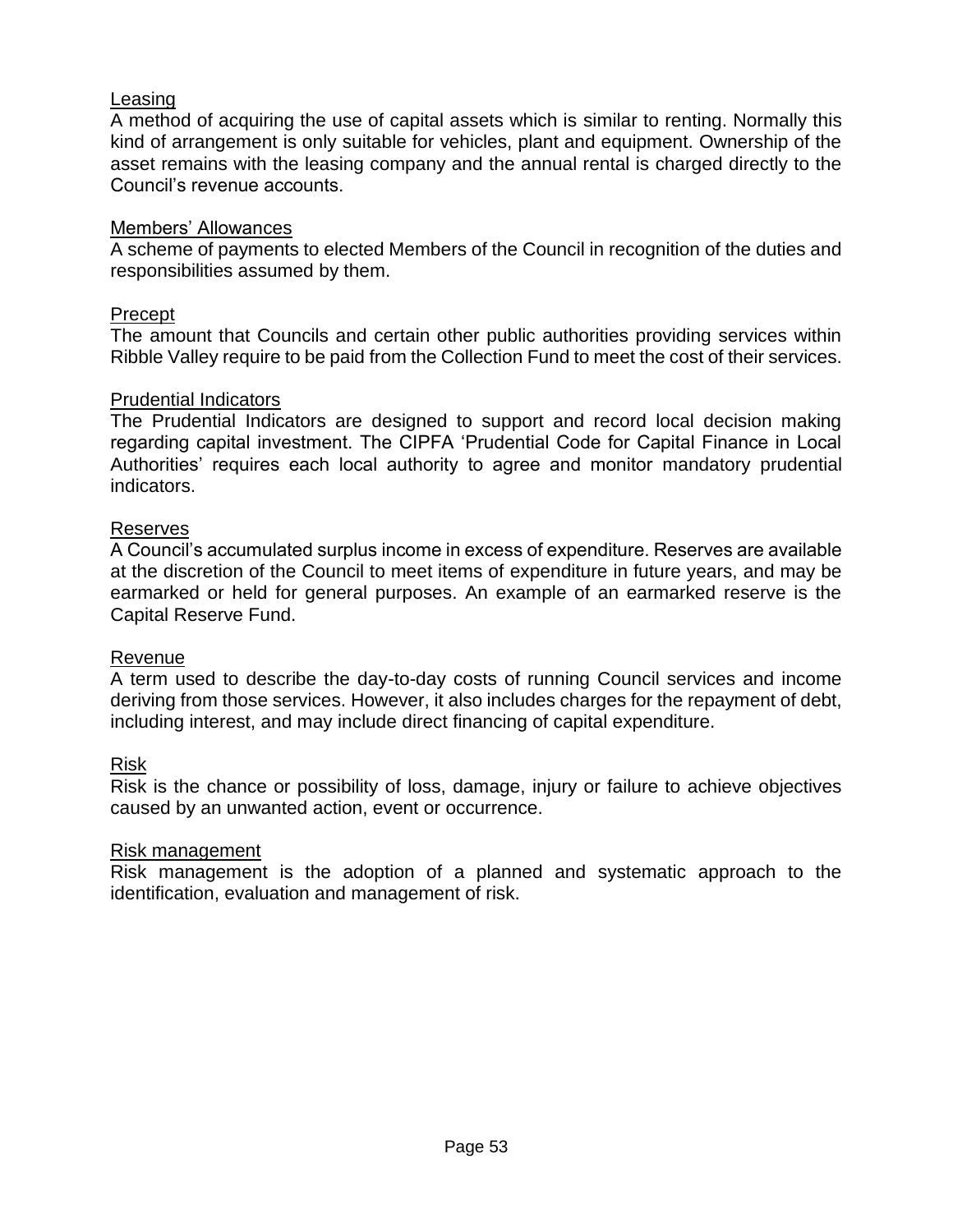<u>Leasing</u>
A method of acquiring the use of capital assets which is similar to renting. Normally this kind of arrangement is only suitable for vehicles, plant and equipment. Ownership of the asset remains with the leasing company and the annual rental is charged directly to the Council's revenue accounts.

<u>Members' Allowances</u>
A scheme of payments to elected Members of the Council in recognition of the duties and responsibilities assumed by them.

<u>Precept</u>
The amount that Councils and certain other public authorities providing services within Ribble Valley require to be paid from the Collection Fund to meet the cost of their services.

<u>Prudential Indicators</u>
The Prudential Indicators are designed to support and record local decision making regarding capital investment. The CIPFA 'Prudential Code for Capital Finance in Local Authorities' requires each local authority to agree and monitor mandatory prudential indicators.

<u>Reserves</u>
A Council's accumulated surplus income in excess of expenditure. Reserves are available at the discretion of the Council to meet items of expenditure in future years, and may be earmarked or held for general purposes. An example of an earmarked reserve is the Capital Reserve Fund.

<u>Revenue</u>
A term used to describe the day-to-day costs of running Council services and income deriving from those services. However, it also includes charges for the repayment of debt, including interest, and may include direct financing of capital expenditure.

<u>Risk</u>
Risk is the chance or possibility of loss, damage, injury or failure to achieve objectives caused by an unwanted action, event or occurrence.

<u>Risk management</u>
Risk management is the adoption of a planned and systematic approach to the identification, evaluation and management of risk.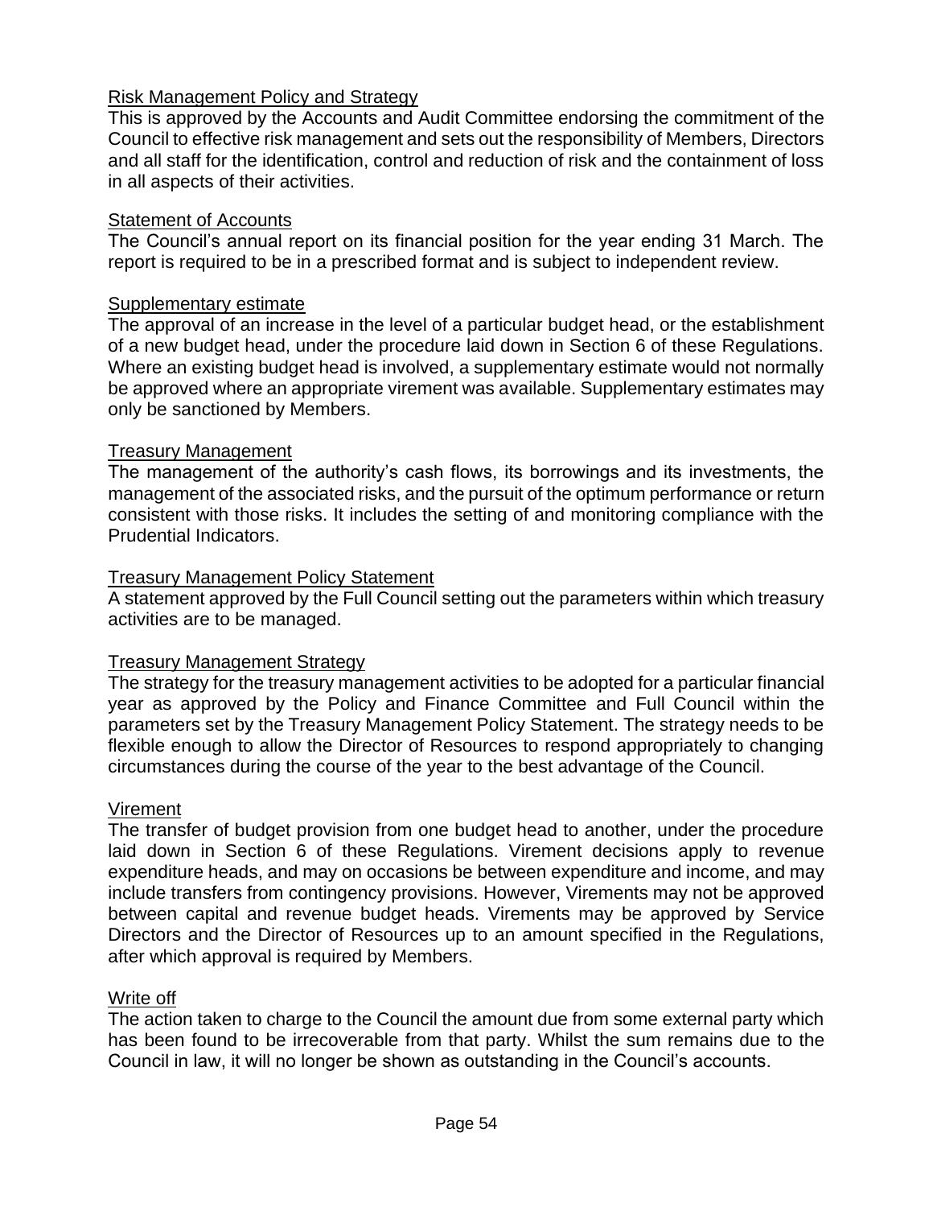<u>Risk Management Policy and Strategy</u>

This is approved by the Accounts and Audit Committee endorsing the commitment of the Council to effective risk management and sets out the responsibility of Members, Directors and all staff for the identification, control and reduction of risk and the containment of loss in all aspects of their activities.

<u>Statement of Accounts</u>

The Council's annual report on its financial position for the year ending 31 March. The report is required to be in a prescribed format and is subject to independent review.

<u>Supplementary estimate</u>

The approval of an increase in the level of a particular budget head, or the establishment of a new budget head, under the procedure laid down in Section 6 of these Regulations. Where an existing budget head is involved, a supplementary estimate would not normally be approved where an appropriate virement was available. Supplementary estimates may only be sanctioned by Members.

<u>Treasury Management</u>

The management of the authority's cash flows, its borrowings and its investments, the management of the associated risks, and the pursuit of the optimum performance or return consistent with those risks. It includes the setting of and monitoring compliance with the Prudential Indicators.

<u>Treasury Management Policy Statement</u>

A statement approved by the Full Council setting out the parameters within which treasury activities are to be managed.

<u>Treasury Management Strategy</u>

The strategy for the treasury management activities to be adopted for a particular financial year as approved by the Policy and Finance Committee and Full Council within the parameters set by the Treasury Management Policy Statement. The strategy needs to be flexible enough to allow the Director of Resources to respond appropriately to changing circumstances during the course of the year to the best advantage of the Council.

<u>Virement</u>

The transfer of budget provision from one budget head to another, under the procedure laid down in Section 6 of these Regulations. Virement decisions apply to revenue expenditure heads, and may on occasions be between expenditure and income, and may include transfers from contingency provisions. However, Virements may not be approved between capital and revenue budget heads. Virements may be approved by Service Directors and the Director of Resources up to an amount specified in the Regulations, after which approval is required by Members.

<u>Write off</u>

The action taken to charge to the Council the amount due from some external party which has been found to be irrecoverable from that party. Whilst the sum remains due to the Council in law, it will no longer be shown as outstanding in the Council's accounts.